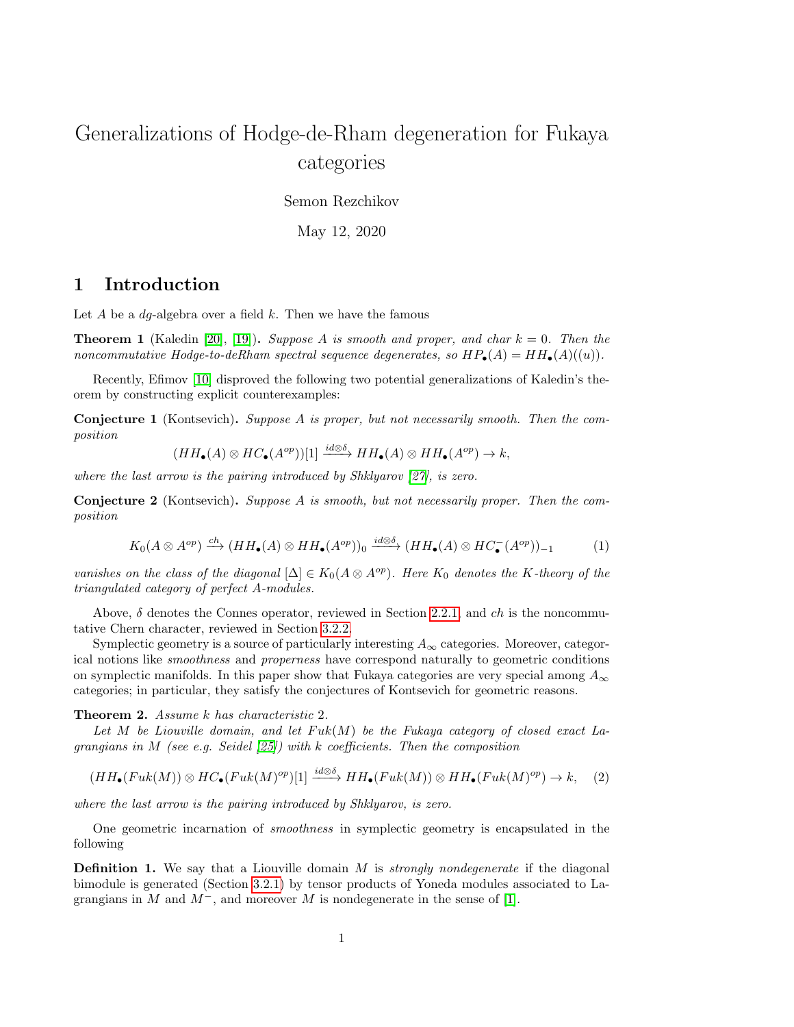# Generalizations of Hodge-de-Rham degeneration for Fukaya categories

Semon Rezchikov

May 12, 2020

## 1 Introduction

Let $A$ be a *dg*-algebra over a field $k$. Then we have the famous

**Theorem 1** (Kaledin [20], [19])**.** *Suppose $A$ is smooth and proper, and char $k = 0$. Then the noncommutative Hodge-to-deRham spectral sequence degenerates, so $HP_\bullet(A) = HH_\bullet(A)((u))$.*

Recently, Efimov [10] disproved the following two potential generalizations of Kaledin's theorem by constructing explicit counterexamples:

**Conjecture 1** (Kontsevich)**.** *Suppose $A$ is proper, but not necessarily smooth. Then the composition*

$$(HH_\bullet(A) \otimes HC_\bullet(A^{op}))[1] \xrightarrow{id \otimes \delta} HH_\bullet(A) \otimes HH_\bullet(A^{op}) \to k,$$

*where the last arrow is the pairing introduced by Shklyarov [27], is zero.*

**Conjecture 2** (Kontsevich)**.** *Suppose $A$ is smooth, but not necessarily proper. Then the composition*

$$K_0(A \otimes A^{op}) \xrightarrow{ch} (HH_\bullet(A) \otimes HH_\bullet(A^{op}))_0 \xrightarrow{id \otimes \delta} (HH_\bullet(A) \otimes HC^-_\bullet(A^{op}))_{-1} \tag{1}$$

*vanishes on the class of the diagonal $[\Delta] \in K_0(A \otimes A^{op})$. Here $K_0$ denotes the $K$-theory of the triangulated category of perfect $A$-modules.*

Above, $\delta$ denotes the Connes operator, reviewed in Section 2.2.1, and $ch$ is the noncommutative Chern character, reviewed in Section 3.2.2.

Symplectic geometry is a source of particularly interesting $A_\infty$ categories. Moreover, categorical notions like *smoothness* and *properness* have correspond naturally to geometric conditions on symplectic manifolds. In this paper show that Fukaya categories are very special among $A_\infty$ categories; in particular, they satisfy the conjectures of Kontsevich for geometric reasons.

**Theorem 2.** *Assume $k$ has characteristic 2.*

*Let $M$ be Liouville domain, and let $Fuk(M)$ be the Fukaya category of closed exact Lagrangians in $M$ (see e.g. Seidel [25]) with $k$ coefficients. Then the composition*

$$(HH_\bullet(Fuk(M)) \otimes HC_\bullet(Fuk(M)^{op})[1] \xrightarrow{id \otimes \delta} HH_\bullet(Fuk(M)) \otimes HH_\bullet(Fuk(M)^{op}) \to k, \tag{2}$$

*where the last arrow is the pairing introduced by Shklyarov, is zero.*

One geometric incarnation of *smoothness* in symplectic geometry is encapsulated in the following

**Definition 1.** We say that a Liouville domain $M$ is *strongly nondegenerate* if the diagonal bimodule is generated (Section 3.2.1) by tensor products of Yoneda modules associated to Lagrangians in $M$ and $M^-$, and moreover $M$ is nondegenerate in the sense of [1].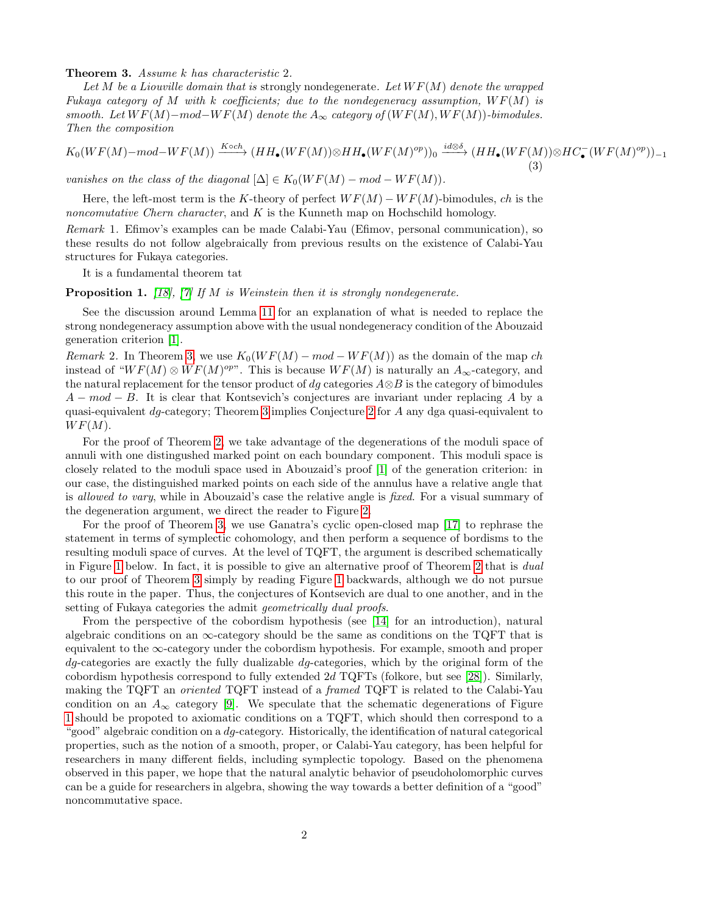**Theorem 3.** *Assume $k$ has characteristic 2.*

*Let $M$ be a Liouville domain that is* strongly nondegenerate*. Let $WF(M)$ denote the wrapped Fukaya category of $M$ with $k$ coefficients; due to the nondegeneracy assumption, $WF(M)$ is smooth. Let $WF(M){-}mod{-}WF(M)$ denote the $A_\infty$ category of $(WF(M), WF(M))$-bimodules. Then the composition*

$$K_0(WF(M){-}mod{-}WF(M)) \xrightarrow{K\circ ch} (HH_\bullet(WF(M))\otimes HH_\bullet(WF(M)^{op}))_0 \xrightarrow{id\otimes\delta} (HH_\bullet(WF(M))\otimes HC^-_\bullet(WF(M)^{op}))_{-1} \tag{3}$$

*vanishes on the class of the diagonal $[\Delta] \in K_0(WF(M) - mod - WF(M))$.*

Here, the left-most term is the $K$-theory of perfect $WF(M)-WF(M)$-bimodules, $ch$ is the *noncomutative Chern character*, and $K$ is the Kunneth map on Hochschild homology.

*Remark* 1. Efimov's examples can be made Calabi-Yau (Efimov, personal communication), so these results do not follow algebraically from previous results on the existence of Calabi-Yau structures for Fukaya categories.

It is a fundamental theorem tat

**Proposition 1.** [18], [7] *If $M$ is Weinstein then it is strongly nondegenerate.*

See the discussion around Lemma 11 for an explanation of what is needed to replace the strong nondegeneracy assumption above with the usual nondegeneracy condition of the Abouzaid generation criterion [1].

*Remark* 2. In Theorem 3, we use $K_0(WF(M) - mod - WF(M))$ as the domain of the map $ch$ instead of "$WF(M) \otimes WF(M)^{op}$". This is because $WF(M)$ is naturally an $A_\infty$-category, and the natural replacement for the tensor product of $dg$ categories $A\otimes B$ is the category of bimodules $A - mod - B$. It is clear that Kontsevich's conjectures are invariant under replacing $A$ by a quasi-equivalent $dg$-category; Theorem 3 implies Conjecture 2 for $A$ any dga quasi-equivalent to $WF(M)$.

For the proof of Theorem 2, we take advantage of the degenerations of the moduli space of annuli with one distinguished marked point on each boundary component. This moduli space is closely related to the moduli space used in Abouzaid's proof [1] of the generation criterion: in our case, the distinguished marked points on each side of the annulus have a relative angle that is *allowed to vary*, while in Abouzaid's case the relative angle is *fixed*. For a visual summary of the degeneration argument, we direct the reader to Figure 2.

For the proof of Theorem 3, we use Ganatra's cyclic open-closed map [17] to rephrase the statement in terms of symplectic cohomology, and then perform a sequence of bordisms to the resulting moduli space of curves. At the level of TQFT, the argument is described schematically in Figure 1 below. In fact, it is possible to give an alternative proof of Theorem 2 that is *dual* to our proof of Theorem 3 simply by reading Figure 1 backwards, although we do not pursue this route in the paper. Thus, the conjectures of Kontsevich are dual to one another, and in the setting of Fukaya categories the admit *geometrically dual proofs*.

From the perspective of the cobordism hypothesis (see [14] for an introduction), natural algebraic conditions on an $\infty$-category should be the same as conditions on the TQFT that is equivalent to the $\infty$-category under the cobordism hypothesis. For example, smooth and proper $dg$-categories are exactly the fully dualizable $dg$-categories, which by the original form of the cobordism hypothesis correspond to fully extended $2d$ TQFTs (folkore, but see [28]). Similarly, making the TQFT an *oriented* TQFT instead of a *framed* TQFT is related to the Calabi-Yau condition on an $A_\infty$ category [9]. We speculate that the schematic degenerations of Figure 1 should be propoted to axiomatic conditions on a TQFT, which should then correspond to a "good" algebraic condition on a $dg$-category. Historically, the identification of natural categorical properties, such as the notion of a smooth, proper, or Calabi-Yau category, has been helpful for researchers in many different fields, including symplectic topology. Based on the phenomena observed in this paper, we hope that the natural analytic behavior of pseudoholomorphic curves can be a guide for researchers in algebra, showing the way towards a better definition of a "good" noncommutative space.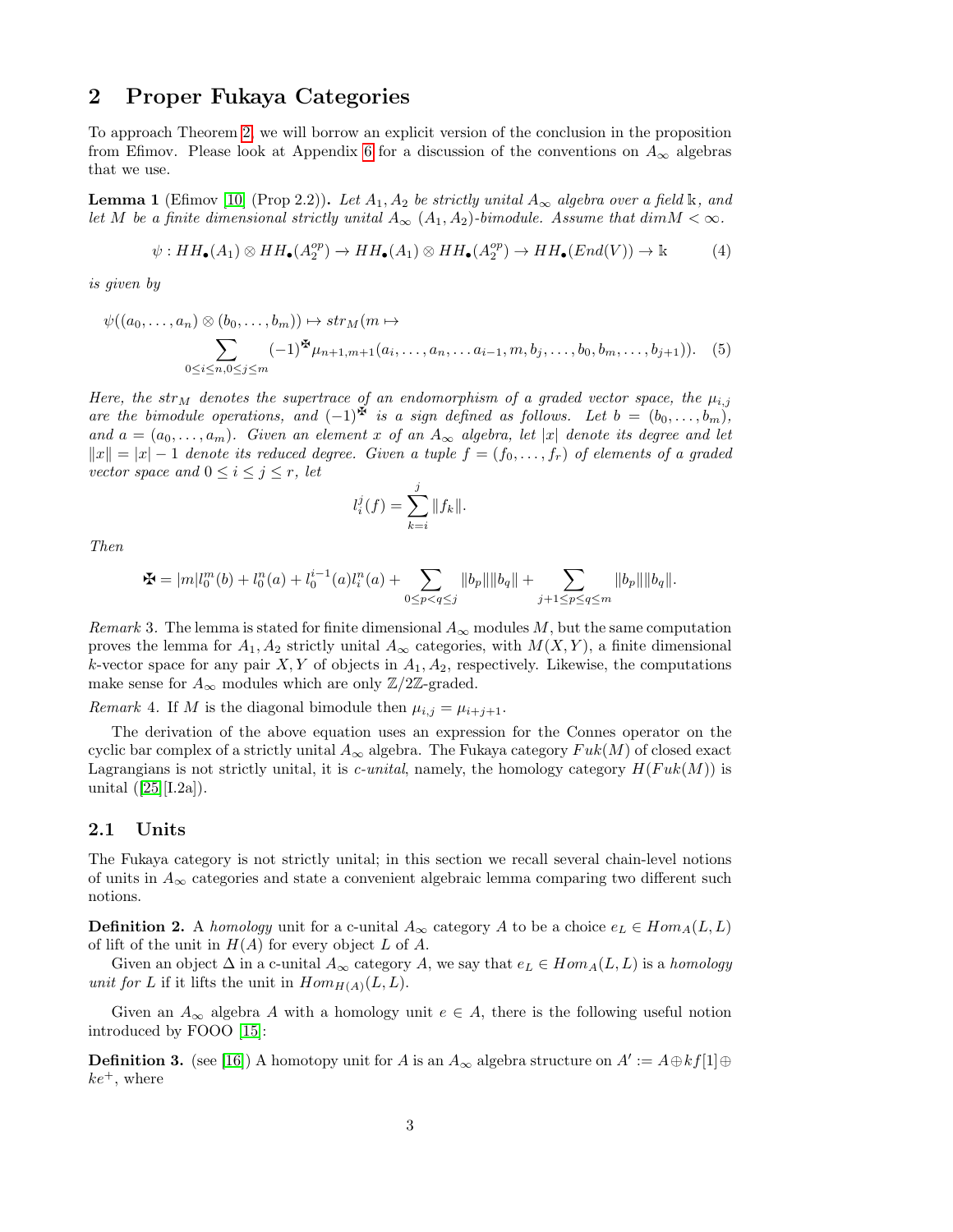## 2 Proper Fukaya Categories

To approach Theorem 2, we will borrow an explicit version of the conclusion in the proposition from Efimov. Please look at Appendix 6 for a discussion of the conventions on $A_\infty$ algebras that we use.

**Lemma 1** (Efimov [10] (Prop 2.2))**.** *Let $A_1, A_2$ be strictly unital $A_\infty$ algebra over a field $\Bbbk$, and let $M$ be a finite dimensional strictly unital $A_\infty$ $(A_1, A_2)$-bimodule. Assume that $dim M < \infty$.*

$$\psi : HH_\bullet(A_1) \otimes HH_\bullet(A_2^{op}) \to HH_\bullet(A_1) \otimes HH_\bullet(A_2^{op}) \to HH_\bullet(End(V)) \to \Bbbk \tag{4}$$

*is given by*

$$\psi((a_0, \ldots, a_n) \otimes (b_0, \ldots, b_m)) \mapsto str_M(m \mapsto \sum_{0 \le i \le n, 0 \le j \le m} (-1)^{\maltese} \mu_{n+1,m+1}(a_i, \ldots, a_n, \ldots a_{i-1}, m, b_j, \ldots, b_0, b_m, \ldots, b_{j+1})). \tag{5}$$

*Here, the $str_M$ denotes the supertrace of an endomorphism of a graded vector space, the $\mu_{i,j}$ are the bimodule operations, and $(-1)^{\maltese}$ is a sign defined as follows. Let $b = (b_0, \ldots, b_m)$, and $a = (a_0, \ldots, a_m)$. Given an element $x$ of an $A_\infty$ algebra, let $|x|$ denote its degree and let $\|x\| = |x| - 1$ denote its reduced degree. Given a tuple $f = (f_0, \ldots, f_r)$ of elements of a graded vector space and $0 \le i \le j \le r$, let*

$$l_i^j(f) = \sum_{k=i}^{j} \|f_k\|.$$

*Then*

$$\maltese = |m| l_0^m(b) + l_0^n(a) + l_0^{i-1}(a) l_i^n(a) + \sum_{0 \le p < q \le j} \|b_p\| \|b_q\| + \sum_{j+1 \le p \le q \le m} \|b_p\| \|b_q\|.$$

*Remark* 3. The lemma is stated for finite dimensional $A_\infty$ modules $M$, but the same computation proves the lemma for $A_1, A_2$ strictly unital $A_\infty$ categories, with $M(X, Y)$, a finite dimensional $k$-vector space for any pair $X, Y$ of objects in $A_1, A_2$, respectively. Likewise, the computations make sense for $A_\infty$ modules which are only $\mathbb{Z}/2\mathbb{Z}$-graded.

*Remark* 4. If $M$ is the diagonal bimodule then $\mu_{i,j} = \mu_{i+j+1}$.

The derivation of the above equation uses an expression for the Connes operator on the cyclic bar complex of a strictly unital $A_\infty$ algebra. The Fukaya category $Fuk(M)$ of closed exact Lagrangians is not strictly unital, it is *c-unital*, namely, the homology category $H(Fuk(M))$ is unital ([25][I.2a]).

### 2.1 Units

The Fukaya category is not strictly unital; in this section we recall several chain-level notions of units in $A_\infty$ categories and state a convenient algebraic lemma comparing two different such notions.

**Definition 2.** A *homology* unit for a c-unital $A_\infty$ category $A$ to be a choice $e_L \in Hom_A(L, L)$ of lift of the unit in $H(A)$ for every object $L$ of $A$.

Given an object $\Delta$ in a c-unital $A_\infty$ category $A$, we say that $e_L \in Hom_A(L, L)$ is a *homology unit for* $L$ if it lifts the unit in $Hom_{H(A)}(L, L)$.

Given an $A_\infty$ algebra $A$ with a homology unit $e \in A$, there is the following useful notion introduced by FOOO [15]:

**Definition 3.** (see [16]) A homotopy unit for $A$ is an $A_\infty$ algebra structure on $A' := A \oplus kf[1] \oplus ke^+$, where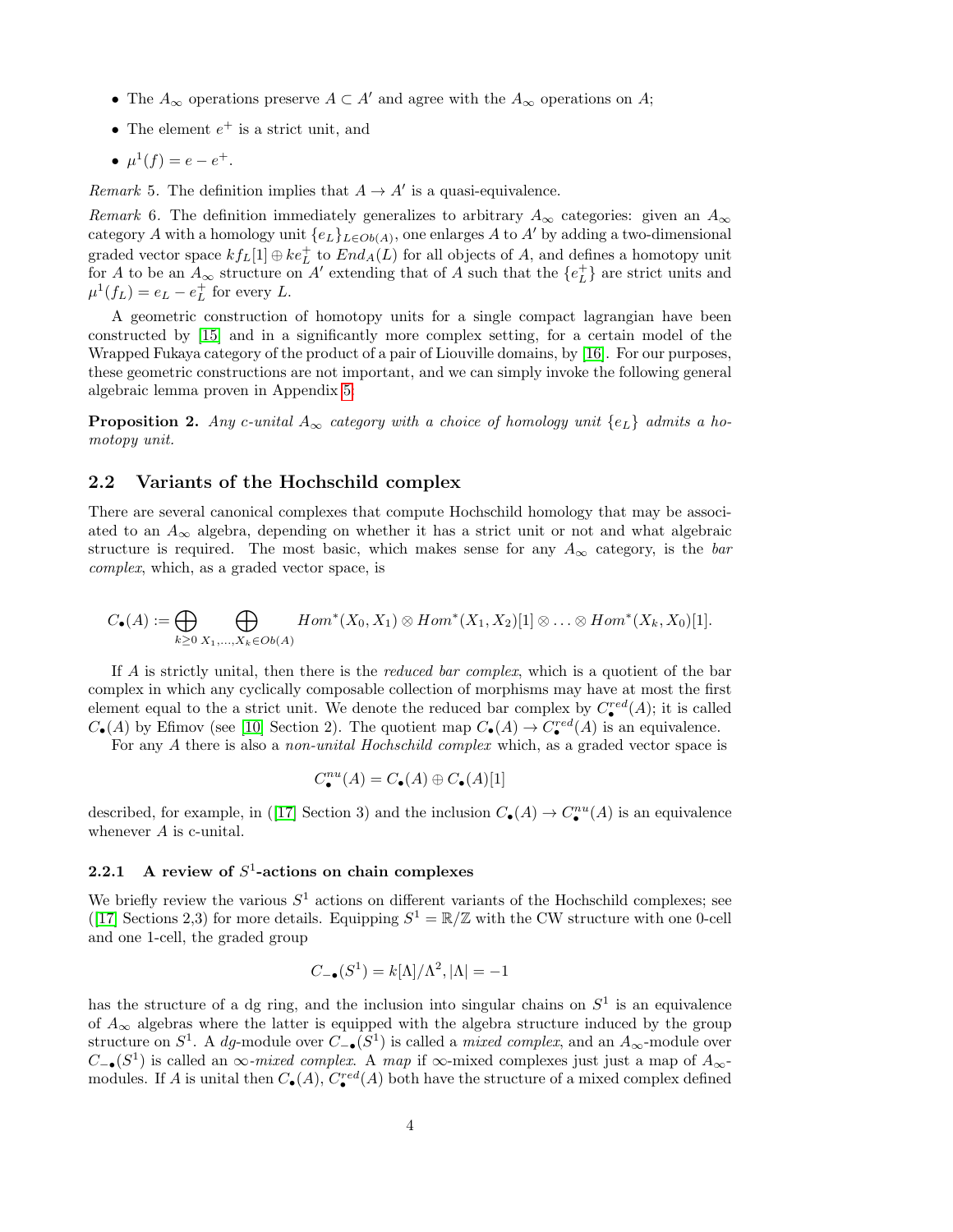- The $A_\infty$ operations preserve $A \subset A'$ and agree with the $A_\infty$ operations on $A$;
- The element $e^+$ is a strict unit, and
- $\mu^1(f) = e - e^+$.

*Remark* 5. The definition implies that $A \to A'$ is a quasi-equivalence.

*Remark* 6. The definition immediately generalizes to arbitrary $A_\infty$ categories: given an $A_\infty$ category $A$ with a homology unit $\{e_L\}_{L \in Ob(A)}$, one enlarges $A$ to $A'$ by adding a two-dimensional graded vector space $kf_L[1] \oplus ke_L^+$ to $End_A(L)$ for all objects of $A$, and defines a homotopy unit for $A$ to be an $A_\infty$ structure on $A'$ extending that of $A$ such that the $\{e_L^+\}$ are strict units and $\mu^1(f_L) = e_L - e_L^+$ for every $L$.

A geometric construction of homotopy units for a single compact lagrangian have been constructed by [15] and in a significantly more complex setting, for a certain model of the Wrapped Fukaya category of the product of a pair of Liouville domains, by [16]. For our purposes, these geometric constructions are not important, and we can simply invoke the following general algebraic lemma proven in Appendix 5.

**Proposition 2.** *Any c-unital $A_\infty$ category with a choice of homology unit $\{e_L\}$ admits a homotopy unit.*

## 2.2 Variants of the Hochschild complex

There are several canonical complexes that compute Hochschild homology that may be associated to an $A_\infty$ algebra, depending on whether it has a strict unit or not and what algebraic structure is required. The most basic, which makes sense for any $A_\infty$ category, is the *bar complex*, which, as a graded vector space, is

$$C_\bullet(A) := \bigoplus_{k \geq 0} \bigoplus_{X_1, \ldots, X_k \in Ob(A)} Hom^*(X_0, X_1) \otimes Hom^*(X_1, X_2)[1] \otimes \ldots \otimes Hom^*(X_k, X_0)[1].$$

If $A$ is strictly unital, then there is the *reduced bar complex*, which is a quotient of the bar complex in which any cyclically composable collection of morphisms may have at most the first element equal to the a strict unit. We denote the reduced bar complex by $C_\bullet^{red}(A)$; it is called $C_\bullet(A)$ by Efimov (see [10] Section 2). The quotient map $C_\bullet(A) \to C_\bullet^{red}(A)$ is an equivalence.

For any $A$ there is also a *non-unital Hochschild complex* which, as a graded vector space is

$$C_\bullet^{nu}(A) = C_\bullet(A) \oplus C_\bullet(A)[1]$$

described, for example, in ([17] Section 3) and the inclusion $C_\bullet(A) \to C_\bullet^{nu}(A)$ is an equivalence whenever $A$ is c-unital.

### 2.2.1 A review of $S^1$-actions on chain complexes

We briefly review the various $S^1$ actions on different variants of the Hochschild complexes; see ([17] Sections 2,3) for more details. Equipping $S^1 = \mathbb{R}/\mathbb{Z}$ with the CW structure with one 0-cell and one 1-cell, the graded group

$$C_{-\bullet}(S^1) = k[\Lambda]/\Lambda^2, |\Lambda| = -1$$

has the structure of a dg ring, and the inclusion into singular chains on $S^1$ is an equivalence of $A_\infty$ algebras where the latter is equipped with the algebra structure induced by the group structure on $S^1$. A *dg*-module over $C_{-\bullet}(S^1)$ is called a *mixed complex*, and an $A_\infty$-module over $C_{-\bullet}(S^1)$ is called an $\infty$*-mixed complex.* A *map* if $\infty$-mixed complexes just just a map of $A_\infty$-modules. If $A$ is unital then $C_\bullet(A)$, $C_\bullet^{red}(A)$ both have the structure of a mixed complex defined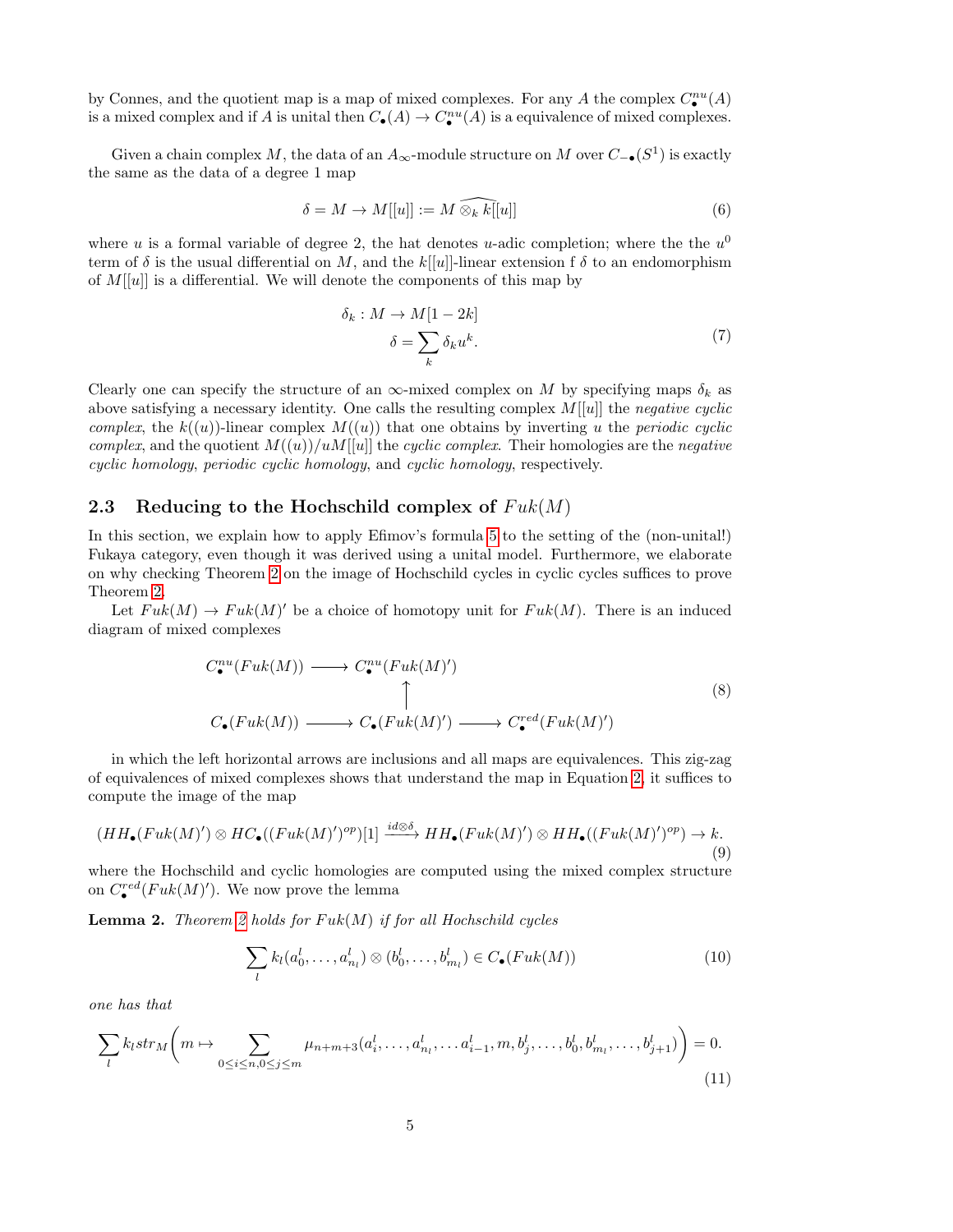by Connes, and the quotient map is a map of mixed complexes. For any $A$ the complex $C^{nu}_\bullet(A)$ is a mixed complex and if $A$ is unital then $C_\bullet(A) \to C^{nu}_\bullet(A)$ is a equivalence of mixed complexes.

Given a chain complex $M$, the data of an $A_\infty$-module structure on $M$ over $C_{-\bullet}(S^1)$ is exactly the same as the data of a degree 1 map

$$\delta = M \to M[[u]] := M \widehat{\otimes_k k[[u]]} \tag{6}$$

where $u$ is a formal variable of degree 2, the hat denotes $u$-adic completion; where the the $u^0$ term of $\delta$ is the usual differential on $M$, and the $k[[u]]$-linear extension f $\delta$ to an endomorphism of $M[[u]]$ is a differential. We will denote the components of this map by

$$\begin{aligned} \delta_k &: M \to M[1-2k] \\ \delta &= \sum_k \delta_k u^k. \end{aligned} \tag{7}$$

Clearly one can specify the structure of an $\infty$-mixed complex on $M$ by specifying maps $\delta_k$ as above satisfying a necessary identity. One calls the resulting complex $M[[u]]$ the *negative cyclic complex*, the $k((u))$-linear complex $M((u))$ that one obtains by inverting $u$ the *periodic cyclic complex*, and the quotient $M((u))/uM[[u]]$ the *cyclic complex*. Their homologies are the *negative cyclic homology*, *periodic cyclic homology*, and *cyclic homology*, respectively.

## 2.3 Reducing to the Hochschild complex of $Fuk(M)$

In this section, we explain how to apply Efimov's formula 5 to the setting of the (non-unital!) Fukaya category, even though it was derived using a unital model. Furthermore, we elaborate on why checking Theorem 2 on the image of Hochschild cycles in cyclic cycles suffices to prove Theorem 2.

Let $Fuk(M) \to Fuk(M)'$ be a choice of homotopy unit for $Fuk(M)$. There is an induced diagram of mixed complexes

$$\begin{array}{ccccc} C^{nu}_\bullet(Fuk(M)) & \longrightarrow & C^{nu}_\bullet(Fuk(M)') & & \\ & & \uparrow & & \\ C_\bullet(Fuk(M)) & \longrightarrow & C_\bullet(Fuk(M)') & \longrightarrow & C^{red}_\bullet(Fuk(M)') \end{array} \tag{8}$$

in which the left horizontal arrows are inclusions and all maps are equivalences. This zig-zag of equivalences of mixed complexes shows that understand the map in Equation 2, it suffices to compute the image of the map

$$(HH_\bullet(Fuk(M)') \otimes HC_\bullet((Fuk(M)')^{op})[1] \xrightarrow{id \otimes \delta} HH_\bullet(Fuk(M)') \otimes HH_\bullet((Fuk(M)')^{op}) \to k. \tag{9}$$

where the Hochschild and cyclic homologies are computed using the mixed complex structure on $C^{red}_\bullet(Fuk(M)')$. We now prove the lemma

**Lemma 2.** *Theorem 2 holds for $Fuk(M)$ if for all Hochschild cycles*

$$\sum_l k_l(a^l_0, \ldots, a^l_{n_l}) \otimes (b^l_0, \ldots, b^l_{m_l}) \in C_\bullet(Fuk(M)) \tag{10}$$

*one has that*

$$\sum_l k_l str_M\bigg(m \mapsto \sum_{0 \le i \le n, 0 \le j \le m} \mu_{n+m+3}(a^l_i, \ldots, a^l_{n_l}, \ldots a^l_{i-1}, m, b^l_j, \ldots, b^l_0, b^l_{m_l}, \ldots, b^l_{j+1})\bigg) = 0. \tag{11}$$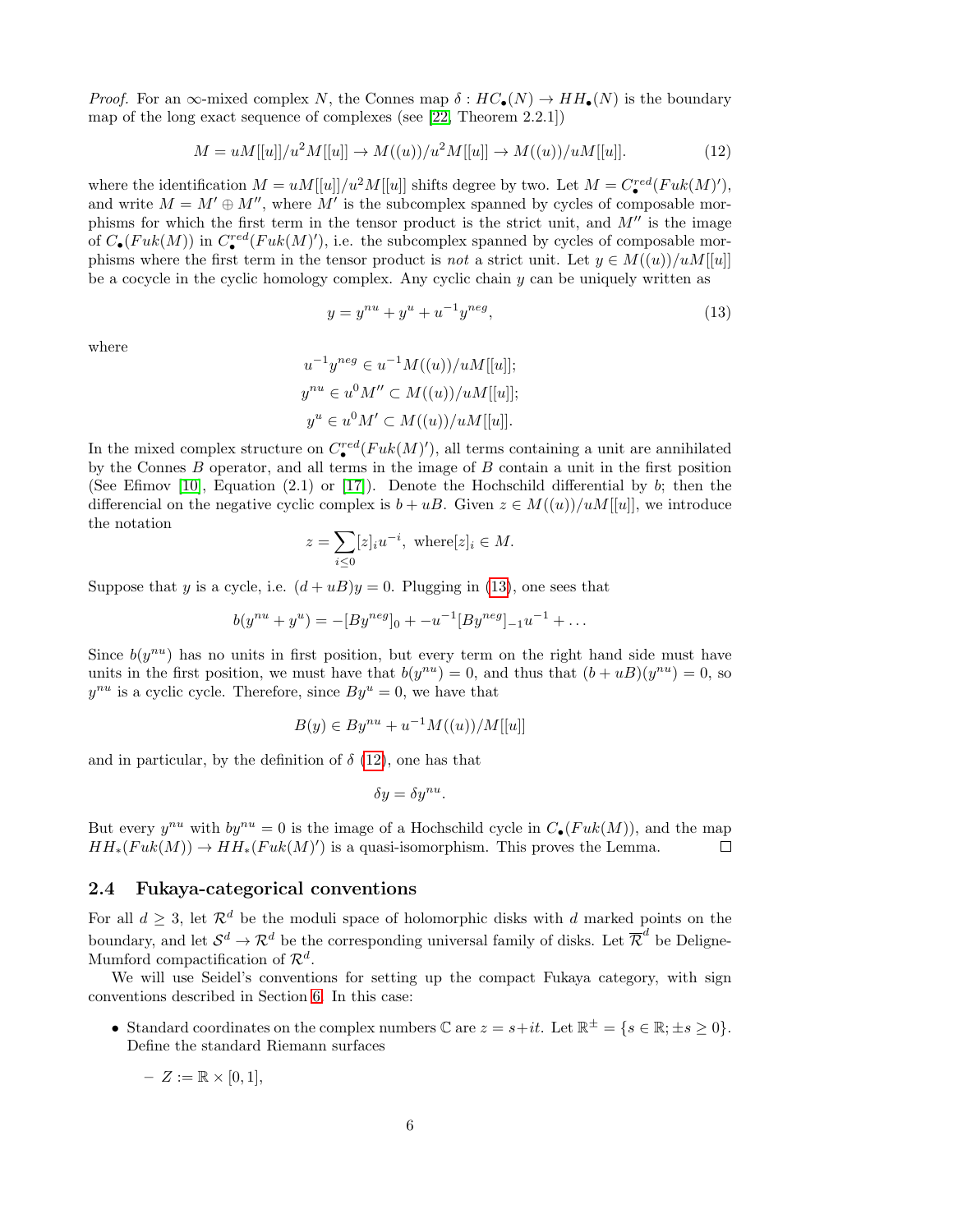*Proof.* For an $\infty$-mixed complex $N$, the Connes map $\delta : HC_\bullet(N) \to HH_\bullet(N)$ is the boundary map of the long exact sequence of complexes (see [22, Theorem 2.2.1])

$$M = uM[[u]]/u^2M[[u]] \to M((u))/u^2M[[u]] \to M((u))/uM[[u]]. \tag{12}$$

where the identification $M = uM[[u]]/u^2M[[u]]$ shifts degree by two. Let $M = C^{red}_\bullet(Fuk(M)')$, and write $M = M' \oplus M''$, where $M'$ is the subcomplex spanned by cycles of composable morphisms for which the first term in the tensor product is the strict unit, and $M''$ is the image of $C_\bullet(Fuk(M))$ in $C^{red}_\bullet(Fuk(M)')$, i.e. the subcomplex spanned by cycles of composable morphisms where the first term in the tensor product is *not* a strict unit. Let $y \in M((u))/uM[[u]]$ be a cocycle in the cyclic homology complex. Any cyclic chain $y$ can be uniquely written as

$$y = y^{nu} + y^u + u^{-1}y^{neg}, \tag{13}$$

where

$$u^{-1}y^{neg} \in u^{-1}M((u))/uM[[u]];$$
$$y^{nu} \in u^0M'' \subset M((u))/uM[[u]];$$
$$y^u \in u^0M' \subset M((u))/uM[[u]].$$

In the mixed complex structure on $C^{red}_\bullet(Fuk(M)')$, all terms containing a unit are annihilated by the Connes $B$ operator, and all terms in the image of $B$ contain a unit in the first position (See Efimov [10], Equation (2.1) or [17]). Denote the Hochschild differential by $b$; then the differencial on the negative cyclic complex is $b + uB$. Given $z \in M((u))/uM[[u]]$, we introduce the notation

$$z = \sum_{i \leq 0} [z]_i u^{-i}, \text{ where} [z]_i \in M.$$

Suppose that $y$ is a cycle, i.e. $(d + uB)y = 0$. Plugging in (13), one sees that

$$b(y^{nu} + y^u) = -[By^{neg}]_0 + -u^{-1}[By^{neg}]_{-1}u^{-1} + \dots$$

Since $b(y^{nu})$ has no units in first position, but every term on the right hand side must have units in the first position, we must have that $b(y^{nu}) = 0$, and thus that $(b + uB)(y^{nu}) = 0$, so $y^{nu}$ is a cyclic cycle. Therefore, since $By^u = 0$, we have that

$$B(y) \in By^{nu} + u^{-1}M((u))/M[[u]]$$

and in particular, by the definition of $\delta$ (12), one has that

$$\delta y = \delta y^{nu}.$$

But every $y^{nu}$ with $by^{nu} = 0$ is the image of a Hochschild cycle in $C_\bullet(Fuk(M))$, and the map $HH_*(Fuk(M)) \to HH_*(Fuk(M)')$ is a quasi-isomorphism. This proves the Lemma. $\square$

### 2.4 Fukaya-categorical conventions

For all $d \geq 3$, let $\mathcal{R}^d$ be the moduli space of holomorphic disks with $d$ marked points on the boundary, and let $\mathcal{S}^d \to \mathcal{R}^d$ be the corresponding universal family of disks. Let $\overline{\mathcal{R}}^d$ be Deligne-Mumford compactification of $\mathcal{R}^d$.

We will use Seidel's conventions for setting up the compact Fukaya category, with sign conventions described in Section 6. In this case:

- Standard coordinates on the complex numbers $\mathbb{C}$ are $z = s+it$. Let $\mathbb{R}^\pm = \{s \in \mathbb{R}; \pm s \geq 0\}$. Define the standard Riemann surfaces
  - $Z := \mathbb{R} \times [0, 1]$,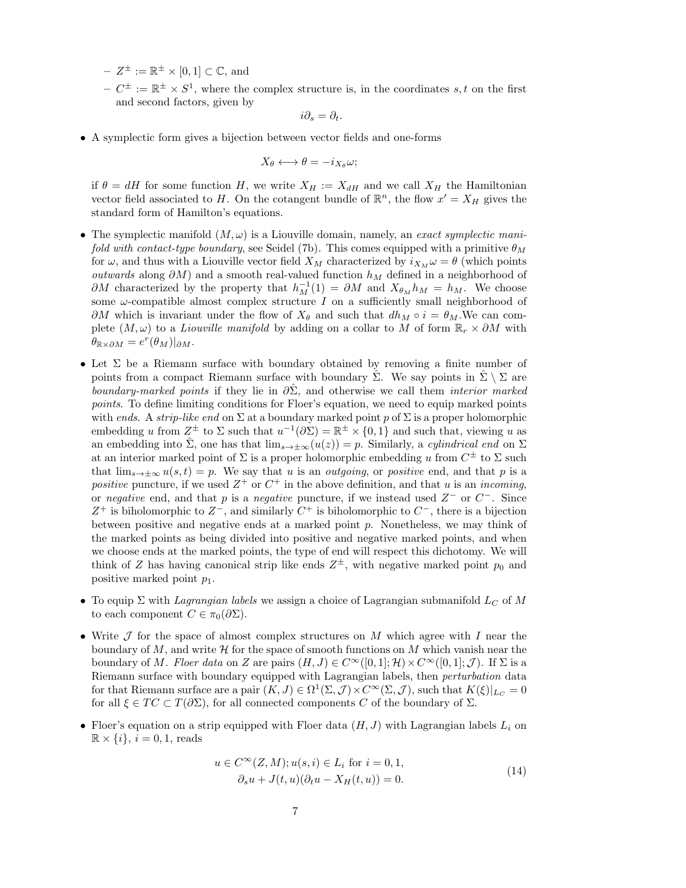- $Z^\pm := \mathbb{R}^\pm \times [0,1] \subset \mathbb{C}$, and
  - $C^\pm := \mathbb{R}^\pm \times S^1$, where the complex structure is, in the coordinates $s, t$ on the first and second factors, given by

$$i\partial_s = \partial_t.$$

- A symplectic form gives a bijection between vector fields and one-forms

$$X_\theta \longleftrightarrow \theta = -i_{X_\theta}\omega;$$

  if $\theta = dH$ for some function $H$, we write $X_H := X_{dH}$ and we call $X_H$ the Hamiltonian vector field associated to $H$. On the cotangent bundle of $\mathbb{R}^n$, the flow $x' = X_H$ gives the standard form of Hamilton's equations.

- The symplectic manifold $(M, \omega)$ is a Liouville domain, namely, an *exact symplectic manifold with contact-type boundary*, see Seidel (7b). This comes equipped with a primitive $\theta_M$ for $\omega$, and thus with a Liouville vector field $X_M$ characterized by $i_{X_M}\omega = \theta$ (which points *outwards* along $\partial M$) and a smooth real-valued function $h_M$ defined in a neighborhood of $\partial M$ characterized by the property that $h_M^{-1}(1) = \partial M$ and $X_{\theta_M} h_M = h_M$. We choose some $\omega$-compatible almost complex structure $I$ on a sufficiently small neighborhood of $\partial M$ which is invariant under the flow of $X_\theta$ and such that $dh_M \circ i = \theta_M$.We can complete $(M, \omega)$ to a *Liouville manifold* by adding on a collar to $M$ of form $\mathbb{R}_r \times \partial M$ with $\theta_{\mathbb{R}\times\partial M} = e^r(\theta_M)|_{\partial M}$.

- Let $\Sigma$ be a Riemann surface with boundary obtained by removing a finite number of points from a compact Riemann surface with boundary $\hat{\Sigma}$. We say points in $\hat{\Sigma} \setminus \Sigma$ are *boundary-marked points* if they lie in $\partial\hat{\Sigma}$, and otherwise we call them *interior marked points*. To define limiting conditions for Floer's equation, we need to equip marked points with *ends*. A *strip-like end* on $\Sigma$ at a boundary marked point $p$ of $\Sigma$ is a proper holomorphic embedding $u$ from $Z^\pm$ to $\Sigma$ such that $u^{-1}(\partial\Sigma) = \mathbb{R}^\pm \times \{0,1\}$ and such that, viewing $u$ as an embedding into $\hat{\Sigma}$, one has that $\lim_{s\to\pm\infty}(u(z)) = p$. Similarly, a *cylindrical end* on $\Sigma$ at an interior marked point of $\Sigma$ is a proper holomorphic embedding $u$ from $C^\pm$ to $\Sigma$ such that $\lim_{s\to\pm\infty} u(s,t) = p$. We say that $u$ is an *outgoing*, or *positive* end, and that $p$ is a *positive* puncture, if we used $Z^+$ or $C^+$ in the above definition, and that $u$ is an *incoming*, or *negative* end, and that $p$ is a *negative* puncture, if we instead used $Z^-$ or $C^-$. Since $Z^+$ is biholomorphic to $Z^-$, and similarly $C^+$ is biholomorphic to $C^-$, there is a bijection between positive and negative ends at a marked point $p$. Nonetheless, we may think of the marked points as being divided into positive and negative marked points, and when we choose ends at the marked points, the type of end will respect this dichotomy. We will think of $Z$ has having canonical strip like ends $Z^\pm$, with negative marked point $p_0$ and positive marked point $p_1$.

- To equip $\Sigma$ with *Lagrangian labels* we assign a choice of Lagrangian submanifold $L_C$ of $M$ to each component $C \in \pi_0(\partial\Sigma)$.

- Write $\mathcal{J}$ for the space of almost complex structures on $M$ which agree with $I$ near the boundary of $M$, and write $\mathcal{H}$ for the space of smooth functions on $M$ which vanish near the boundary of $M$. *Floer data* on $Z$ are pairs $(H, J) \in C^\infty([0,1]; \mathcal{H}) \times C^\infty([0,1]; \mathcal{J})$. If $\Sigma$ is a Riemann surface with boundary equipped with Lagrangian labels, then *perturbation* data for that Riemann surface are a pair $(K, J) \in \Omega^1(\Sigma, \mathcal{J}) \times C^\infty(\Sigma, \mathcal{J})$, such that $K(\xi)|_{L_C} = 0$ for all $\xi \in TC \subset T(\partial\Sigma)$, for all connected components $C$ of the boundary of $\Sigma$.

- Floer's equation on a strip equipped with Floer data $(H, J)$ with Lagrangian labels $L_i$ on $\mathbb{R} \times \{i\}$, $i = 0, 1$, reads

$$\begin{aligned} u \in C^\infty(Z, M); u(s,i) \in L_i \text{ for } i = 0, 1, \\ \partial_s u + J(t,u)(\partial_t u - X_H(t,u)) = 0. \end{aligned} \tag{14}$$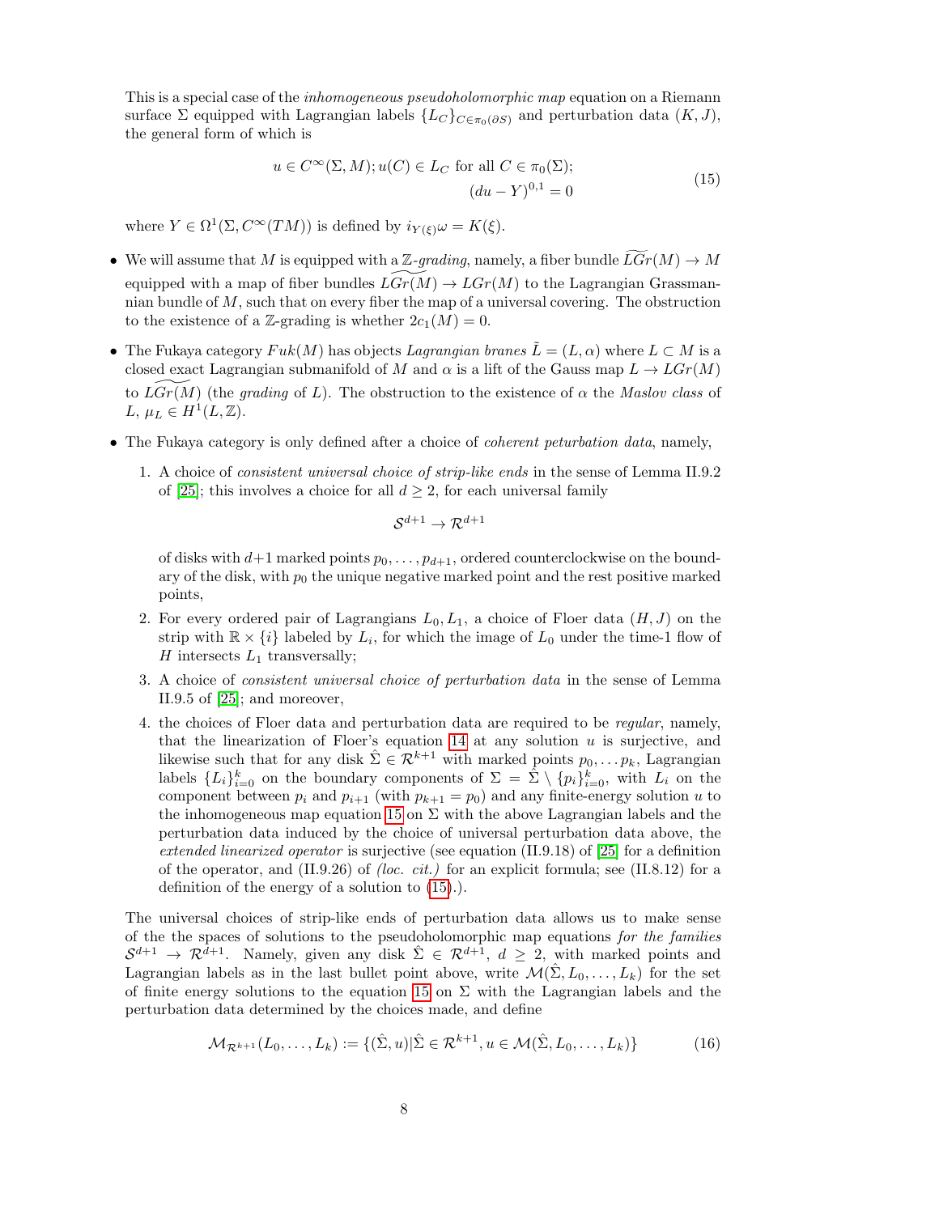This is a special case of the *inhomogeneous pseudoholomorphic map* equation on a Riemann surface $\Sigma$ equipped with Lagrangian labels $\{L_C\}_{C\in\pi_0(\partial S)}$ and perturbation data $(K, J)$, the general form of which is

$$
\begin{aligned}
u \in C^\infty(\Sigma, M); u(C) \in L_C \text{ for all } C \in \pi_0(\Sigma);\\
(du - Y)^{0,1} = 0
\end{aligned}
\tag{15}
$$

where $Y \in \Omega^1(\Sigma, C^\infty(TM))$ is defined by $i_{Y(\xi)}\omega = K(\xi)$.

- We will assume that $M$ is equipped with a $\mathbb{Z}$-*grading*, namely, a fiber bundle $\widetilde{LGr}(M) \to M$ equipped with a map of fiber bundles $\widetilde{LGr}(M) \to LGr(M)$ to the Lagrangian Grassmannian bundle of $M$, such that on every fiber the map of a universal covering. The obstruction to the existence of a $\mathbb{Z}$-grading is whether $2c_1(M) = 0$.
- The Fukaya category $Fuk(M)$ has objects *Lagrangian branes* $\tilde{L} = (L, \alpha)$ where $L \subset M$ is a closed exact Lagrangian submanifold of $M$ and $\alpha$ is a lift of the Gauss map $L \to LGr(M)$ to $\widetilde{LGr}(M)$ (the *grading* of $L$). The obstruction to the existence of $\alpha$ the *Maslov class* of $L$, $\mu_L \in H^1(L, \mathbb{Z})$.
- The Fukaya category is only defined after a choice of *coherent peturbation data*, namely,
  1. A choice of *consistent universal choice of strip-like ends* in the sense of Lemma II.9.2 of [25]; this involves a choice for all $d \geq 2$, for each universal family

     $$\mathcal{S}^{d+1} \to \mathcal{R}^{d+1}$$

     of disks with $d+1$ marked points $p_0, \ldots, p_{d+1}$, ordered counterclockwise on the boundary of the disk, with $p_0$ the unique negative marked point and the rest positive marked points,
  2. For every ordered pair of Lagrangians $L_0, L_1$, a choice of Floer data $(H, J)$ on the strip with $\mathbb{R} \times \{i\}$ labeled by $L_i$, for which the image of $L_0$ under the time-1 flow of $H$ intersects $L_1$ transversally;
  3. A choice of *consistent universal choice of perturbation data* in the sense of Lemma II.9.5 of [25]; and moreover,
  4. the choices of Floer data and perturbation data are required to be *regular*, namely, that the linearization of Floer's equation 14 at any solution $u$ is surjective, and likewise such that for any disk $\hat{\Sigma} \in \mathcal{R}^{k+1}$ with marked points $p_0, \ldots p_k$, Lagrangian labels $\{L_i\}_{i=0}^k$ on the boundary components of $\Sigma = \hat{\Sigma} \setminus \{p_i\}_{i=0}^k$, with $L_i$ on the component between $p_i$ and $p_{i+1}$ (with $p_{k+1} = p_0$) and any finite-energy solution $u$ to the inhomogeneous map equation 15 on $\Sigma$ with the above Lagrangian labels and the perturbation data induced by the choice of universal perturbation data above, the *extended linearized operator* is surjective (see equation (II.9.18) of [25] for a definition of the operator, and (II.9.26) of *(loc. cit.)* for an explicit formula; see (II.8.12) for a definition of the energy of a solution to (15).).

The universal choices of strip-like ends of perturbation data allows us to make sense of the the spaces of solutions to the pseudoholomorphic map equations *for the families* $\mathcal{S}^{d+1} \to \mathcal{R}^{d+1}$. Namely, given any disk $\hat{\Sigma} \in \mathcal{R}^{d+1}$, $d \geq 2$, with marked points and Lagrangian labels as in the last bullet point above, write $\mathcal{M}(\hat{\Sigma}, L_0, \ldots, L_k)$ for the set of finite energy solutions to the equation 15 on $\Sigma$ with the Lagrangian labels and the perturbation data determined by the choices made, and define

$$\mathcal{M}_{\mathcal{R}^{k+1}}(L_0, \ldots, L_k) := \{(\hat{\Sigma}, u) | \hat{\Sigma} \in \mathcal{R}^{k+1}, u \in \mathcal{M}(\hat{\Sigma}, L_0, \ldots, L_k)\} \tag{16}$$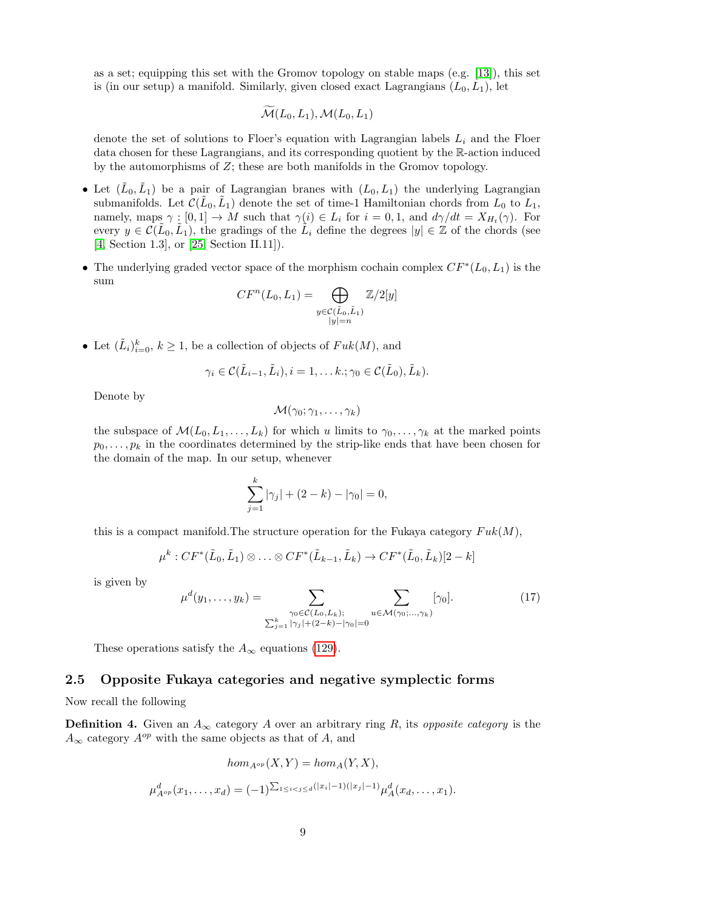as a set; equipping this set with the Gromov topology on stable maps (e.g. [13]), this set is (in our setup) a manifold. Similarly, given closed exact Lagrangians $(L_0, L_1)$, let

$$\widetilde{\mathcal{M}}(L_0, L_1), \mathcal{M}(L_0, L_1)$$

denote the set of solutions to Floer's equation with Lagrangian labels $L_i$ and the Floer data chosen for these Lagrangians, and its corresponding quotient by the $\mathbb{R}$-action induced by the automorphisms of $Z$; these are both manifolds in the Gromov topology.

- Let $(\tilde{L}_0, \tilde{L}_1)$ be a pair of Lagrangian branes with $(L_0, L_1)$ the underlying Lagrangian submanifolds. Let $\mathcal{C}(\tilde{L}_0, \tilde{L}_1)$ denote the set of time-1 Hamiltonian chords from $L_0$ to $L_1$, namely, maps $\gamma : [0, 1] \to M$ such that $\gamma(i) \in L_i$ for $i = 0, 1$, and $d\gamma/dt = X_{H_t}(\gamma)$. For every $y \in \mathcal{C}(\tilde{L}_0, \tilde{L}_1)$, the gradings of the $\tilde{L}_i$ define the degrees $|y| \in \mathbb{Z}$ of the chords (see [4, Section 1.3], or [25, Section II.11]).
- The underlying graded vector space of the morphism cochain complex $CF^*(L_0, L_1)$ is the sum

$$CF^n(L_0, L_1) = \bigoplus_{\substack{y \in \mathcal{C}(\tilde{L}_0, \tilde{L}_1) \\ |y| = n}} \mathbb{Z}/2[y]$$

- Let $(\tilde{L}_i)_{i=0}^k$, $k \geq 1$, be a collection of objects of $Fuk(M)$, and

$$\gamma_i \in \mathcal{C}(\tilde{L}_{i-1}, \tilde{L}_i), i = 1, \dots k.; \gamma_0 \in \mathcal{C}(\tilde{L}_0), \tilde{L}_k).$$

Denote by

$$\mathcal{M}(\gamma_0; \gamma_1, \dots, \gamma_k)$$

the subspace of $\mathcal{M}(L_0, L_1, \dots, L_k)$ for which $u$ limits to $\gamma_0, \dots, \gamma_k$ at the marked points $p_0, \dots, p_k$ in the coordinates determined by the strip-like ends that have been chosen for the domain of the map. In our setup, whenever

$$\sum_{j=1}^{k} |\gamma_j| + (2 - k) - |\gamma_0| = 0,$$

this is a compact manifold.The structure operation for the Fukaya category $Fuk(M)$,

$$\mu^k : CF^*(\tilde{L}_0, \tilde{L}_1) \otimes \dots \otimes CF^*(\tilde{L}_{k-1}, \tilde{L}_k) \to CF^*(\tilde{L}_0, \tilde{L}_k)[2 - k]$$

is given by

$$\mu^d(y_1, \dots, y_k) = \sum_{\substack{\gamma_0 \in \mathcal{C}(L_0, L_k); \\ \sum_{j=1}^{k} |\gamma_j| + (2-k) - |\gamma_0| = 0}} \sum_{u \in \mathcal{M}(\gamma_0; \dots, \gamma_k)} [\gamma_0]. \tag{17}$$

These operations satisfy the $A_\infty$ equations (129).

## 2.5 Opposite Fukaya categories and negative symplectic forms

Now recall the following

**Definition 4.** Given an $A_\infty$ category $A$ over an arbitrary ring $R$, its *opposite category* is the $A_\infty$ category $A^{op}$ with the same objects as that of $A$, and

$$hom_{A^{op}}(X, Y) = hom_A(Y, X),$$

$$\mu^d_{A^{op}}(x_1, \dots, x_d) = (-1)^{\sum_{1 \leq i < j \leq d} (|x_i| - 1)(|x_j| - 1)} \mu^d_A(x_d, \dots, x_1).$$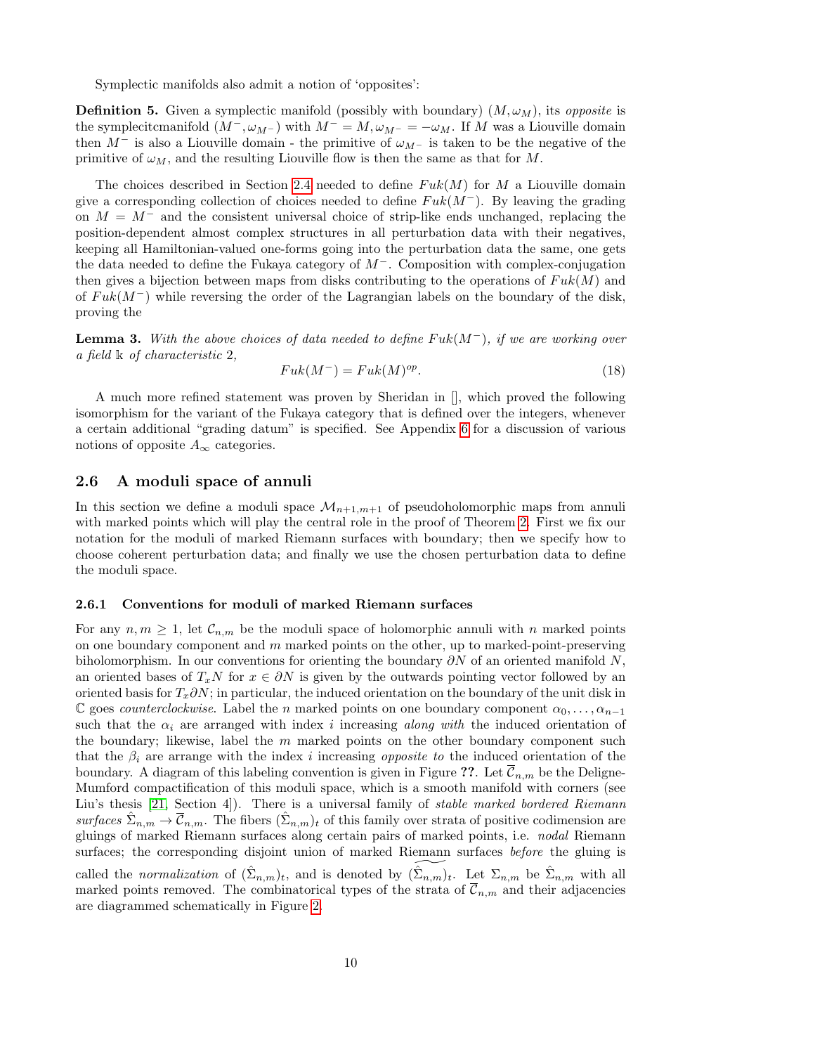Symplectic manifolds also admit a notion of 'opposites':

**Definition 5.** Given a symplectic manifold (possibly with boundary) $(M, \omega_M)$, its *opposite* is the symplecitcmanifold $(M^-, \omega_{M^-})$ with $M^- = M, \omega_{M^-} = -\omega_M$. If $M$ was a Liouville domain then $M^-$ is also a Liouville domain - the primitive of $\omega_{M^-}$ is taken to be the negative of the primitive of $\omega_M$, and the resulting Liouville flow is then the same as that for $M$.

The choices described in Section 2.4 needed to define $Fuk(M)$ for $M$ a Liouville domain give a corresponding collection of choices needed to define $Fuk(M^-)$. By leaving the grading on $M = M^-$ and the consistent universal choice of strip-like ends unchanged, replacing the position-dependent almost complex structures in all perturbation data with their negatives, keeping all Hamiltonian-valued one-forms going into the perturbation data the same, one gets the data needed to define the Fukaya category of $M^-$. Composition with complex-conjugation then gives a bijection between maps from disks contributing to the operations of $Fuk(M)$ and of $Fuk(M^-)$ while reversing the order of the Lagrangian labels on the boundary of the disk, proving the

**Lemma 3.** *With the above choices of data needed to define $Fuk(M^-)$, if we are working over a field $\Bbbk$ of characteristic 2,*

$$Fuk(M^-) = Fuk(M)^{op}. \tag{18}$$

A much more refined statement was proven by Sheridan in [], which proved the following isomorphism for the variant of the Fukaya category that is defined over the integers, whenever a certain additional "grading datum" is specified. See Appendix 6 for a discussion of various notions of opposite $A_\infty$ categories.

## 2.6 A moduli space of annuli

In this section we define a moduli space $\mathcal{M}_{n+1,m+1}$ of pseudoholomorphic maps from annuli with marked points which will play the central role in the proof of Theorem 2. First we fix our notation for the moduli of marked Riemann surfaces with boundary; then we specify how to choose coherent perturbation data; and finally we use the chosen perturbation data to define the moduli space.

### 2.6.1 Conventions for moduli of marked Riemann surfaces

For any $n, m \geq 1$, let $\mathcal{C}_{n,m}$ be the moduli space of holomorphic annuli with $n$ marked points on one boundary component and $m$ marked points on the other, up to marked-point-preserving biholomorphism. In our conventions for orienting the boundary $\partial N$ of an oriented manifold $N$, an oriented bases of $T_x N$ for $x \in \partial N$ is given by the outwards pointing vector followed by an oriented basis for $T_x \partial N$; in particular, the induced orientation on the boundary of the unit disk in $\mathbb{C}$ goes *counterclockwise*. Label the $n$ marked points on one boundary component $\alpha_0, \ldots, \alpha_{n-1}$ such that the $\alpha_i$ are arranged with index $i$ increasing *along with* the induced orientation of the boundary; likewise, label the $m$ marked points on the other boundary component such that the $\beta_i$ are arrange with the index $i$ increasing *opposite to* the induced orientation of the boundary. A diagram of this labeling convention is given in Figure **??**. Let $\overline{\mathcal{C}}_{n,m}$ be the Deligne-Mumford compactification of this moduli space, which is a smooth manifold with corners (see Liu's thesis [21, Section 4]). There is a universal family of *stable marked bordered Riemann surfaces* $\hat{\Sigma}_{n,m} \to \overline{\mathcal{C}}_{n,m}$. The fibers $(\hat{\Sigma}_{n,m})_t$ of this family over strata of positive codimension are gluings of marked Riemann surfaces along certain pairs of marked points, i.e. *nodal* Riemann surfaces; the corresponding disjoint union of marked Riemann surfaces *before* the gluing is called the *normalization* of $(\hat{\Sigma}_{n,m})_t$, and is denoted by $\widetilde{(\hat{\Sigma}_{n,m})_t}$. Let $\Sigma_{n,m}$ be $\hat{\Sigma}_{n,m}$ with all marked points removed. The combinatorical types of the strata of $\overline{\mathcal{C}}_{n,m}$ and their adjacencies are diagrammed schematically in Figure 2.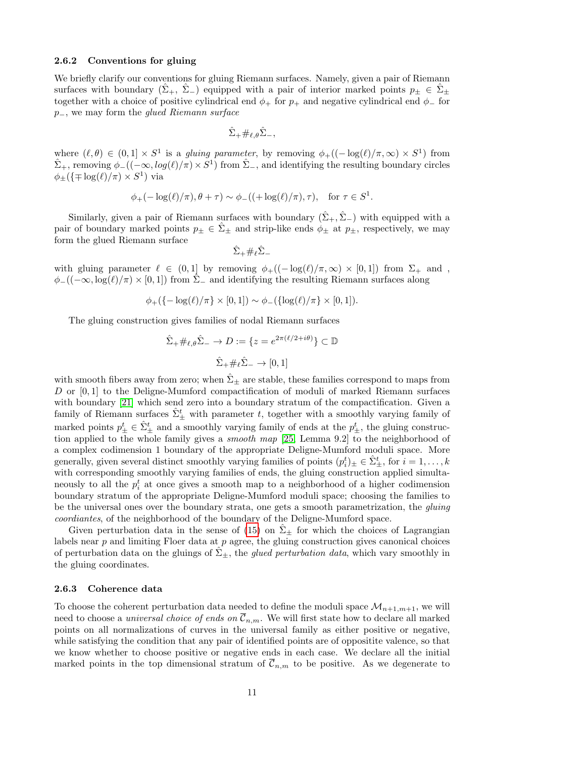### 2.6.2 Conventions for gluing

We briefly clarify our conventions for gluing Riemann surfaces. Namely, given a pair of Riemann surfaces with boundary $(\hat{\Sigma}_+, \hat{\Sigma}_-)$ equipped with a pair of interior marked points $p_\pm \in \hat{\Sigma}_\pm$ together with a choice of positive cylindrical end $\phi_+$ for $p_+$ and negative cylindrical end $\phi_-$ for $p_-$, we may form the *glued Riemann surface*

$$\hat{\Sigma}_+ \#_{\ell,\theta} \hat{\Sigma}_-,$$

where $(\ell, \theta) \in (0,1] \times S^1$ is a *gluing parameter*, by removing $\phi_+((-\log(\ell)/\pi, \infty) \times S^1)$ from $\hat{\Sigma}_+$, removing $\phi_-((-\infty, log(\ell)/\pi) \times S^1)$ from $\hat{\Sigma}_-$, and identifying the resulting boundary circles $\phi_\pm(\{\mp \log(\ell)/\pi) \times S^1)$ via

$$\phi_+(-\log(\ell)/\pi), \theta + \tau) \sim \phi_-((+\log(\ell)/\pi), \tau), \quad \text{for } \tau \in S^1.$$

Similarly, given a pair of Riemann surfaces with boundary $(\hat{\Sigma}_+, \hat{\Sigma}_-)$ with equipped with a pair of boundary marked points $p_\pm \in \hat{\Sigma}_\pm$ and strip-like ends $\phi_\pm$ at $p_\pm$, respectively, we may form the glued Riemann surface

$$\hat{\Sigma}_+ \#_\ell \hat{\Sigma}_-$$

with gluing parameter $\ell \in (0,1]$ by removing $\phi_+((-\log(\ell)/\pi, \infty) \times [0,1])$ from $\Sigma_+$ and , $\phi_-((-\infty, \log(\ell)/\pi) \times [0,1])$ from $\hat{\Sigma}_-$ and identifying the resulting Riemann surfaces along

$$\phi_+(\{-\log(\ell)/\pi\} \times [0,1]) \sim \phi_-(\{\log(\ell)/\pi\} \times [0,1]).$$

The gluing construction gives families of nodal Riemann surfaces

$$\hat{\Sigma}_+ \#_{\ell,\theta} \hat{\Sigma}_- \to D := \{z = e^{2\pi(\ell/2 + i\theta)}\} \subset \mathbb{D}$$

$$\hat{\Sigma}_+ \#_\ell \hat{\Sigma}_- \to [0,1]$$

with smooth fibers away from zero; when $\hat{\Sigma}_\pm$ are stable, these families correspond to maps from $D$ or $[0,1]$ to the Deligne-Mumford compactification of moduli of marked Riemann surfaces with boundary [21] which send zero into a boundary stratum of the compactification. Given a family of Riemann surfaces $\hat{\Sigma}^t_\pm$ with parameter $t$, together with a smoothly varying family of marked points $p^t_\pm \in \hat{\Sigma}^t_\pm$ and a smoothly varying family of ends at the $p^t_\pm$, the gluing construction applied to the whole family gives a *smooth map* [25, Lemma 9.2] to the neighborhood of a complex codimension 1 boundary of the appropriate Deligne-Mumford moduli space. More generally, given several distinct smoothly varying families of points $(p^t_i)_\pm \in \hat{\Sigma}^t_\pm$, for $i = 1, \ldots, k$ with corresponding smoothly varying families of ends, the gluing construction applied simultaneously to all the $p^t_i$ at once gives a smooth map to a neighborhood of a higher codimension boundary stratum of the appropriate Deligne-Mumford moduli space; choosing the families to be the universal ones over the boundary strata, one gets a smooth parametrization, the *gluing coordiantes*, of the neighborhood of the boundary of the Deligne-Mumford space.

Given perturbation data in the sense of (15) on $\hat{\Sigma}_\pm$ for which the choices of Lagrangian labels near $p$ and limiting Floer data at $p$ agree, the gluing construction gives canonical choices of perturbation data on the gluings of $\hat{\Sigma}_\pm$, the *glued perturbation data*, which vary smoothly in the gluing coordinates.

### 2.6.3 Coherence data

To choose the coherent perturbation data needed to define the moduli space $\mathcal{M}_{n+1,m+1}$, we will need to choose a *universal choice of ends on* $\overline{\mathcal{C}}_{n,m}$. We will first state how to declare all marked points on all normalizations of curves in the universal family as either positive or negative, while satisfying the condition that any pair of identified points are of oppositite valence, so that we know whether to choose positive or negative ends in each case. We declare all the initial marked points in the top dimensional stratum of $\overline{\mathcal{C}}_{n,m}$ to be positive. As we degenerate to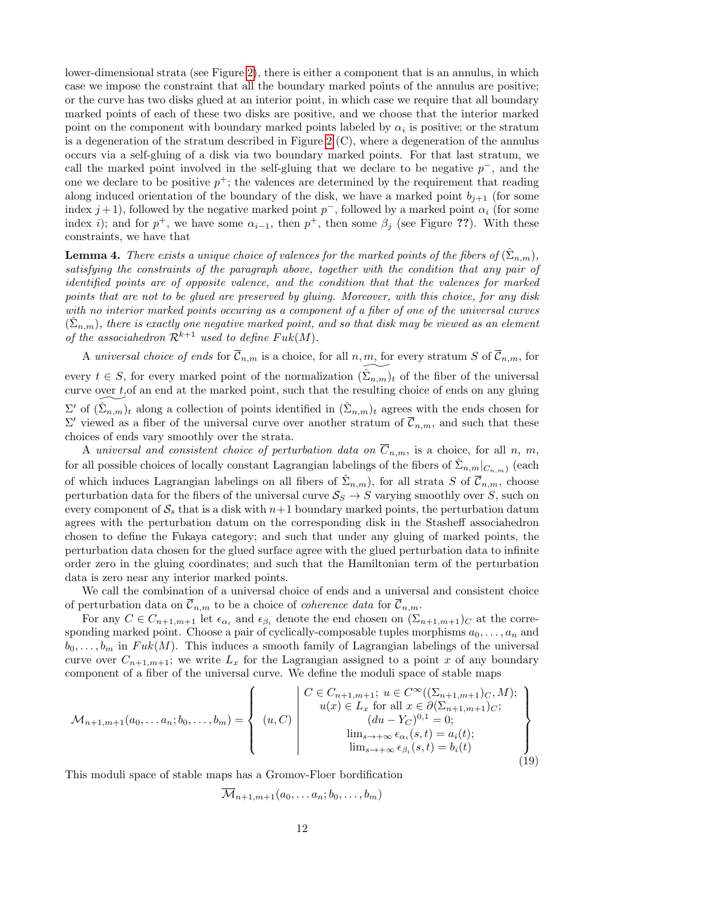lower-dimensional strata (see Figure 2), there is either a component that is an annulus, in which case we impose the constraint that all the boundary marked points of the annulus are positive; or the curve has two disks glued at an interior point, in which case we require that all boundary marked points of each of these two disks are positive, and we choose that the interior marked point on the component with boundary marked points labeled by $\alpha_i$ is positive; or the stratum is a degeneration of the stratum described in Figure 2 (C), where a degeneration of the annulus occurs via a self-gluing of a disk via two boundary marked points. For that last stratum, we call the marked point involved in the self-gluing that we declare to be negative $p^-$, and the one we declare to be positive $p^+$; the valences are determined by the requirement that reading along induced orientation of the boundary of the disk, we have a marked point $b_{j+1}$ (for some index $j+1$), followed by the negative marked point $p^-$, followed by a marked point $\alpha_i$ (for some index $i$); and for $p^+$, we have some $\alpha_{i-1}$, then $p^+$, then some $\beta_j$ (see Figure **??**). With these constraints, we have that

**Lemma 4.** *There exists a unique choice of valences for the marked points of the fibers of $(\hat{\Sigma}_{n,m})$, satisfying the constraints of the paragraph above, together with the condition that any pair of identified points are of opposite valence, and the condition that that the valences for marked points that are not to be glued are preserved by gluing. Moreover, with this choice, for any disk with no interior marked points occuring as a component of a fiber of one of the universal curves $(\hat{\Sigma}_{n,m})$, there is exactly one negative marked point, and so that disk may be viewed as an element of the associahedron $\mathcal{R}^{k+1}$ used to define $Fuk(M)$.*

A *universal choice of ends* for $\overline{\mathcal{C}}_{n,m}$ is a choice, for all $n, \underbrace{m, \text{for}}$ every stratum $S$ of $\overline{\mathcal{C}}_{n,m}$, for every $t \in S$, for every marked point of the normalization $\widehat{(\hat{\Sigma}_{n,m})_t}$ of the fiber of the universal curve $\underbrace{\text{over } t,}$of an end at the marked point, such that the resulting choice of ends on any gluing $\Sigma'$ of $\widehat{(\hat{\Sigma}_{n,m})_t}$ along a collection of points identified in $(\hat{\Sigma}_{n,m})_t$ agrees with the ends chosen for $\Sigma'$ viewed as a fiber of the universal curve over another stratum of $\overline{\mathcal{C}}_{n,m}$, and such that these choices of ends vary smoothly over the strata.

A *universal and consistent choice of perturbation data on* $\overline{\mathcal{C}}_{n,m}$, is a choice, for all $n$, $m$, for all possible choices of locally constant Lagrangian labelings of the fibers of $\hat{\Sigma}_{n,m}|_{C_{n,m})}$ (each of which induces Lagrangian labelings on all fibers of $\hat{\Sigma}_{n,m})$, for all strata $S$ of $\overline{\mathcal{C}}_{n,m}$, choose perturbation data for the fibers of the universal curve $\mathcal{S}_S \to S$ varying smoothly over $S$, such on every component of $\mathcal{S}_s$ that is a disk with $n+1$ boundary marked points, the perturbation datum agrees with the perturbation datum on the corresponding disk in the Stasheff associahedron chosen to define the Fukaya category; and such that under any gluing of marked points, the perturbation data chosen for the glued surface agree with the glued perturbation data to infinite order zero in the gluing coordinates; and such that the Hamiltonian term of the perturbation data is zero near any interior marked points.

We call the combination of a universal choice of ends and a universal and consistent choice of perturbation data on $\overline{\mathcal{C}}_{n,m}$ to be a choice of *coherence data* for $\overline{\mathcal{C}}_{n,m}$.

For any $C \in C_{n+1,m+1}$ let $\epsilon_{\alpha_i}$ and $\epsilon_{\beta_i}$ denote the end chosen on $(\Sigma_{n+1,m+1})_C$ at the corresponding marked point. Choose a pair of cyclically-composable tuples morphisms $a_0, \ldots, a_n$ and $b_0, \ldots, b_m$ in $Fuk(M)$. This induces a smooth family of Lagrangian labelings of the universal curve over $C_{n+1,m+1}$; we write $L_x$ for the Lagrangian assigned to a point $x$ of any boundary component of a fiber of the universal curve. We define the moduli space of stable maps

$$\mathcal{M}_{n+1,m+1}(a_0,\ldots a_n; b_0,\ldots,b_m) = \left\{ (u,C) \;\middle|\; \begin{array}{c} C \in C_{n+1,m+1};\; u \in C^\infty((\Sigma_{n+1,m+1})_C, M); \\ u(x) \in L_x \text{ for all } x \in \partial(\Sigma_{n+1,m+1})_C; \\ (du - Y_C)^{0,1} = 0; \\ \lim_{s\to+\infty} \epsilon_{\alpha_i}(s,t) = a_i(t); \\ \lim_{s\to+\infty} \epsilon_{\beta_i}(s,t) = b_i(t) \end{array} \right\} \tag{19}$$

This moduli space of stable maps has a Gromov-Floer bordification

$$\overline{\mathcal{M}}_{n+1,m+1}(a_0,\ldots a_n; b_0,\ldots,b_m)$$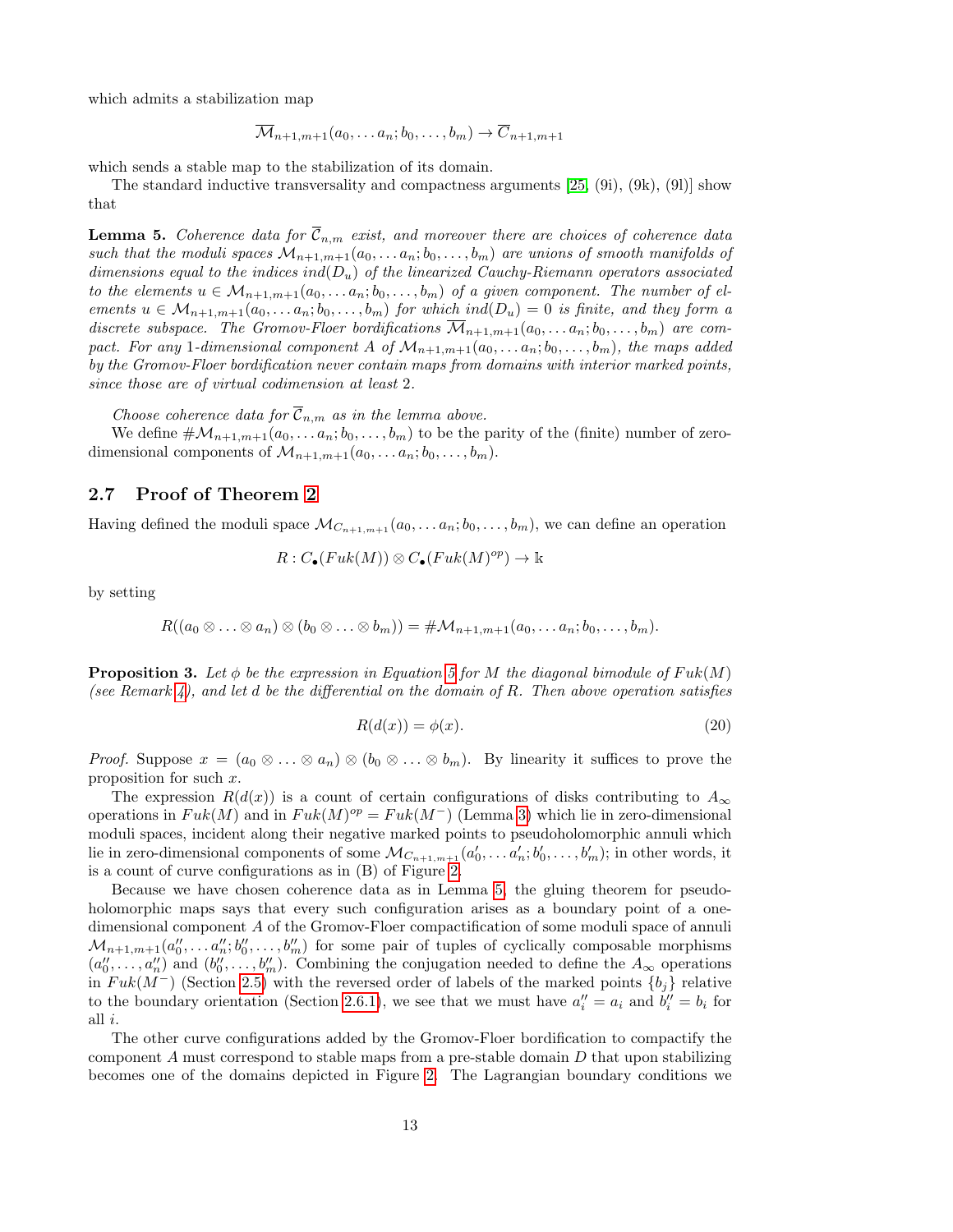which admits a stabilization map

$$\overline{\mathcal{M}}_{n+1,m+1}(a_0, \dots a_n; b_0, \dots, b_m) \to \overline{C}_{n+1,m+1}$$

which sends a stable map to the stabilization of its domain.

The standard inductive transversality and compactness arguments [25, (9i), (9k), (9l)] show that

**Lemma 5.** *Coherence data for $\overline{\mathcal{C}}_{n,m}$ exist, and moreover there are choices of coherence data such that the moduli spaces $\mathcal{M}_{n+1,m+1}(a_0, \dots a_n; b_0, \dots, b_m)$ are unions of smooth manifolds of dimensions equal to the indices $ind(D_u)$ of the linearized Cauchy-Riemann operators associated to the elements $u \in \mathcal{M}_{n+1,m+1}(a_0, \dots a_n; b_0, \dots, b_m)$ of a given component. The number of elements $u \in \mathcal{M}_{n+1,m+1}(a_0, \dots a_n; b_0, \dots, b_m)$ for which $ind(D_u) = 0$ is finite, and they form a discrete subspace. The Gromov-Floer bordifications $\overline{\mathcal{M}}_{n+1,m+1}(a_0, \dots a_n; b_0, \dots, b_m)$ are compact. For any 1-dimensional component $A$ of $\mathcal{M}_{n+1,m+1}(a_0, \dots a_n; b_0, \dots, b_m)$, the maps added by the Gromov-Floer bordification never contain maps from domains with interior marked points, since those are of virtual codimension at least 2.*

*Choose coherence data for $\overline{\mathcal{C}}_{n,m}$ as in the lemma above.*

We define $\#\mathcal{M}_{n+1,m+1}(a_0, \dots a_n; b_0, \dots, b_m)$ to be the parity of the (finite) number of zero-dimensional components of $\mathcal{M}_{n+1,m+1}(a_0, \dots a_n; b_0, \dots, b_m)$.

## 2.7 Proof of Theorem 2

Having defined the moduli space $\mathcal{M}_{C_{n+1,m+1}}(a_0, \dots a_n; b_0, \dots, b_m)$, we can define an operation

$$R : C_\bullet(Fuk(M)) \otimes C_\bullet(Fuk(M)^{op}) \to \mathbb{k}$$

by setting

$$R((a_0 \otimes \dots \otimes a_n) \otimes (b_0 \otimes \dots \otimes b_m)) = \#\mathcal{M}_{n+1,m+1}(a_0, \dots a_n; b_0, \dots, b_m).$$

**Proposition 3.** *Let $\phi$ be the expression in Equation 5 for $M$ the diagonal bimodule of $Fuk(M)$ (see Remark 4), and let $d$ be the differential on the domain of $R$. Then above operation satisfies*

$$R(d(x)) = \phi(x). \tag{20}$$

*Proof.* Suppose $x = (a_0 \otimes \dots \otimes a_n) \otimes (b_0 \otimes \dots \otimes b_m)$. By linearity it suffices to prove the proposition for such $x$.

The expression $R(d(x))$ is a count of certain configurations of disks contributing to $A_\infty$ operations in $Fuk(M)$ and in $Fuk(M)^{op} = Fuk(M^-)$ (Lemma 3) which lie in zero-dimensional moduli spaces, incident along their negative marked points to pseudoholomorphic annuli which lie in zero-dimensional components of some $\mathcal{M}_{C_{n+1,m+1}}(a'_0, \dots a'_n; b'_0, \dots, b'_m)$; in other words, it is a count of curve configurations as in (B) of Figure 2.

Because we have chosen coherence data as in Lemma 5, the gluing theorem for pseudo-holomorphic maps says that every such configuration arises as a boundary point of a one-dimensional component $A$ of the Gromov-Floer compactification of some moduli space of annuli $\mathcal{M}_{n+1,m+1}(a''_0, \dots a''_n; b''_0, \dots, b''_m)$ for some pair of tuples of cyclically composable morphisms $(a''_0, \dots, a''_n)$ and $(b''_0, \dots, b''_m)$. Combining the conjugation needed to define the $A_\infty$ operations in $Fuk(M^-)$ (Section 2.5) with the reversed order of labels of the marked points $\{b_j\}$ relative to the boundary orientation (Section 2.6.1), we see that we must have $a''_i = a_i$ and $b''_i = b_i$ for all $i$.

The other curve configurations added by the Gromov-Floer bordification to compactify the component $A$ must correspond to stable maps from a pre-stable domain $D$ that upon stabilizing becomes one of the domains depicted in Figure 2. The Lagrangian boundary conditions we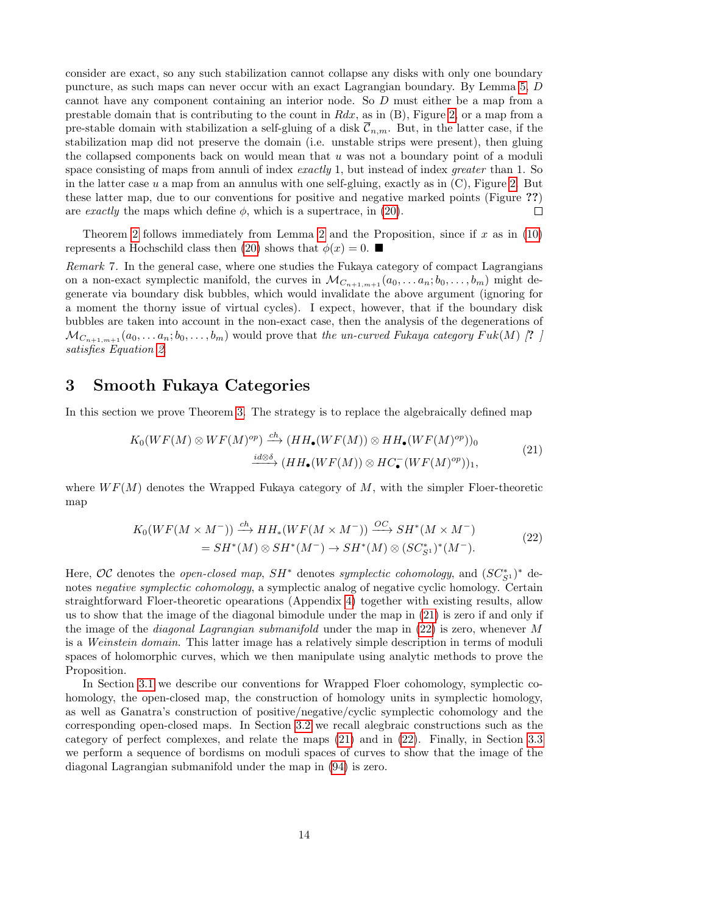consider are exact, so any such stabilization cannot collapse any disks with only one boundary puncture, as such maps can never occur with an exact Lagrangian boundary. By Lemma 5, $D$ cannot have any component containing an interior node. So $D$ must either be a map from a prestable domain that is contributing to the count in $Rdx$, as in (B), Figure 2, or a map from a pre-stable domain with stabilization a self-gluing of a disk $\overline{\mathcal{C}}_{n,m}$. But, in the latter case, if the stabilization map did not preserve the domain (i.e. unstable strips were present), then gluing the collapsed components back on would mean that $u$ was not a boundary point of a moduli space consisting of maps from annuli of index *exactly* 1, but instead of index *greater* than 1. So in the latter case $u$ a map from an annulus with one self-gluing, exactly as in (C), Figure 2. But these latter map, due to our conventions for positive and negative marked points (Figure **??**) are *exactly* the maps which define $\phi$, which is a supertrace, in (20). □

Theorem 2 follows immediately from Lemma 2 and the Proposition, since if $x$ as in (10) represents a Hochschild class then (20) shows that $\phi(x) = 0$. ■

*Remark* 7. In the general case, where one studies the Fukaya category of compact Lagrangians on a non-exact symplectic manifold, the curves in $\mathcal{M}_{C_{n+1,m+1}}(a_0, \ldots a_n; b_0, \ldots, b_m)$ might degenerate via boundary disk bubbles, which would invalidate the above argument (ignoring for a moment the thorny issue of virtual cycles). I expect, however, that if the boundary disk bubbles are taken into account in the non-exact case, then the analysis of the degenerations of $\mathcal{M}_{C_{n+1,m+1}}(a_0, \ldots a_n; b_0, \ldots, b_m)$ would prove that *the un-curved Fukaya category $Fuk(M)$ [? ] satisfies Equation 2.*

# 3 Smooth Fukaya Categories

In this section we prove Theorem 3. The strategy is to replace the algebraically defined map

$$
\begin{aligned}
K_0(WF(M) \otimes WF(M)^{op}) &\xrightarrow{ch} (HH_\bullet(WF(M)) \otimes HH_\bullet(WF(M)^{op}))_0 \\
&\xrightarrow{id \otimes \delta} (HH_\bullet(WF(M)) \otimes HC^-_\bullet(WF(M)^{op}))_1,
\end{aligned}
\tag{21}
$$

where $WF(M)$ denotes the Wrapped Fukaya category of $M$, with the simpler Floer-theoretic map

$$
\begin{aligned}
K_0(WF(M \times M^-)) &\xrightarrow{ch} HH_*(WF(M \times M^-)) \xrightarrow{OC} SH^*(M \times M^-) \\
&= SH^*(M) \otimes SH^*(M^-) \to SH^*(M) \otimes (SC^*_{S^1})^*(M^-).
\end{aligned}
\tag{22}
$$

Here, $\mathcal{OC}$ denotes the *open-closed map*, $SH^*$ denotes *symplectic cohomology*, and $(SC^*_{S^1})^*$ denotes *negative symplectic cohomology*, a symplectic analog of negative cyclic homology. Certain straightforward Floer-theoretic opearations (Appendix 4) together with existing results, allow us to show that the image of the diagonal bimodule under the map in (21) is zero if and only if the image of the *diagonal Lagrangian submanifold* under the map in (22) is zero, whenever $M$ is a *Weinstein domain*. This latter image has a relatively simple description in terms of moduli spaces of holomorphic curves, which we then manipulate using analytic methods to prove the Proposition.

In Section 3.1 we describe our conventions for Wrapped Floer cohomology, symplectic cohomology, the open-closed map, the construction of homology units in symplectic homology, as well as Ganatra's construction of positive/negative/cyclic symplectic cohomology and the corresponding open-closed maps. In Section 3.2 we recall alegbraic constructions such as the category of perfect complexes, and relate the maps (21) and in (22). Finally, in Section 3.3 we perform a sequence of bordisms on moduli spaces of curves to show that the image of the diagonal Lagrangian submanifold under the map in (94) is zero.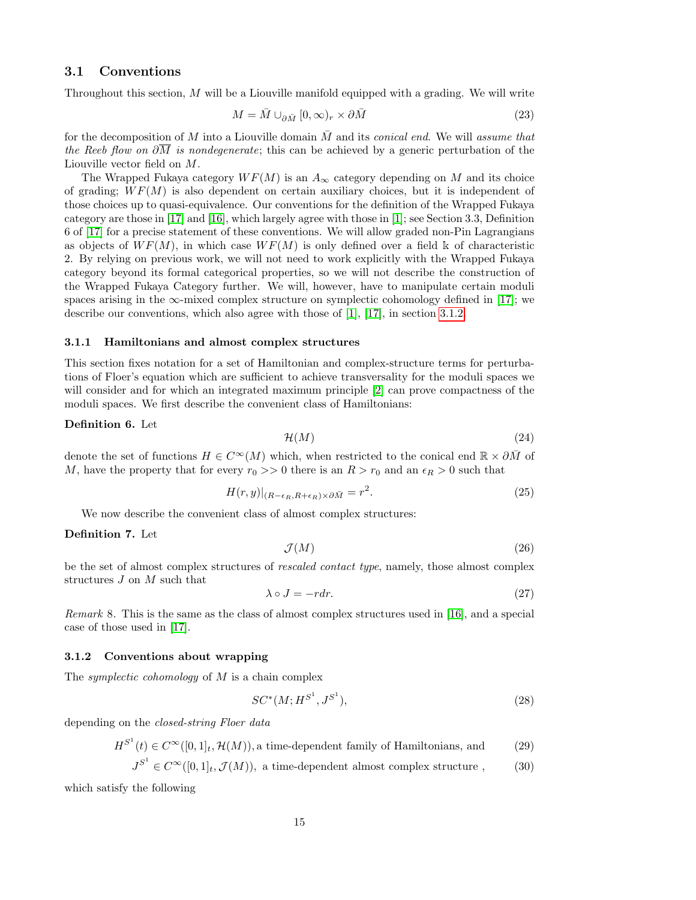### 3.1 Conventions

Throughout this section, $M$ will be a Liouville manifold equipped with a grading. We will write

$$M = \bar{M} \cup_{\partial \bar{M}} [0, \infty)_r \times \partial \bar{M} \tag{23}$$

for the decomposition of $M$ into a Liouville domain $\bar{M}$ and its *conical end*. We will *assume that the Reeb flow on $\partial \overline{M}$ is nondegenerate*; this can be achieved by a generic perturbation of the Liouville vector field on $M$.

The Wrapped Fukaya category $WF(M)$ is an $A_\infty$ category depending on $M$ and its choice of grading; $WF(M)$ is also dependent on certain auxiliary choices, but it is independent of those choices up to quasi-equivalence. Our conventions for the definition of the Wrapped Fukaya category are those in [17] and [16], which largely agree with those in [1]; see Section 3.3, Definition 6 of [17] for a precise statement of these conventions. We will allow graded non-Pin Lagrangians as objects of $WF(M)$, in which case $WF(M)$ is only defined over a field $\Bbbk$ of characteristic 2. By relying on previous work, we will not need to work explicitly with the Wrapped Fukaya category beyond its formal categorical properties, so we will not describe the construction of the Wrapped Fukaya Category further. We will, however, have to manipulate certain moduli spaces arising in the $\infty$-mixed complex structure on symplectic cohomology defined in [17]; we describe our conventions, which also agree with those of [1], [17], in section 3.1.2.

#### 3.1.1 Hamiltonians and almost complex structures

This section fixes notation for a set of Hamiltonian and complex-structure terms for perturbations of Floer's equation which are sufficient to achieve transversality for the moduli spaces we will consider and for which an integrated maximum principle [2] can prove compactness of the moduli spaces. We first describe the convenient class of Hamiltonians:

**Definition 6.** Let

$$\mathcal{H}(M) \tag{24}$$

denote the set of functions $H \in C^\infty(M)$ which, when restricted to the conical end $\mathbb{R} \times \partial \bar{M}$ of $M$, have the property that for every $r_0 >> 0$ there is an $R > r_0$ and an $\epsilon_R > 0$ such that

$$H(r, y)|_{(R-\epsilon_R, R+\epsilon_R) \times \partial \bar{M}} = r^2. \tag{25}$$

We now describe the convenient class of almost complex structures:

**Definition 7.** Let

$$\mathcal{J}(M) \tag{26}$$

be the set of almost complex structures of *rescaled contact type*, namely, those almost complex structures $J$ on $M$ such that

$$\lambda \circ J = -r dr. \tag{27}$$

*Remark* 8. This is the same as the class of almost complex structures used in [16], and a special case of those used in [17].

#### 3.1.2 Conventions about wrapping

The *symplectic cohomology* of $M$ is a chain complex

$$SC^*(M; H^{S^1}, J^{S^1}), \tag{28}$$

depending on the *closed-string Floer data*

$$H^{S^1}(t) \in C^\infty([0,1]_t, \mathcal{H}(M)), \text{a time-dependent family of Hamiltonians, and} \tag{29}$$

$$J^{S^1} \in C^\infty([0,1]_t, \mathcal{J}(M)), \text{ a time-dependent almost complex structure }, \tag{30}$$

which satisfy the following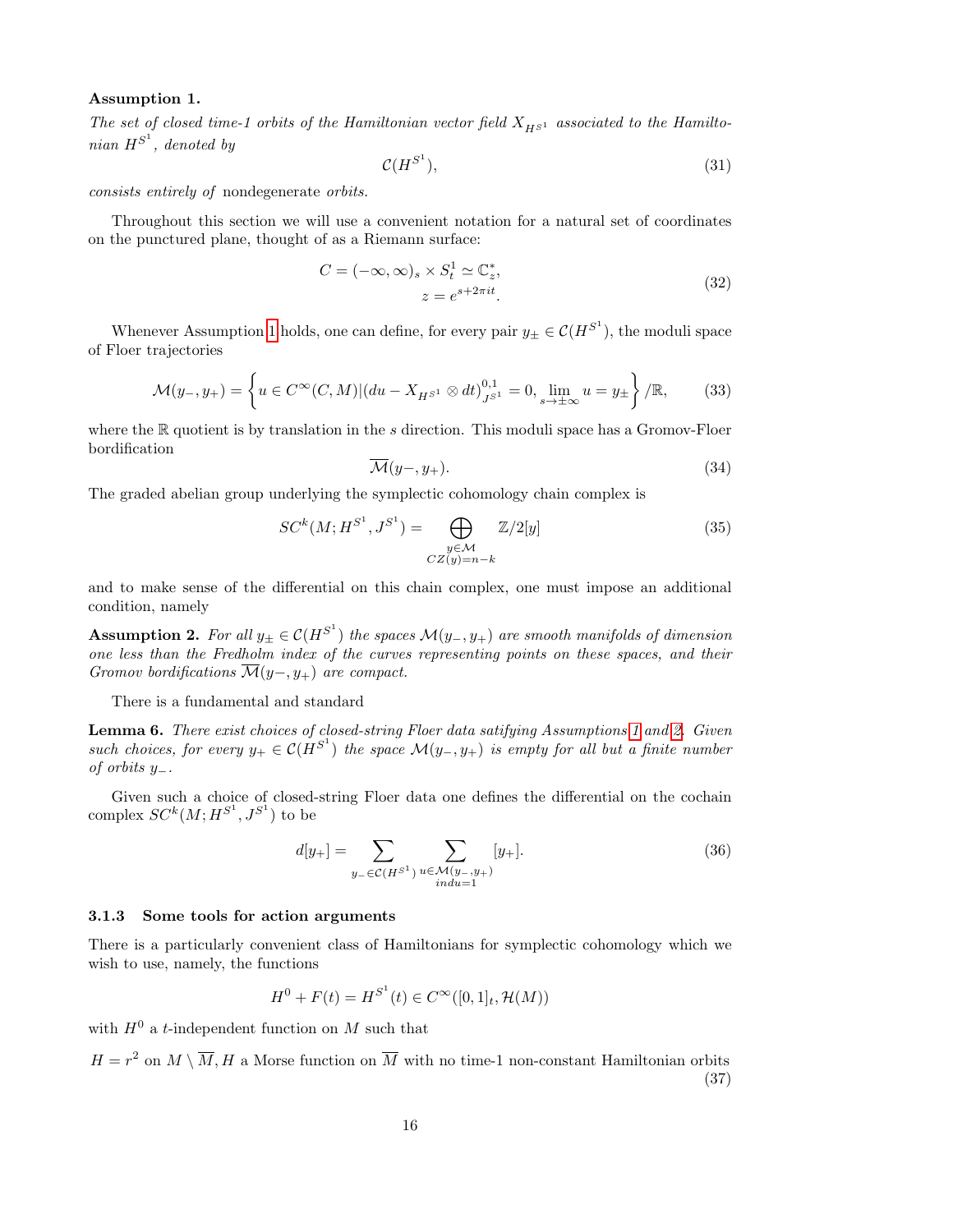**Assumption 1.**

*The set of closed time-1 orbits of the Hamiltonian vector field $X_{H^{S^1}}$ associated to the Hamiltonian $H^{S^1}$, denoted by*

$$\mathcal{C}(H^{S^1}), \tag{31}$$

*consists entirely of* nondegenerate *orbits.*

Throughout this section we will use a convenient notation for a natural set of coordinates on the punctured plane, thought of as a Riemann surface:

$$\begin{aligned} C = (-\infty, \infty)_s \times S^1_t \simeq \mathbb{C}^*_z, \\ z = e^{s + 2\pi i t}. \end{aligned} \tag{32}$$

Whenever Assumption 1 holds, one can define, for every pair $y_\pm \in \mathcal{C}(H^{S^1})$, the moduli space of Floer trajectories

$$\mathcal{M}(y_-, y_+) = \left\{ u \in C^\infty(C, M) | (du - X_{H^{S^1}} \otimes dt)^{0,1}_{J^{S^1}} = 0, \lim_{s \to \pm\infty} u = y_\pm \right\} / \mathbb{R}, \tag{33}$$

where the $\mathbb{R}$ quotient is by translation in the $s$ direction. This moduli space has a Gromov-Floer bordification

$$\overline{\mathcal{M}}(y-, y_+). \tag{34}$$

The graded abelian group underlying the symplectic cohomology chain complex is

$$SC^k(M; H^{S^1}, J^{S^1}) = \bigoplus_{\substack{y \in \mathcal{M} \\ CZ(y) = n-k}} \mathbb{Z}/2[y] \tag{35}$$

and to make sense of the differential on this chain complex, one must impose an additional condition, namely

**Assumption 2.** *For all $y_\pm \in \mathcal{C}(H^{S^1})$ the spaces $\mathcal{M}(y_-, y_+)$ are smooth manifolds of dimension one less than the Fredholm index of the curves representing points on these spaces, and their Gromov bordifications $\overline{\mathcal{M}}(y-, y_+)$ are compact.*

There is a fundamental and standard

**Lemma 6.** *There exist choices of closed-string Floer data satifying Assumptions 1 and 2. Given such choices, for every $y_+ \in \mathcal{C}(H^{S^1})$ the space $\mathcal{M}(y_-, y_+)$ is empty for all but a finite number of orbits $y_-$.*

Given such a choice of closed-string Floer data one defines the differential on the cochain complex $SC^k(M; H^{S^1}, J^{S^1})$ to be

$$d[y_+] = \sum_{y_- \in \mathcal{C}(H^{S^1})} \sum_{\substack{u \in \mathcal{M}(y_-, y_+) \\ ind u = 1}} [y_+]. \tag{36}$$

### 3.1.3 Some tools for action arguments

There is a particularly convenient class of Hamiltonians for symplectic cohomology which we wish to use, namely, the functions

$$H^0 + F(t) = H^{S^1}(t) \in C^\infty([0,1]_t, \mathcal{H}(M))$$

with $H^0$ a $t$-independent function on $M$ such that

$$H = r^2 \text{ on } M \setminus \overline{M}, H \text{ a Morse function on } \overline{M} \text{ with no time-1 non-constant Hamiltonian orbits} \tag{37}$$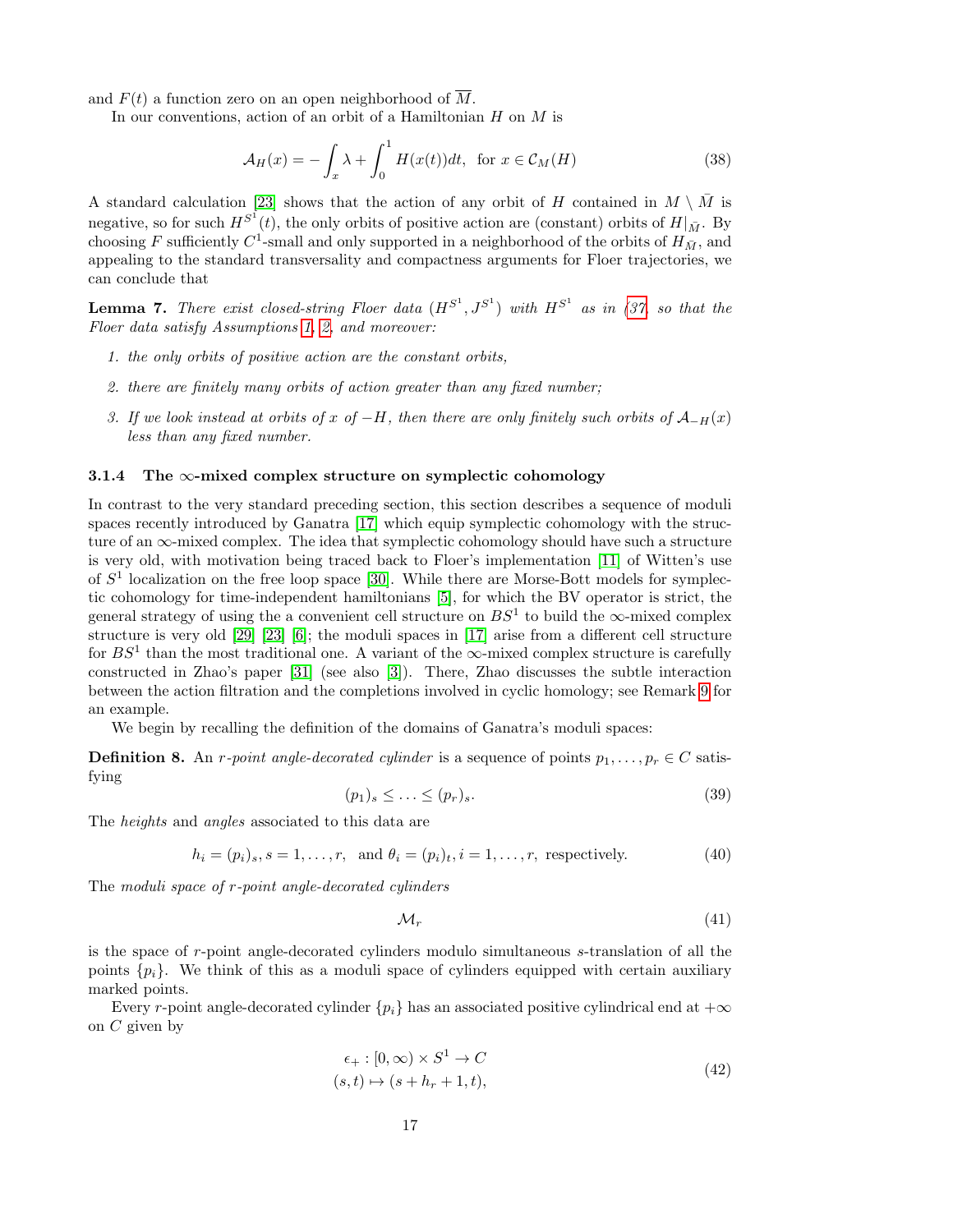and $F(t)$ a function zero on an open neighborhood of $\overline{M}$.

In our conventions, action of an orbit of a Hamiltonian $H$ on $M$ is

$$\mathcal{A}_H(x) = -\int_x \lambda + \int_0^1 H(x(t))dt, \text{ for } x \in \mathcal{C}_M(H) \tag{38}$$

A standard calculation [23] shows that the action of any orbit of $H$ contained in $M \setminus \bar{M}$ is negative, so for such $H^{S^1}(t)$, the only orbits of positive action are (constant) orbits of $H|_{\bar{M}}$. By choosing $F$ sufficiently $C^1$-small and only supported in a neighborhood of the orbits of $H_{\bar{M}}$, and appealing to the standard transversality and compactness arguments for Floer trajectories, we can conclude that

**Lemma 7.** *There exist closed-string Floer data $(H^{S^1}, J^{S^1})$ with $H^{S^1}$ as in (37, so that the Floer data satisfy Assumptions 1, 2, and moreover:*

1. *the only orbits of positive action are the constant orbits,*
2. *there are finitely many orbits of action greater than any fixed number;*
3. *If we look instead at orbits of $x$ of $-H$, then there are only finitely such orbits of $\mathcal{A}_{-H}(x)$ less than any fixed number.*

### 3.1.4 The $\infty$-mixed complex structure on symplectic cohomology

In contrast to the very standard preceding section, this section describes a sequence of moduli spaces recently introduced by Ganatra [17] which equip symplectic cohomology with the structure of an $\infty$-mixed complex. The idea that symplectic cohomology should have such a structure is very old, with motivation being traced back to Floer's implementation [11] of Witten's use of $S^1$ localization on the free loop space [30]. While there are Morse-Bott models for symplectic cohomology for time-independent hamiltonians [5], for which the BV operator is strict, the general strategy of using the a convenient cell structure on $BS^1$ to build the $\infty$-mixed complex structure is very old [29] [23] [6]; the moduli spaces in [17] arise from a different cell structure for $BS^1$ than the most traditional one. A variant of the $\infty$-mixed complex structure is carefully constructed in Zhao's paper [31] (see also [3]). There, Zhao discusses the subtle interaction between the action filtration and the completions involved in cyclic homology; see Remark 9 for an example.

We begin by recalling the definition of the domains of Ganatra's moduli spaces:

**Definition 8.** An *$r$-point angle-decorated cylinder* is a sequence of points $p_1, \ldots, p_r \in C$ satisfying

$$(p_1)_s \leq \ldots \leq (p_r)_s. \tag{39}$$

The *heights* and *angles* associated to this data are

$$h_i = (p_i)_s, s = 1, \ldots, r, \text{ and } \theta_i = (p_i)_t, i = 1, \ldots, r, \text{ respectively.} \tag{40}$$

The *moduli space of $r$-point angle-decorated cylinders*

$$\mathcal{M}_r \tag{41}$$

is the space of $r$-point angle-decorated cylinders modulo simultaneous $s$-translation of all the points $\{p_i\}$. We think of this as a moduli space of cylinders equipped with certain auxiliary marked points.

Every $r$-point angle-decorated cylinder $\{p_i\}$ has an associated positive cylindrical end at $+\infty$ on $C$ given by

$$\begin{aligned} \epsilon_+ : [0, \infty) \times S^1 &\to C \\ (s,t) &\mapsto (s + h_r + 1, t), \end{aligned} \tag{42}$$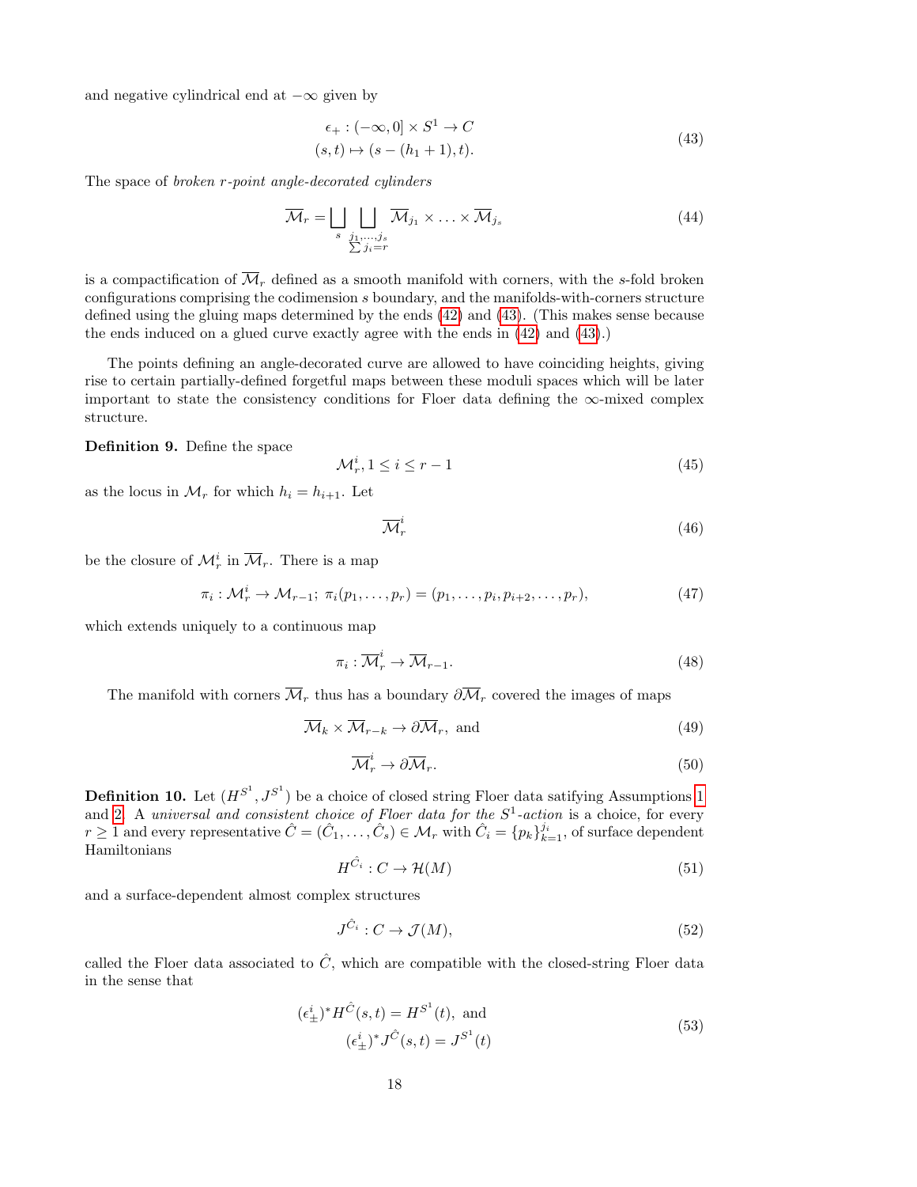and negative cylindrical end at $-\infty$ given by

$$
\begin{aligned}
\epsilon_+ : (-\infty, 0] \times S^1 &\to C \\
(s,t) &\mapsto (s - (h_1 + 1), t).
\end{aligned}
\tag{43}
$$

The space of *broken r-point angle-decorated cylinders*

$$
\overline{\mathcal{M}}_r = \bigsqcup_s \bigsqcup_{\substack{j_1,\ldots,j_s \\ \sum j_i = r}} \overline{\mathcal{M}}_{j_1} \times \ldots \times \overline{\mathcal{M}}_{j_s}
\tag{44}
$$

is a compactification of $\overline{\mathcal{M}}_r$ defined as a smooth manifold with corners, with the $s$-fold broken configurations comprising the codimension $s$ boundary, and the manifolds-with-corners structure defined using the gluing maps determined by the ends (42) and (43). (This makes sense because the ends induced on a glued curve exactly agree with the ends in (42) and (43).)

The points defining an angle-decorated curve are allowed to have coinciding heights, giving rise to certain partially-defined forgetful maps between these moduli spaces which will be later important to state the consistency conditions for Floer data defining the $\infty$-mixed complex structure.

**Definition 9.** Define the space

$$
\mathcal{M}_r^i, 1 \leq i \leq r-1
\tag{45}
$$

as the locus in $\mathcal{M}_r$ for which $h_i = h_{i+1}$. Let

$$
\overline{\mathcal{M}}_r^i
\tag{46}
$$

be the closure of $\mathcal{M}_r^i$ in $\overline{\mathcal{M}}_r$. There is a map

$$
\pi_i : \mathcal{M}_r^i \to \mathcal{M}_{r-1};\ \pi_i(p_1, \ldots, p_r) = (p_1, \ldots, p_i, p_{i+2}, \ldots, p_r),
\tag{47}
$$

which extends uniquely to a continuous map

$$
\pi_i : \overline{\mathcal{M}}_r^i \to \overline{\mathcal{M}}_{r-1}.
\tag{48}
$$

The manifold with corners $\overline{\mathcal{M}}_r$ thus has a boundary $\partial\overline{\mathcal{M}}_r$ covered the images of maps

$$
\overline{\mathcal{M}}_k \times \overline{\mathcal{M}}_{r-k} \to \partial\overline{\mathcal{M}}_r, \text{ and}
\tag{49}
$$

$$
\overline{\mathcal{M}}_r^i \to \partial\overline{\mathcal{M}}_r.
\tag{50}
$$

**Definition 10.** Let $(H^{S^1}, J^{S^1})$ be a choice of closed string Floer data satifying Assumptions 1 and 2. A *universal and consistent choice of Floer data for the $S^1$-action* is a choice, for every $r \geq 1$ and every representative $\hat{C} = (\hat{C}_1, \ldots, \hat{C}_s) \in \mathcal{M}_r$ with $\hat{C}_i = \{p_k\}_{k=1}^{j_i}$, of surface dependent Hamiltonians

$$
H^{\hat{C}_i} : C \to \mathcal{H}(M)
\tag{51}
$$

and a surface-dependent almost complex structures

$$
J^{\hat{C}_i} : C \to \mathcal{J}(M),
\tag{52}
$$

called the Floer data associated to $\hat{C}$, which are compatible with the closed-string Floer data in the sense that

$$
\begin{aligned}
(\epsilon_\pm^i)^* H^{\hat{C}}(s,t) &= H^{S^1}(t), \text{ and} \\
(\epsilon_\pm^i)^* J^{\hat{C}}(s,t) &= J^{S^1}(t)
\end{aligned}
\tag{53}
$$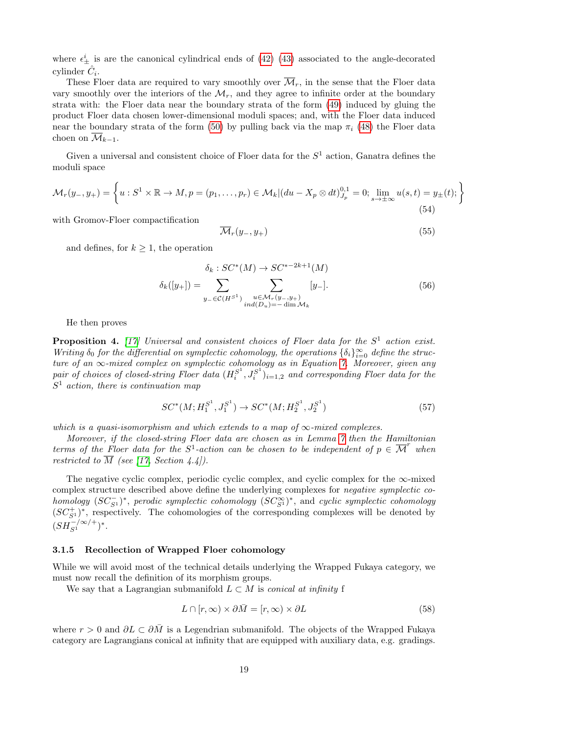where $\epsilon^i_\pm$ is are the canonical cylindrical ends of (42) (43) associated to the angle-decorated cylinder $\hat{C}_i$.

These Floer data are required to vary smoothly over $\overline{\mathcal{M}}_r$, in the sense that the Floer data vary smoothly over the interiors of the $\mathcal{M}_r$, and they agree to infinite order at the boundary strata with: the Floer data near the boundary strata of the form (49) induced by gluing the product Floer data chosen lower-dimensional moduli spaces; and, with the Floer data induced near the boundary strata of the form (50) by pulling back via the map $\pi_i$ (48) the Floer data choen on $\overline{\mathcal{M}}_{k-1}$.

Given a universal and consistent choice of Floer data for the $S^1$ action, Ganatra defines the moduli space

$$\mathcal{M}_r(y_-, y_+) = \left\{ u : S^1 \times \mathbb{R} \to M, p = (p_1, \ldots, p_r) \in \mathcal{M}_k | (du - X_p \otimes dt)^{0,1}_{J_p} = 0; \lim_{s \to \pm\infty} u(s,t) = y_\pm(t); \right\} \tag{54}$$

with Gromov-Floer compactification

$$\overline{\mathcal{M}}_r(y_-, y_+) \tag{55}$$

and defines, for $k \geq 1$, the operation

$$\delta_k : SC^*(M) \to SC^{*-2k+1}(M)$$
$$\delta_k([y_+]) = \sum_{y_- \in \mathcal{C}(H^{S^1})} \sum_{\substack{u \in \mathcal{M}_r(y_-, y_+) \\ ind(D_u) = -\dim \mathcal{M}_k}} [y_-]. \tag{56}$$

He then proves

**Proposition 4.** *[17] Universal and consistent choices of Floer data for the $S^1$ action exist. Writing $\delta_0$ for the differential on symplectic cohomology, the operations $\{\delta_i\}_{i=0}^\infty$ define the structure of an $\infty$-mixed complex on symplectic cohomology as in Equation 7. Moreover, given any pair of choices of closed-string Floer data $(H_i^{S^1}, J_i^{S^1})_{i=1,2}$ and corresponding Floer data for the $S^1$ action, there is continuation map*

$$SC^*(M; H_1^{S^1}, J_1^{S^1}) \to SC^*(M; H_2^{S^1}, J_2^{S^1}) \tag{57}$$

*which is a quasi-isomorphism and which extends to a map of $\infty$-mixed complexes.*

*Moreover, if the closed-string Floer data are chosen as in Lemma 7 then the Hamiltonian terms of the Floer data for the $S^1$-action can be chosen to be independent of $p \in \overline{\mathcal{M}}^r$ when restricted to $\overline{M}$ (see [17, Section 4.4]).*

The negative cyclic complex, periodic cyclic complex, and cyclic complex for the $\infty$-mixed complex structure described above define the underlying complexes for *negative symplectic cohomology* $(SC^-_{S^1})^*$, *perodic symplectic cohomology* $(SC^\infty_{S^1})^*$, and *cyclic symplectic cohomology* $(SC^+_{S^1})^*$, respectively. The cohomologies of the corresponding complexes will be denoted by $(SH^{-/\infty/+}_{S^1})^*$.

### 3.1.5 Recollection of Wrapped Floer cohomology

While we will avoid most of the technical details underlying the Wrapped Fukaya category, we must now recall the definition of its morphism groups.

We say that a Lagrangian submanifold $L \subset M$ is *conical at infinity* f

$$L \cap [r, \infty) \times \partial\bar{M} = [r, \infty) \times \partial L \tag{58}$$

where $r > 0$ and $\partial L \subset \partial\bar{M}$ is a Legendrian submanifold. The objects of the Wrapped Fukaya category are Lagrangians conical at infinity that are equipped with auxiliary data, e.g. gradings.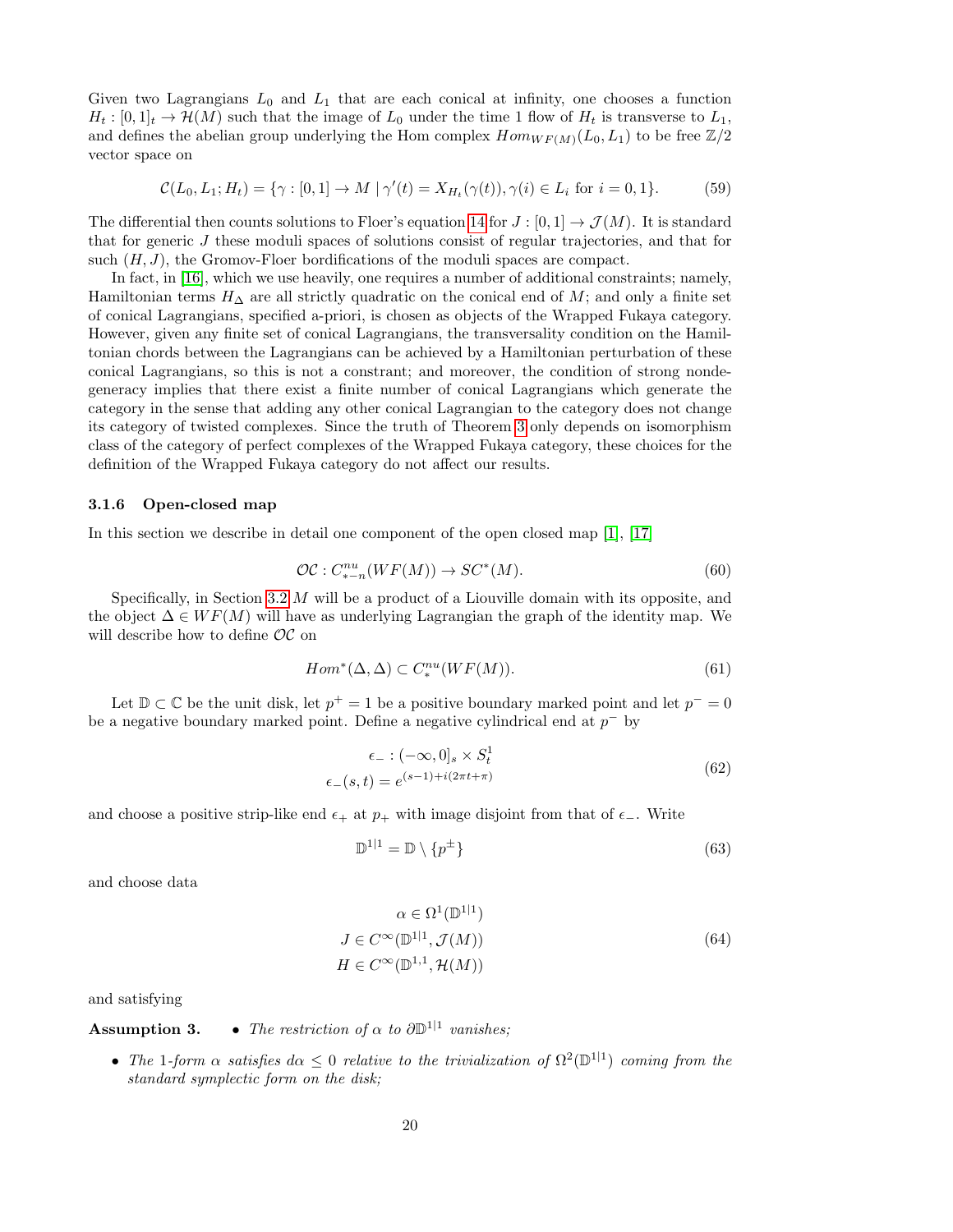Given two Lagrangians $L_0$ and $L_1$ that are each conical at infinity, one chooses a function $H_t : [0,1]_t \to \mathcal{H}(M)$ such that the image of $L_0$ under the time 1 flow of $H_t$ is transverse to $L_1$, and defines the abelian group underlying the Hom complex $Hom_{WF(M)}(L_0, L_1)$ to be free $\mathbb{Z}/2$ vector space on

$$\mathcal{C}(L_0, L_1; H_t) = \{\gamma : [0,1] \to M \mid \gamma'(t) = X_{H_t}(\gamma(t)), \gamma(i) \in L_i \text{ for } i = 0, 1\}. \tag{59}$$

The differential then counts solutions to Floer's equation 14 for $J : [0,1] \to \mathcal{J}(M)$. It is standard that for generic $J$ these moduli spaces of solutions consist of regular trajectories, and that for such $(H, J)$, the Gromov-Floer bordifications of the moduli spaces are compact.

In fact, in [16], which we use heavily, one requires a number of additional constraints; namely, Hamiltonian terms $H_\Delta$ are all strictly quadratic on the conical end of $M$; and only a finite set of conical Lagrangians, specified a-priori, is chosen as objects of the Wrapped Fukaya category. However, given any finite set of conical Lagrangians, the transversality condition on the Hamiltonian chords between the Lagrangians can be achieved by a Hamiltonian perturbation of these conical Lagrangians, so this is not a constrant; and moreover, the condition of strong nondegeneracy implies that there exist a finite number of conical Lagrangians which generate the category in the sense that adding any other conical Lagrangian to the category does not change its category of twisted complexes. Since the truth of Theorem 3 only depends on isomorphism class of the category of perfect complexes of the Wrapped Fukaya category, these choices for the definition of the Wrapped Fukaya category do not affect our results.

#### 3.1.6 Open-closed map

In this section we describe in detail one component of the open closed map [1], [17]

$$\mathcal{OC} : C^{nu}_{*-n}(WF(M)) \to SC^*(M). \tag{60}$$

Specifically, in Section 3.2 $M$ will be a product of a Liouville domain with its opposite, and the object $\Delta \in WF(M)$ will have as underlying Lagrangian the graph of the identity map. We will describe how to define $\mathcal{OC}$ on

$$Hom^*(\Delta, \Delta) \subset C^{nu}_*(WF(M)). \tag{61}$$

Let $\mathbb{D} \subset \mathbb{C}$ be the unit disk, let $p^+ = 1$ be a positive boundary marked point and let $p^- = 0$ be a negative boundary marked point. Define a negative cylindrical end at $p^-$ by

$$\begin{gathered} \epsilon_- : (-\infty, 0]_s \times S^1_t \\ \epsilon_-(s,t) = e^{(s-1)+i(2\pi t+\pi)} \end{gathered} \tag{62}$$

and choose a positive strip-like end $\epsilon_+$ at $p_+$ with image disjoint from that of $\epsilon_-$. Write

$$\mathbb{D}^{1|1} = \mathbb{D} \setminus \{p^\pm\} \tag{63}$$

and choose data

$$\begin{gathered} \alpha \in \Omega^1(\mathbb{D}^{1|1}) \\ J \in C^\infty(\mathbb{D}^{1|1}, \mathcal{J}(M)) \\ H \in C^\infty(\mathbb{D}^{1,1}, \mathcal{H}(M)) \end{gathered} \tag{64}$$

and satisfying

**Assumption 3.**
- *The restriction of $\alpha$ to $\partial\mathbb{D}^{1|1}$ vanishes;*
- *The 1-form $\alpha$ satisfies $d\alpha \leq 0$ relative to the trivialization of $\Omega^2(\mathbb{D}^{1|1})$ coming from the standard symplectic form on the disk;*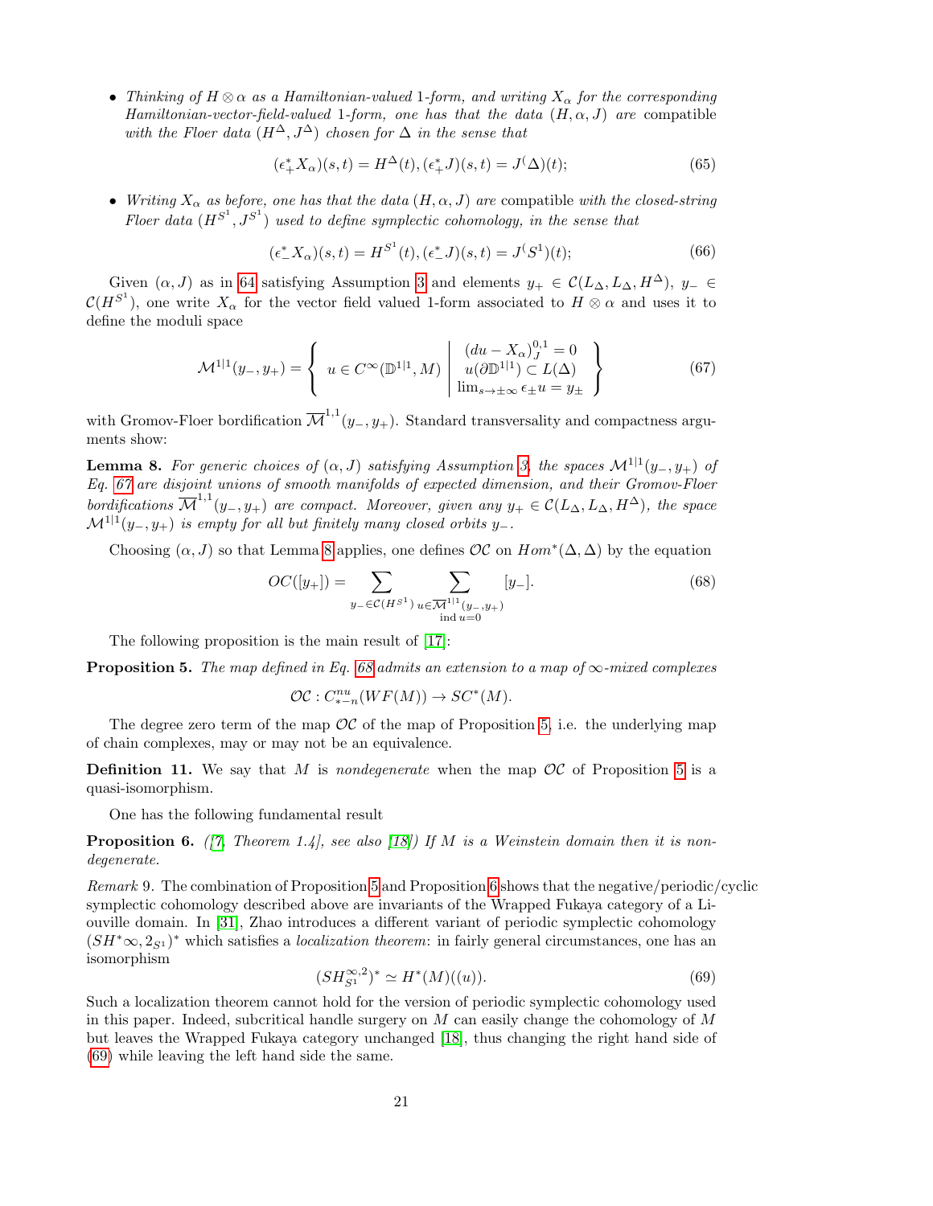- *Thinking of $H \otimes \alpha$ as a Hamiltonian-valued 1-form, and writing $X_\alpha$ for the corresponding Hamiltonian-vector-field-valued 1-form, one has that the data $(H, \alpha, J)$ are* compatible *with the Floer data $(H^\Delta, J^\Delta)$ chosen for $\Delta$ in the sense that*

$$(\epsilon_+^* X_\alpha)(s,t) = H^\Delta(t), (\epsilon_+^* J)(s,t) = J^(\Delta)(t); \tag{65}$$

- *Writing $X_\alpha$ as before, one has that the data $(H, \alpha, J)$ are* compatible *with the closed-string Floer data $(H^{S^1}, J^{S^1})$ used to define symplectic cohomology, in the sense that*

$$(\epsilon_-^* X_\alpha)(s,t) = H^{S^1}(t), (\epsilon_-^* J)(s,t) = J^(S^1)(t); \tag{66}$$

Given $(\alpha, J)$ as in 64 satisfying Assumption 3 and elements $y_+ \in \mathcal{C}(L_\Delta, L_\Delta, H^\Delta)$, $y_- \in \mathcal{C}(H^{S^1})$, one write $X_\alpha$ for the vector field valued 1-form associated to $H \otimes \alpha$ and uses it to define the moduli space

$$\mathcal{M}^{1|1}(y_-, y_+) = \left\{ u \in C^\infty(\mathbb{D}^{1|1}, M) \;\middle|\; \begin{array}{c} (du - X_\alpha)_J^{0,1} = 0 \\ u(\partial \mathbb{D}^{1|1}) \subset L(\Delta) \\ \lim_{s \to \pm\infty} \epsilon_\pm u = y_\pm \end{array} \right\} \tag{67}$$

with Gromov-Floer bordification $\overline{\mathcal{M}}^{1,1}(y_-, y_+)$. Standard transversality and compactness arguments show:

**Lemma 8.** *For generic choices of $(\alpha, J)$ satisfying Assumption 3, the spaces $\mathcal{M}^{1|1}(y_-, y_+)$ of Eq. 67 are disjoint unions of smooth manifolds of expected dimension, and their Gromov-Floer bordifications $\overline{\mathcal{M}}^{1,1}(y_-, y_+)$ are compact. Moreover, given any $y_+ \in \mathcal{C}(L_\Delta, L_\Delta, H^\Delta)$, the space $\mathcal{M}^{1|1}(y_-, y_+)$ is empty for all but finitely many closed orbits $y_-$.*

Choosing $(\alpha, J)$ so that Lemma 8 applies, one defines $\mathcal{OC}$ on $Hom^*(\Delta, \Delta)$ by the equation

$$OC([y_+]) = \sum_{y_- \in \mathcal{C}(H^{S^1})} \sum_{\substack{u \in \overline{\mathcal{M}}^{1|1}(y_-, y_+) \\ \text{ind } u = 0}} [y_-]. \tag{68}$$

The following proposition is the main result of [17]:

**Proposition 5.** *The map defined in Eq. 68 admits an extension to a map of $\infty$-mixed complexes*

$$\mathcal{OC} : C^{nu}_{*-n}(WF(M)) \to SC^*(M).$$

The degree zero term of the map $\mathcal{OC}$ of the map of Proposition 5, i.e. the underlying map of chain complexes, may or may not be an equivalence.

**Definition 11.** We say that $M$ is *nondegenerate* when the map $\mathcal{OC}$ of Proposition 5 is a quasi-isomorphism.

One has the following fundamental result

**Proposition 6.** *([7, Theorem 1.4], see also [18]) If $M$ is a Weinstein domain then it is nondegenerate.*

*Remark* 9. The combination of Proposition 5 and Proposition 6 shows that the negative/periodic/cyclic symplectic cohomology described above are invariants of the Wrapped Fukaya category of a Liouville domain. In [31], Zhao introduces a different variant of periodic symplectic cohomology $(SH^*\infty, 2_{S^1})^*$ which satisfies a *localization theorem*: in fairly general circumstances, one has an isomorphism

$$(SH^{\infty,2}_{S^1})^* \simeq H^*(M)((u)). \tag{69}$$

Such a localization theorem cannot hold for the version of periodic symplectic cohomology used in this paper. Indeed, subcritical handle surgery on $M$ can easily change the cohomology of $M$ but leaves the Wrapped Fukaya category unchanged [18], thus changing the right hand side of (69) while leaving the left hand side the same.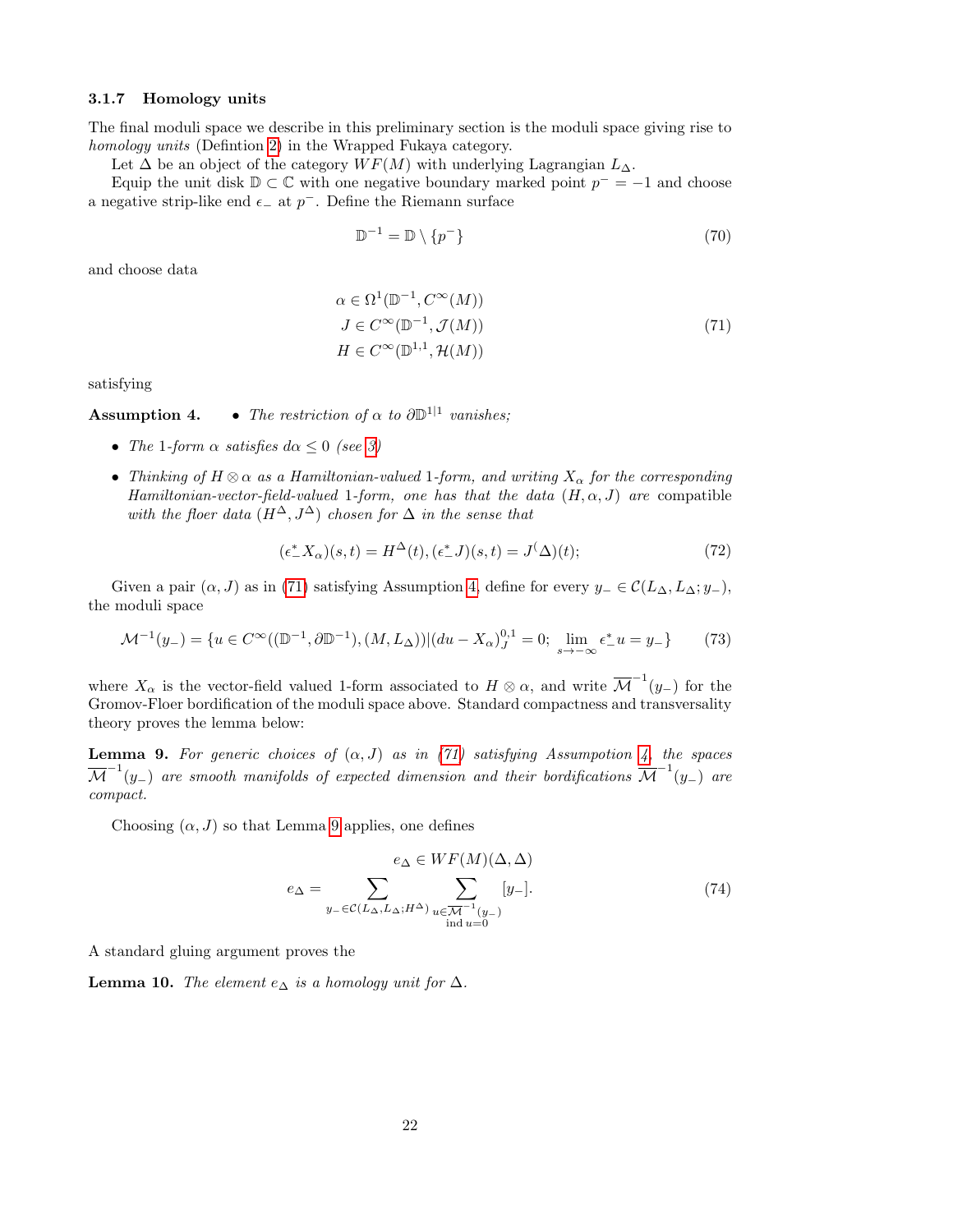### 3.1.7 Homology units

The final moduli space we describe in this preliminary section is the moduli space giving rise to *homology units* (Defintion 2) in the Wrapped Fukaya category.

Let $\Delta$ be an object of the category $WF(M)$ with underlying Lagrangian $L_\Delta$.

Equip the unit disk $\mathbb{D} \subset \mathbb{C}$ with one negative boundary marked point $p^- = -1$ and choose a negative strip-like end $\epsilon_-$ at $p^-$. Define the Riemann surface

$$\mathbb{D}^{-1} = \mathbb{D} \setminus \{p^-\} \tag{70}$$

and choose data

$$\begin{aligned} \alpha &\in \Omega^1(\mathbb{D}^{-1}, C^\infty(M)) \\ J &\in C^\infty(\mathbb{D}^{-1}, \mathcal{J}(M)) \\ H &\in C^\infty(\mathbb{D}^{1,1}, \mathcal{H}(M)) \end{aligned} \tag{71}$$

satisfying

**Assumption 4.**
- *The restriction of $\alpha$ to $\partial\mathbb{D}^{1|1}$ vanishes;*
- *The 1-form $\alpha$ satisfies $d\alpha \leq 0$ (see 3)*
- *Thinking of $H \otimes \alpha$ as a Hamiltonian-valued 1-form, and writing $X_\alpha$ for the corresponding Hamiltonian-vector-field-valued 1-form, one has that the data $(H, \alpha, J)$ are* compatible *with the floer data $(H^\Delta, J^\Delta)$ chosen for $\Delta$ in the sense that*

$$(\epsilon_-^* X_\alpha)(s,t) = H^\Delta(t), (\epsilon_-^* J)(s,t) = J^(\Delta)(t); \tag{72}$$

Given a pair $(\alpha, J)$ as in (71) satisfying Assumption 4, define for every $y_- \in \mathcal{C}(L_\Delta, L_\Delta; y_-)$, the moduli space

$$\mathcal{M}^{-1}(y_-) = \{u \in C^\infty((\mathbb{D}^{-1}, \partial\mathbb{D}^{-1}), (M, L_\Delta)) | (du - X_\alpha)_J^{0,1} = 0; \lim_{s \to -\infty} \epsilon_-^* u = y_-\} \tag{73}$$

where $X_\alpha$ is the vector-field valued 1-form associated to $H \otimes \alpha$, and write $\overline{\mathcal{M}}^{-1}(y_-)$ for the Gromov-Floer bordification of the moduli space above. Standard compactness and transversality theory proves the lemma below:

**Lemma 9.** *For generic choices of $(\alpha, J)$ as in (71) satisfying Assumpotion 4, the spaces $\overline{\mathcal{M}}^{-1}(y_-)$ are smooth manifolds of expected dimension and their bordifications $\overline{\mathcal{M}}^{-1}(y_-)$ are compact.*

Choosing $(\alpha, J)$ so that Lemma 9 applies, one defines

$$\begin{gathered} e_\Delta \in WF(M)(\Delta, \Delta) \\ e_\Delta = \sum_{y_- \in \mathcal{C}(L_\Delta, L_\Delta; H^\Delta)} \sum_{\substack{u \in \overline{\mathcal{M}}^{-1}(y_-) \\ \operatorname{ind} u = 0}} [y_-]. \end{gathered} \tag{74}$$

A standard gluing argument proves the

**Lemma 10.** *The element $e_\Delta$ is a homology unit for $\Delta$.*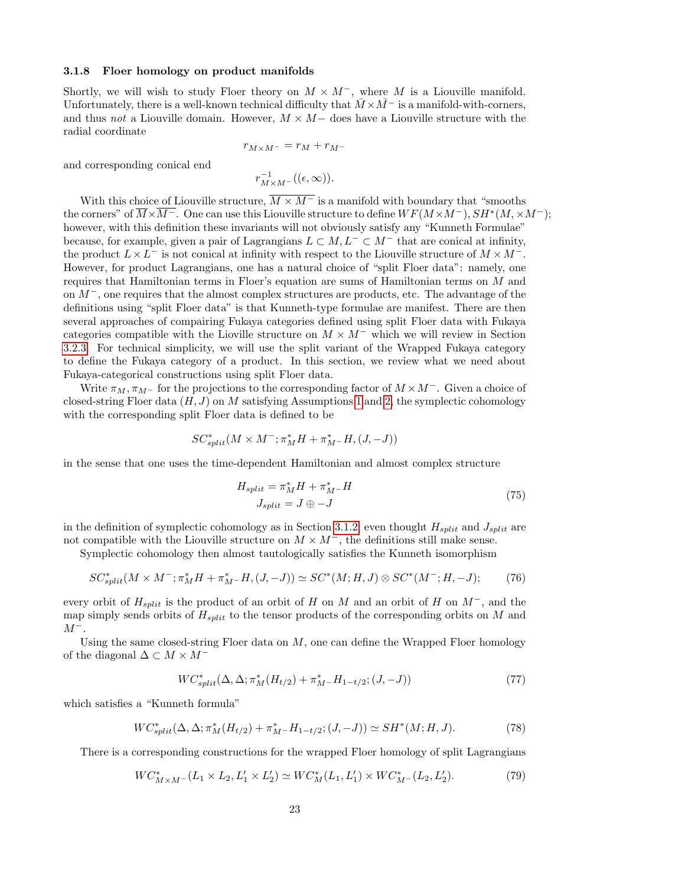### 3.1.8 Floer homology on product manifolds

Shortly, we will wish to study Floer theory on $M \times M^-$, where $M$ is a Liouville manifold. Unfortunately, there is a well-known technical difficulty that $\bar{M} \times \bar{M}^-$ is a manifold-with-corners, and thus *not* a Liouville domain. However, $M \times M-$ does have a Liouville structure with the radial coordinate

$$r_{M\times M^-} = r_M + r_{M^-}$$

and corresponding conical end

$$r^{-1}_{M\times M^-}((\epsilon, \infty)).$$

With this choice of Liouville structure, $\overline{M \times M^-}$ is a manifold with boundary that "smooths the corners" of $\overline{M} \times \overline{M^-}$. One can use this Liouville structure to define $WF(M \times M^-), SH^*(M, \times M^-)$; however, with this definition these invariants will not obviously satisfy any "Kunneth Formulae" because, for example, given a pair of Lagrangians $L \subset M, L^- \subset M^-$ that are conical at infinity, the product $L \times L^-$ is not conical at infinity with respect to the Liouville structure of $M \times M^-$. However, for product Lagrangians, one has a natural choice of "split Floer data": namely, one requires that Hamiltonian terms in Floer's equation are sums of Hamiltonian terms on $M$ and on $M^-$, one requires that the almost complex structures are products, etc. The advantage of the definitions using "split Floer data" is that Kunneth-type formulae are manifest. There are then several approaches of compairing Fukaya categories defined using split Floer data with Fukaya categories compatible with the Lioville structure on $M \times M^-$ which we will review in Section 3.2.3. For technical simplicity, we will use the split variant of the Wrapped Fukaya category to define the Fukaya category of a product. In this section, we review what we need about Fukaya-categorical constructions using split Floer data.

Write $\pi_M, \pi_{M^-}$ for the projections to the corresponding factor of $M \times M^-$. Given a choice of closed-string Floer data $(H, J)$ on $M$ satisfying Assumptions 1 and 2, the symplectic cohomology with the corresponding split Floer data is defined to be

$$SC^*_{split}(M \times M^-; \pi_M^* H + \pi_{M^-}^* H, (J, -J))$$

in the sense that one uses the time-dependent Hamiltonian and almost complex structure

$$\begin{gathered} H_{split} = \pi_M^* H + \pi_{M^-}^* H \\ J_{split} = J \oplus -J \end{gathered} \tag{75}$$

in the definition of symplectic cohomology as in Section 3.1.2, even thought $H_{split}$ and $J_{split}$ are not compatible with the Liouville structure on $M \times M^-$, the definitions still make sense.

Symplectic cohomology then almost tautologically satisfies the Kunneth isomorphism

$$SC^*_{split}(M \times M^-; \pi_M^* H + \pi_{M^-}^* H, (J, -J)) \simeq SC^*(M; H, J) \otimes SC^*(M^-; H, -J); \tag{76}$$

every orbit of $H_{split}$ is the product of an orbit of $H$ on $M$ and an orbit of $H$ on $M^-$, and the map simply sends orbits of $H_{split}$ to the tensor products of the corresponding orbits on $M$ and $M^-$.

Using the same closed-string Floer data on $M$, one can define the Wrapped Floer homology of the diagonal $\Delta \subset M \times M^-$

$$WC^*_{split}(\Delta, \Delta; \pi_M^*(H_{t/2}) + \pi_{M^-}^* H_{1-t/2}; (J, -J)) \tag{77}$$

which satisfies a "Kunneth formula"

$$WC^*_{split}(\Delta, \Delta; \pi_M^*(H_{t/2}) + \pi_{M^-}^* H_{1-t/2}; (J, -J)) \simeq SH^*(M; H, J). \tag{78}$$

There is a corresponding constructions for the wrapped Floer homology of split Lagrangians

$$WC^*_{M\times M^-}(L_1 \times L_2, L_1' \times L_2') \simeq WC^*_M(L_1, L_1') \times WC^*_{M^-}(L_2, L_2'). \tag{79}$$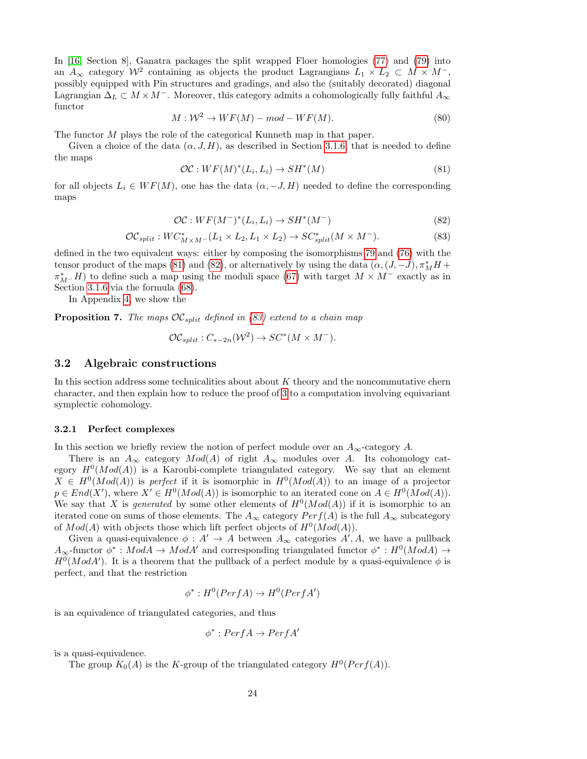In [16, Section 8], Ganatra packages the split wrapped Floer homologies (77) and (79) into an $A_\infty$ category $\mathcal{W}^2$ containing as objects the product Lagrangians $L_1 \times L_2 \subset M \times M^-$, possibly equipped with Pin structures and gradings, and also the (suitably decorated) diagonal Lagrangian $\Delta_L \subset M \times M^-$. Moreover, this category admits a cohomologically fully faithful $A_\infty$ functor

$$M : \mathcal{W}^2 \to WF(M) - mod - WF(M). \tag{80}$$

The functor $M$ plays the role of the categorical Kunneth map in that paper.

Given a choice of the data $(\alpha, J, H)$, as described in Section 3.1.6 that is needed to define the maps

$$\mathcal{OC} : WF(M)^*(L_i, L_i) \to SH^*(M) \tag{81}$$

for all objects $L_i \in WF(M)$, one has the data $(\alpha, -J, H)$ needed to define the corresponding maps

$$\mathcal{OC} : WF(M^-)^*(L_i, L_i) \to SH^*(M^-) \tag{82}$$

$$\mathcal{OC}_{split} : WC^*_{M\times M^-}(L_1 \times L_2, L_1 \times L_2) \to SC^*_{split}(M \times M^-). \tag{83}$$

defined in the two equivalent ways: either by composing the isomorphisms 79 and (76) with the tensor product of the maps (81) and (82), or alternatively by using the data $(\alpha, (J, -J), \pi_M^* H + \pi_{M^-}^* H)$ to define such a map using the moduli space (67) with target $M \times M^-$ exactly as in Section 3.1.6 via the formula (68).

In Appendix 4, we show the

**Proposition 7.** *The maps $\mathcal{OC}_{split}$ defined in (83) extend to a chain map*

$$\mathcal{OC}_{split} : C_{*-2n}(\mathcal{W}^2) \to SC^*(M \times M^-).$$

## 3.2 Algebraic constructions

In this section address some technicalities about about $K$ theory and the noncommutative chern character, and then explain how to reduce the proof of 3 to a computation involving equivariant symplectic cohomology.

### 3.2.1 Perfect complexes

In this section we briefly review the notion of perfect module over an $A_\infty$-category $A$.

There is an $A_\infty$ category $Mod(A)$ of right $A_\infty$ modules over $A$. Its cohomology category $H^0(Mod(A))$ is a Karoubi-complete triangulated category. We say that an element $X \in H^0(Mod(A))$ is *perfect* if it is isomorphic in $H^0(Mod(A))$ to an image of a projector $p \in End(X')$, where $X' \in H^0(Mod(A))$ is isomorphic to an iterated cone on $A \in H^0(Mod(A))$. We say that $X$ is *generated* by some other elements of $H^0(Mod(A))$ if it is isomorphic to an iterated cone on sums of those elements. The $A_\infty$ category $Perf(A)$ is the full $A_\infty$ subcategory of $Mod(A)$ with objects those which lift perfect objects of $H^0(Mod(A))$.

Given a quasi-equivalence $\phi : A' \to A$ between $A_\infty$ categories $A', A$, we have a pullback $A_\infty$-functor $\phi^* : ModA \to ModA'$ and corresponding triangulated functor $\phi^* : H^0(ModA) \to H^0(ModA')$. It is a theorem that the pullback of a perfect module by a quasi-equivalence $\phi$ is perfect, and that the restriction

$$\phi^* : H^0(PerfA) \to H^0(PerfA')$$

is an equivalence of triangulated categories, and thus

$$\phi^* : PerfA \to PerfA'$$

is a quasi-equivalence.

The group $K_0(A)$ is the $K$-group of the triangulated category $H^0(Perf(A))$.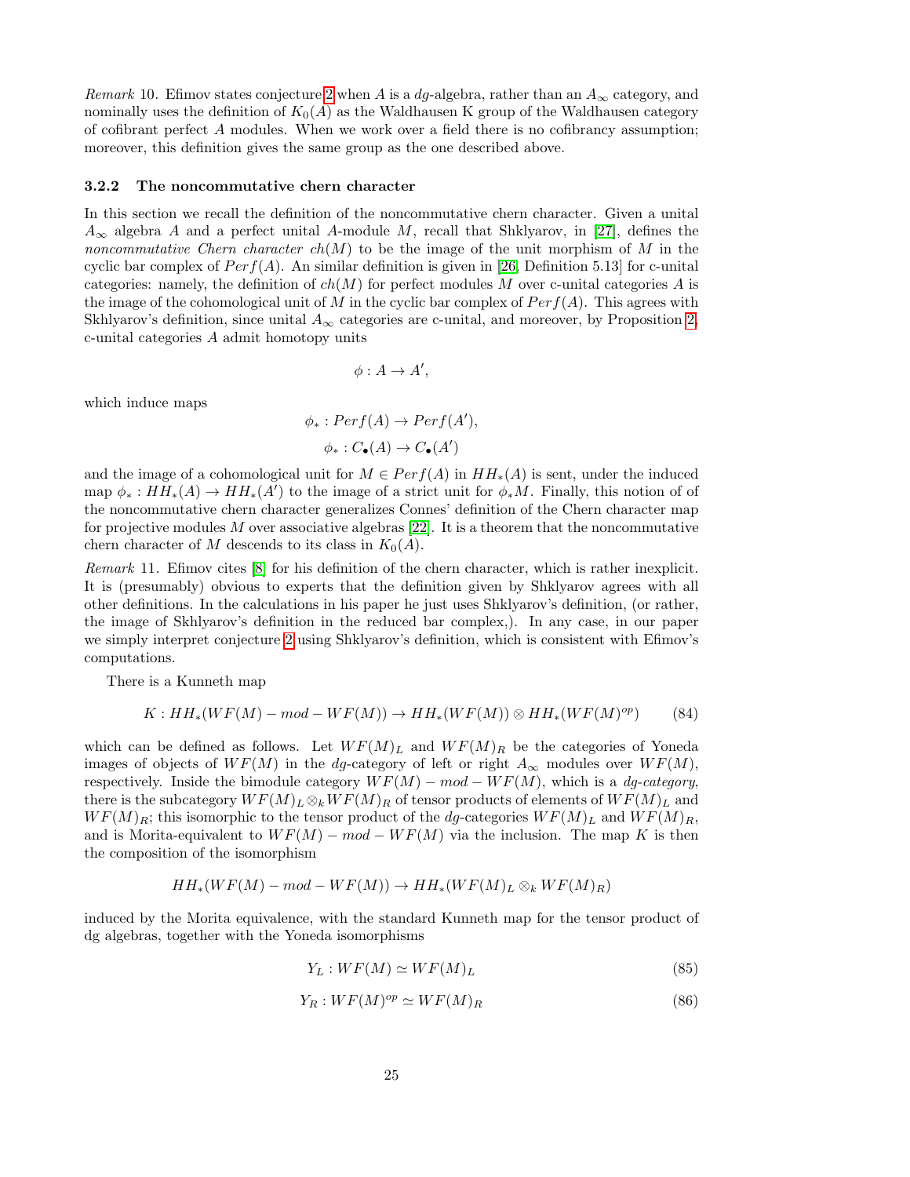*Remark* 10. Efimov states conjecture 2 when $A$ is a $dg$-algebra, rather than an $A_\infty$ category, and nominally uses the definition of $K_0(A)$ as the Waldhausen K group of the Waldhausen category of cofibrant perfect $A$ modules. When we work over a field there is no cofibrancy assumption; moreover, this definition gives the same group as the one described above.

### 3.2.2 The noncommutative chern character

In this section we recall the definition of the noncommutative chern character. Given a unital $A_\infty$ algebra $A$ and a perfect unital $A$-module $M$, recall that Shklyarov, in [27], defines the *noncommutative Chern character* $ch(M)$ to be the image of the unit morphism of $M$ in the cyclic bar complex of $Perf(A)$. An similar definition is given in [26, Definition 5.13] for c-unital categories: namely, the definition of $ch(M)$ for perfect modules $M$ over c-unital categories $A$ is the image of the cohomological unit of $M$ in the cyclic bar complex of $Perf(A)$. This agrees with Skhlyarov's definition, since unital $A_\infty$ categories are c-unital, and moreover, by Proposition 2, c-unital categories $A$ admit homotopy units

$$\phi : A \to A',$$

which induce maps

$$\phi_* : Perf(A) \to Perf(A'),$$

$$\phi_* : C_\bullet(A) \to C_\bullet(A')$$

and the image of a cohomological unit for $M \in Perf(A)$ in $HH_*(A)$ is sent, under the induced map $\phi_* : HH_*(A) \to HH_*(A')$ to the image of a strict unit for $\phi_* M$. Finally, this notion of of the noncommutative chern character generalizes Connes' definition of the Chern character map for projective modules $M$ over associative algebras [22]. It is a theorem that the noncommutative chern character of $M$ descends to its class in $K_0(A)$.

*Remark* 11. Efimov cites [8] for his definition of the chern character, which is rather inexplicit. It is (presumably) obvious to experts that the definition given by Shklyarov agrees with all other definitions. In the calculations in his paper he just uses Shklyarov's definition, (or rather, the image of Skhlyarov's definition in the reduced bar complex,). In any case, in our paper we simply interpret conjecture 2 using Shklyarov's definition, which is consistent with Efimov's computations.

There is a Kunneth map

$$K : HH_*(WF(M) - mod - WF(M)) \to HH_*(WF(M)) \otimes HH_*(WF(M)^{op}) \tag{84}$$

which can be defined as follows. Let $WF(M)_L$ and $WF(M)_R$ be the categories of Yoneda images of objects of $WF(M)$ in the $dg$-category of left or right $A_\infty$ modules over $WF(M)$, respectively. Inside the bimodule category $WF(M) - mod - WF(M)$, which is a *dg-category*, there is the subcategory $WF(M)_L \otimes_k WF(M)_R$ of tensor products of elements of $WF(M)_L$ and $WF(M)_R$; this isomorphic to the tensor product of the $dg$-categories $WF(M)_L$ and $WF(M)_R$, and is Morita-equivalent to $WF(M) - mod - WF(M)$ via the inclusion. The map $K$ is then the composition of the isomorphism

$$HH_*(WF(M) - mod - WF(M)) \to HH_*(WF(M)_L \otimes_k WF(M)_R)$$

induced by the Morita equivalence, with the standard Kunneth map for the tensor product of dg algebras, together with the Yoneda isomorphisms

$$Y_L : WF(M) \simeq WF(M)_L \tag{85}$$

$$Y_R : WF(M)^{op} \simeq WF(M)_R \tag{86}$$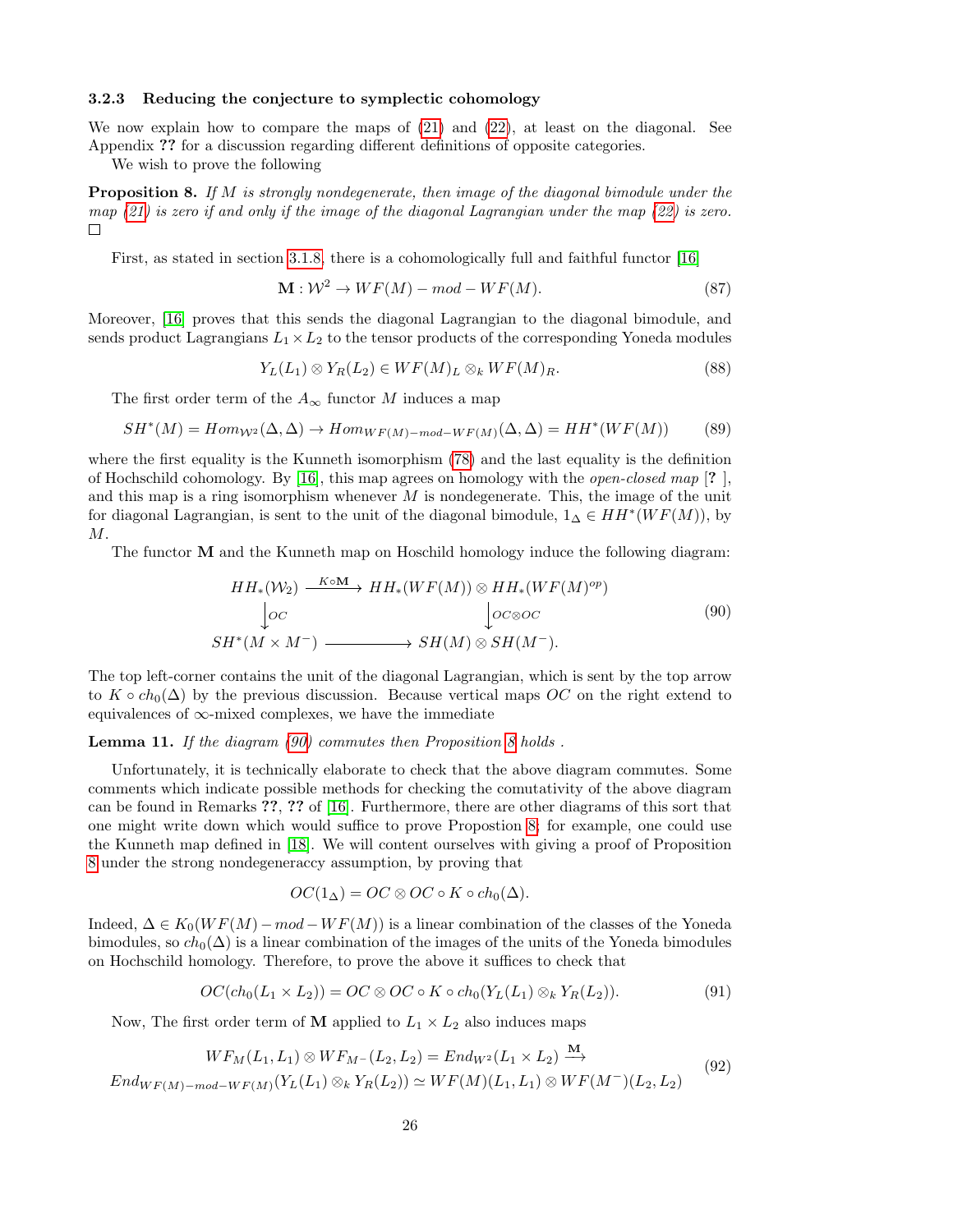### 3.2.3 Reducing the conjecture to symplectic cohomology

We now explain how to compare the maps of (21) and (22), at least on the diagonal. See Appendix **??** for a discussion regarding different definitions of opposite categories.

We wish to prove the following

**Proposition 8.** *If $M$ is strongly nondegenerate, then image of the diagonal bimodule under the map (21) is zero if and only if the image of the diagonal Lagrangian under the map (22) is zero.* □

First, as stated in section 3.1.8, there is a cohomologically full and faithful functor [16]

$$\mathbf{M} : \mathcal{W}^2 \to WF(M) - mod - WF(M). \tag{87}$$

Moreover, [16] proves that this sends the diagonal Lagrangian to the diagonal bimodule, and sends product Lagrangians $L_1 \times L_2$ to the tensor products of the corresponding Yoneda modules

$$Y_L(L_1) \otimes Y_R(L_2) \in WF(M)_L \otimes_k WF(M)_R. \tag{88}$$

The first order term of the $A_\infty$ functor $M$ induces a map

$$SH^*(M) = Hom_{\mathcal{W}^2}(\Delta, \Delta) \to Hom_{WF(M)-mod-WF(M)}(\Delta, \Delta) = HH^*(WF(M)) \tag{89}$$

where the first equality is the Kunneth isomorphism (78) and the last equality is the definition of Hochschild cohomology. By [16], this map agrees on homology with the *open-closed map* [**?** ], and this map is a ring isomorphism whenever $M$ is nondegenerate. This, the image of the unit for diagonal Lagrangian, is sent to the unit of the diagonal bimodule, $1_\Delta \in HH^*(WF(M))$, by $M$.

The functor $\mathbf{M}$ and the Kunneth map on Hoschild homology induce the following diagram:

$$\begin{array}{ccc} HH_*(\mathcal{W}_2) & \xrightarrow{K \circ \mathbf{M}} & HH_*(WF(M)) \otimes HH_*(WF(M)^{op}) \\ \downarrow{\scriptstyle OC} & & \downarrow{\scriptstyle OC \otimes OC} \\ SH^*(M \times M^-) & \longrightarrow & SH(M) \otimes SH(M^-). \end{array} \tag{90}$$

The top left-corner contains the unit of the diagonal Lagrangian, which is sent by the top arrow to $K \circ ch_0(\Delta)$ by the previous discussion. Because vertical maps $OC$ on the right extend to equivalences of $\infty$-mixed complexes, we have the immediate

**Lemma 11.** *If the diagram (90) commutes then Proposition 8 holds .*

Unfortunately, it is technically elaborate to check that the above diagram commutes. Some comments which indicate possible methods for checking the comutativity of the above diagram can be found in Remarks **??**, **??** of [16]. Furthermore, there are other diagrams of this sort that one might write down which would suffice to prove Propostion 8; for example, one could use the Kunneth map defined in [18]. We will content ourselves with giving a proof of Proposition 8 under the strong nondegeneraccy assumption, by proving that

$$OC(1_\Delta) = OC \otimes OC \circ K \circ ch_0(\Delta).$$

Indeed, $\Delta \in K_0(WF(M) - mod - WF(M))$ is a linear combination of the classes of the Yoneda bimodules, so $ch_0(\Delta)$ is a linear combination of the images of the units of the Yoneda bimodules on Hochschild homology. Therefore, to prove the above it suffices to check that

$$OC(ch_0(L_1 \times L_2)) = OC \otimes OC \circ K \circ ch_0(Y_L(L_1) \otimes_k Y_R(L_2)). \tag{91}$$

Now, The first order term of $\mathbf{M}$ applied to $L_1 \times L_2$ also induces maps

$$\begin{gathered} WF_M(L_1, L_1) \otimes WF_{M^-}(L_2, L_2) = End_{W^2}(L_1 \times L_2) \xrightarrow{\mathbf{M}} \\ End_{WF(M)-mod-WF(M)}(Y_L(L_1) \otimes_k Y_R(L_2)) \simeq WF(M)(L_1, L_1) \otimes WF(M^-)(L_2, L_2) \end{gathered} \tag{92}$$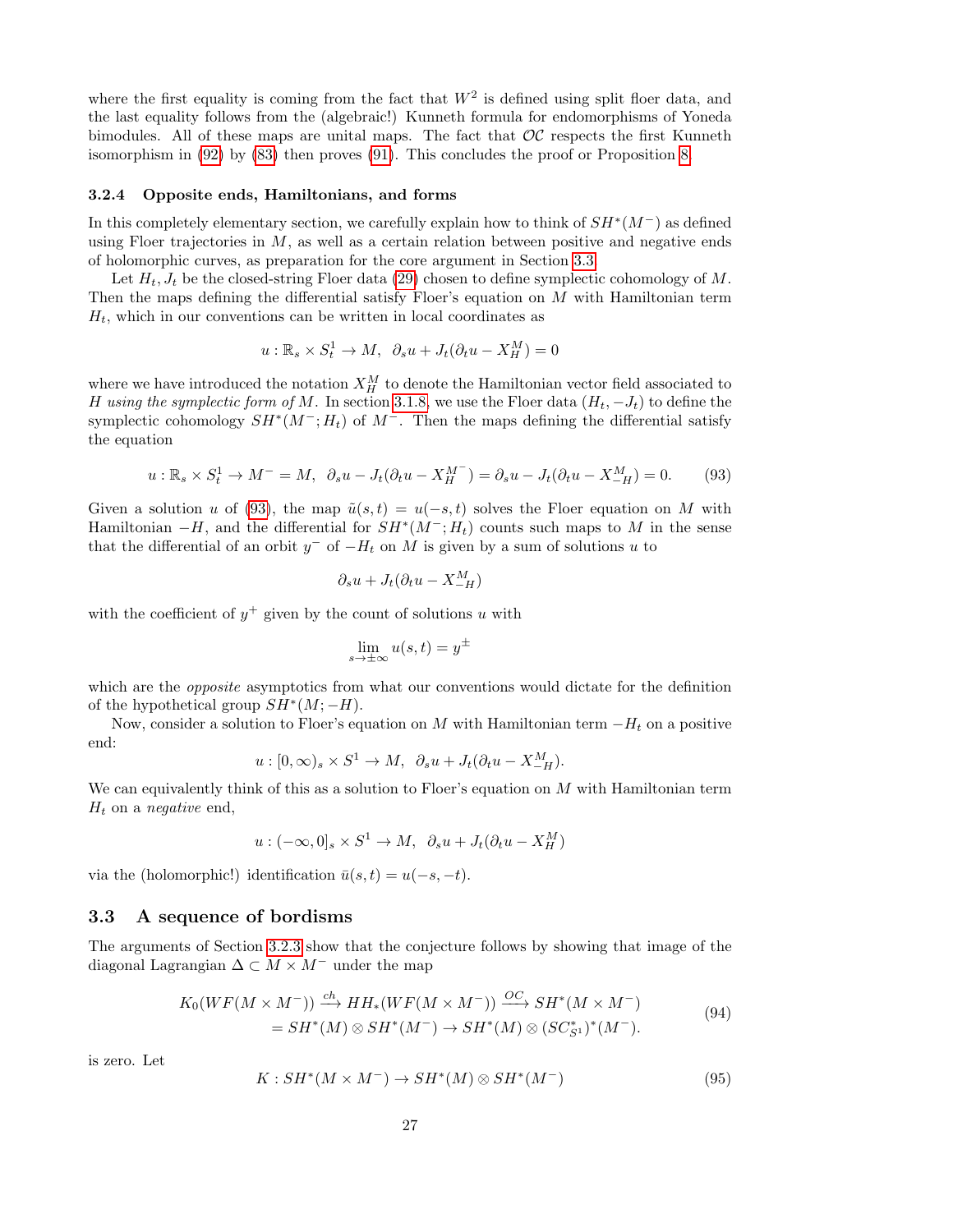where the first equality is coming from the fact that $W^2$ is defined using split floer data, and the last equality follows from the (algebraic!) Kunneth formula for endomorphisms of Yoneda bimodules. All of these maps are unital maps. The fact that $\mathcal{OC}$ respects the first Kunneth isomorphism in (92) by (83) then proves (91). This concludes the proof or Proposition 8.

### 3.2.4 Opposite ends, Hamiltonians, and forms

In this completely elementary section, we carefully explain how to think of $SH^*(M^-)$ as defined using Floer trajectories in $M$, as well as a certain relation between positive and negative ends of holomorphic curves, as preparation for the core argument in Section 3.3.

Let $H_t, J_t$ be the closed-string Floer data (29) chosen to define symplectic cohomology of $M$. Then the maps defining the differential satisfy Floer's equation on $M$ with Hamiltonian term $H_t$, which in our conventions can be written in local coordinates as

$$u : \mathbb{R}_s \times S^1_t \to M, \;\; \partial_s u + J_t(\partial_t u - X^M_H) = 0$$

where we have introduced the notation $X^M_H$ to denote the Hamiltonian vector field associated to $H$ *using the symplectic form of* $M$. In section 3.1.8, we use the Floer data $(H_t, -J_t)$ to define the symplectic cohomology $SH^*(M^-; H_t)$ of $M^-$. Then the maps defining the differential satisfy the equation

$$u : \mathbb{R}_s \times S^1_t \to M^- = M, \;\; \partial_s u - J_t(\partial_t u - X^{M^-}_H) = \partial_s u - J_t(\partial_t u - X^M_{-H}) = 0. \tag{93}$$

Given a solution $u$ of (93), the map $\tilde{u}(s,t) = u(-s,t)$ solves the Floer equation on $M$ with Hamiltonian $-H$, and the differential for $SH^*(M^-; H_t)$ counts such maps to $M$ in the sense that the differential of an orbit $y^-$ of $-H_t$ on $M$ is given by a sum of solutions $u$ to

$$\partial_s u + J_t(\partial_t u - X^M_{-H})$$

with the coefficient of $y^+$ given by the count of solutions $u$ with

$$\lim_{s \to \pm\infty} u(s,t) = y^{\pm}$$

which are the *opposite* asymptotics from what our conventions would dictate for the definition of the hypothetical group $SH^*(M; -H)$.

Now, consider a solution to Floer's equation on $M$ with Hamiltonian term $-H_t$ on a positive end:

$$u : [0, \infty)_s \times S^1 \to M, \;\; \partial_s u + J_t(\partial_t u - X^M_{-H}).$$

We can equivalently think of this as a solution to Floer's equation on $M$ with Hamiltonian term $H_t$ on a *negative* end,

$$u : (-\infty, 0]_s \times S^1 \to M, \;\; \partial_s u + J_t(\partial_t u - X^M_{H})$$

via the (holomorphic!) identification $\bar{u}(s,t) = u(-s,-t)$.

## 3.3 A sequence of bordisms

The arguments of Section 3.2.3 show that the conjecture follows by showing that image of the diagonal Lagrangian $\Delta \subset M \times M^-$ under the map

$$\begin{aligned} K_0(WF(M \times M^-)) &\xrightarrow{ch} HH_*(WF(M \times M^-)) \xrightarrow{\mathcal{OC}} SH^*(M \times M^-) \\ &= SH^*(M) \otimes SH^*(M^-) \to SH^*(M) \otimes (SC^*_{S^1})^*(M^-). \end{aligned} \tag{94}$$

is zero. Let

$$K : SH^*(M \times M^-) \to SH^*(M) \otimes SH^*(M^-) \tag{95}$$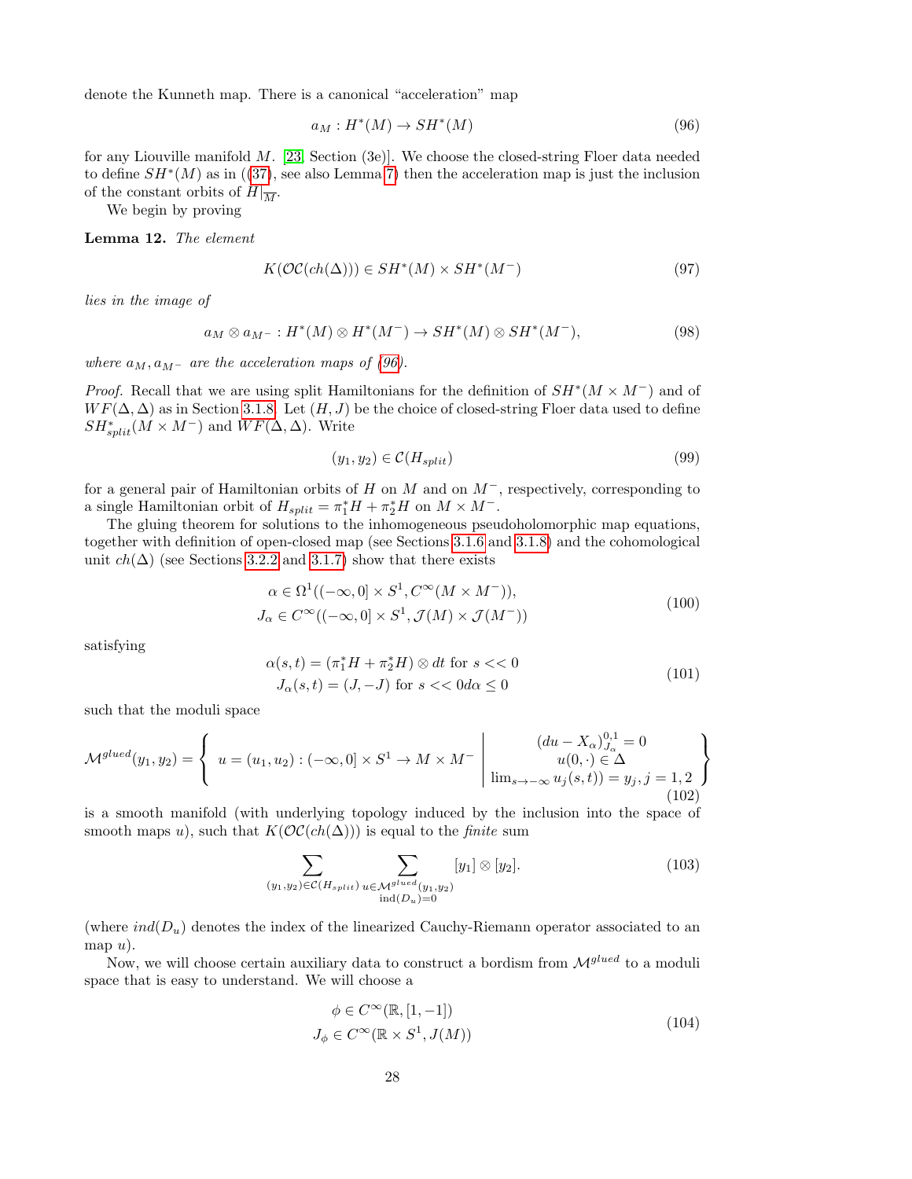denote the Kunneth map. There is a canonical "acceleration" map

$$a_M : H^*(M) \to SH^*(M) \tag{96}$$

for any Liouville manifold $M$. [23, Section (3e)]. We choose the closed-string Floer data needed to define $SH^*(M)$ as in ((37), see also Lemma 7) then the acceleration map is just the inclusion of the constant orbits of $H|_{\overline{M}}$.

We begin by proving

**Lemma 12.** *The element*

$$K(\mathcal{OC}(ch(\Delta))) \in SH^*(M) \times SH^*(M^-) \tag{97}$$

*lies in the image of*

$$a_M \otimes a_{M^-} : H^*(M) \otimes H^*(M^-) \to SH^*(M) \otimes SH^*(M^-), \tag{98}$$

*where $a_M, a_{M^-}$ are the acceleration maps of (96).*

*Proof.* Recall that we are using split Hamiltonians for the definition of $SH^*(M \times M^-)$ and of $WF(\Delta, \Delta)$ as in Section 3.1.8. Let $(H, J)$ be the choice of closed-string Floer data used to define $SH^*_{split}(M \times M^-)$ and $WF(\Delta, \Delta)$. Write

$$(y_1, y_2) \in \mathcal{C}(H_{split}) \tag{99}$$

for a general pair of Hamiltonian orbits of $H$ on $M$ and on $M^-$, respectively, corresponding to a single Hamiltonian orbit of $H_{split} = \pi_1^* H + \pi_2^* H$ on $M \times M^-$.

The gluing theorem for solutions to the inhomogeneous pseudoholomorphic map equations, together with definition of open-closed map (see Sections 3.1.6 and 3.1.8) and the cohomological unit $ch(\Delta)$ (see Sections 3.2.2 and 3.1.7) show that there exists

$$\begin{gathered}\alpha \in \Omega^1((-\infty, 0] \times S^1, C^\infty(M \times M^-)), \\ J_\alpha \in C^\infty((-\infty, 0] \times S^1, \mathcal{J}(M) \times \mathcal{J}(M^-))\end{gathered} \tag{100}$$

satisfying

$$\begin{gathered}\alpha(s,t) = (\pi_1^* H + \pi_2^* H) \otimes dt \text{ for } s << 0 \\ J_\alpha(s,t) = (J, -J) \text{ for } s << 0 d\alpha \leq 0\end{gathered} \tag{101}$$

such that the moduli space

$$\mathcal{M}^{glued}(y_1, y_2) = \left\{ \; u = (u_1, u_2) : (-\infty, 0] \times S^1 \to M \times M^- \; \middle| \; \begin{matrix} (du - X_\alpha)^{0,1}_{J_\alpha} = 0 \\ u(0, \cdot) \in \Delta \\ \lim_{s \to -\infty} u_j(s,t)) = y_j, j = 1, 2 \end{matrix} \right\} \tag{102}$$

is a smooth manifold (with underlying topology induced by the inclusion into the space of smooth maps $u$), such that $K(\mathcal{OC}(ch(\Delta)))$ is equal to the *finite* sum

$$\sum_{(y_1, y_2) \in \mathcal{C}(H_{split})} \sum_{\substack{u \in \mathcal{M}^{glued}(y_1, y_2) \\ \text{ind}(D_u) = 0}} [y_1] \otimes [y_2]. \tag{103}$$

(where $ind(D_u)$ denotes the index of the linearized Cauchy-Riemann operator associated to an map $u$).

Now, we will choose certain auxiliary data to construct a bordism from $\mathcal{M}^{glued}$ to a moduli space that is easy to understand. We will choose a

$$\begin{gathered}\phi \in C^\infty(\mathbb{R}, [1, -1]) \\ J_\phi \in C^\infty(\mathbb{R} \times S^1, J(M))\end{gathered} \tag{104}$$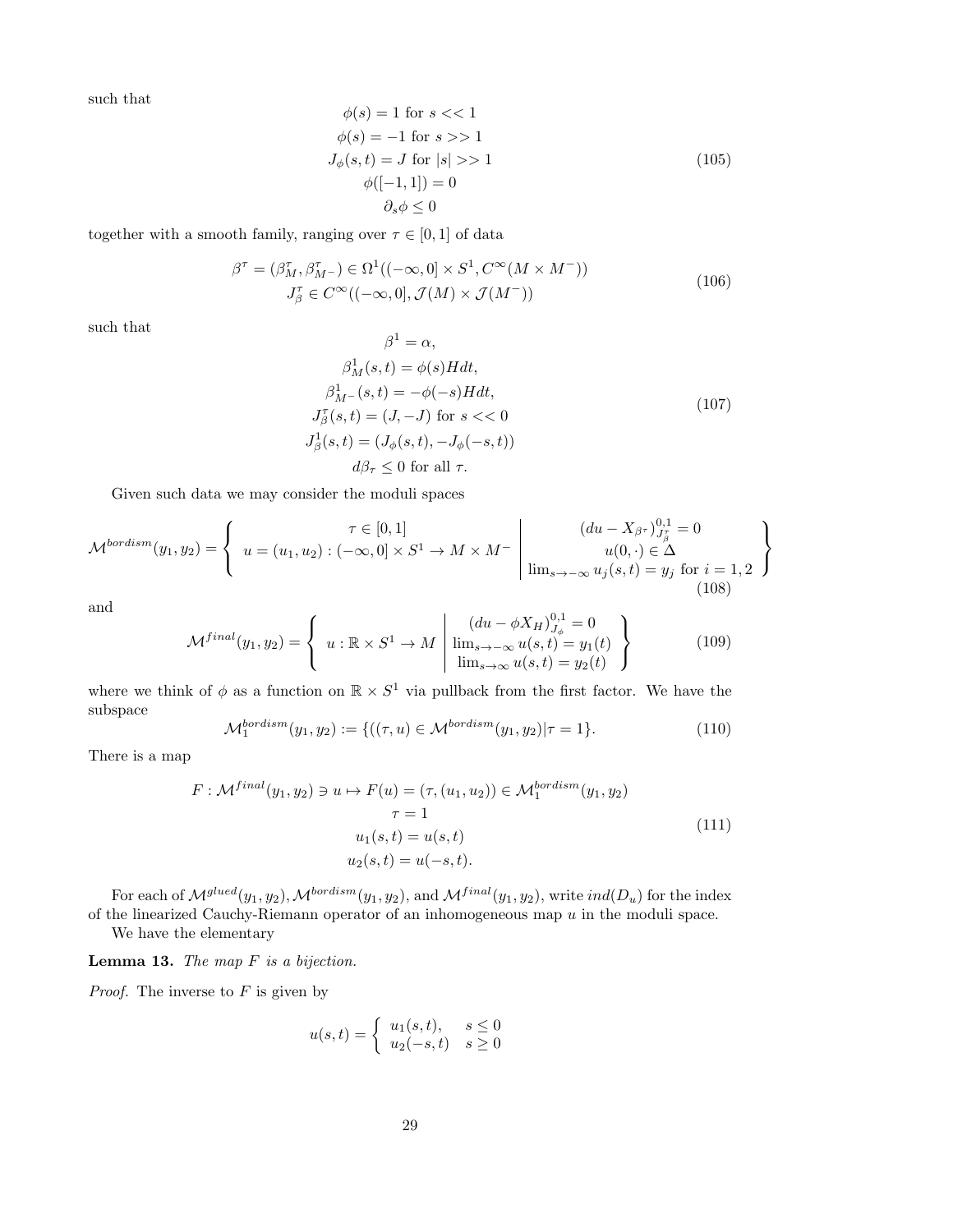such that

$$
\begin{gathered}
\phi(s) = 1 \text{ for } s << 1 \\
\phi(s) = -1 \text{ for } s >> 1 \\
J_\phi(s,t) = J \text{ for } |s| >> 1 \\
\phi([-1,1]) = 0 \\
\partial_s \phi \leq 0
\end{gathered} \tag{105}
$$

together with a smooth family, ranging over $\tau \in [0,1]$ of data

$$
\begin{gathered}
\beta^\tau = (\beta^\tau_M, \beta^\tau_{M^-}) \in \Omega^1((-\infty, 0] \times S^1, C^\infty(M \times M^-)) \\
J^\tau_\beta \in C^\infty((-\infty, 0], \mathcal{J}(M) \times \mathcal{J}(M^-))
\end{gathered} \tag{106}
$$

such that

$$
\begin{gathered}
\beta^1 = \alpha, \\
\beta^1_M(s,t) = \phi(s) H dt, \\
\beta^1_{M^-}(s,t) = -\phi(-s) H dt, \\
J^\tau_\beta(s,t) = (J, -J) \text{ for } s << 0 \\
J^1_\beta(s,t) = (J_\phi(s,t), -J_\phi(-s,t)) \\
d\beta_\tau \leq 0 \text{ for all } \tau.
\end{gathered} \tag{107}
$$

Given such data we may consider the moduli spaces

$$
\mathcal{M}^{bordism}(y_1, y_2) = \left\{ \begin{array}{c} \tau \in [0,1] \\ u = (u_1, u_2) : (-\infty, 0] \times S^1 \to M \times M^- \end{array} \middle| \begin{array}{c} (du - X_{\beta^\tau})^{0,1}_{J^\tau_\beta} = 0 \\ u(0, \cdot) \in \Delta \\ \lim_{s \to -\infty} u_j(s,t) = y_j \text{ for } i = 1, 2 \end{array} \right\} \tag{108}
$$

and

$$
\mathcal{M}^{final}(y_1, y_2) = \left\{ u : \mathbb{R} \times S^1 \to M \middle| \begin{array}{c} (du - \phi X_H)^{0,1}_{J_\phi} = 0 \\ \lim_{s \to -\infty} u(s,t) = y_1(t) \\ \lim_{s \to \infty} u(s,t) = y_2(t) \end{array} \right\} \tag{109}
$$

where we think of $\phi$ as a function on $\mathbb{R} \times S^1$ via pullback from the first factor. We have the subspace

$$
\mathcal{M}^{bordism}_1(y_1, y_2) := \{(\tau, u) \in \mathcal{M}^{bordism}(y_1, y_2) | \tau = 1\}. \tag{110}
$$

There is a map

$$
\begin{gathered}
F : \mathcal{M}^{final}(y_1, y_2) \ni u \mapsto F(u) = (\tau, (u_1, u_2)) \in \mathcal{M}^{bordism}_1(y_1, y_2) \\
\tau = 1 \\
u_1(s,t) = u(s,t) \\
u_2(s,t) = u(-s,t).
\end{gathered} \tag{111}
$$

For each of $\mathcal{M}^{glued}(y_1, y_2), \mathcal{M}^{bordism}(y_1, y_2)$, and $\mathcal{M}^{final}(y_1, y_2)$, write $ind(D_u)$ for the index of the linearized Cauchy-Riemann operator of an inhomogeneous map $u$ in the moduli space.

We have the elementary

**Lemma 13.** *The map $F$ is a bijection.*

*Proof.* The inverse to $F$ is given by

$$
u(s,t) = \begin{cases} u_1(s,t), & s \leq 0 \\ u_2(-s,t) & s \geq 0 \end{cases}
$$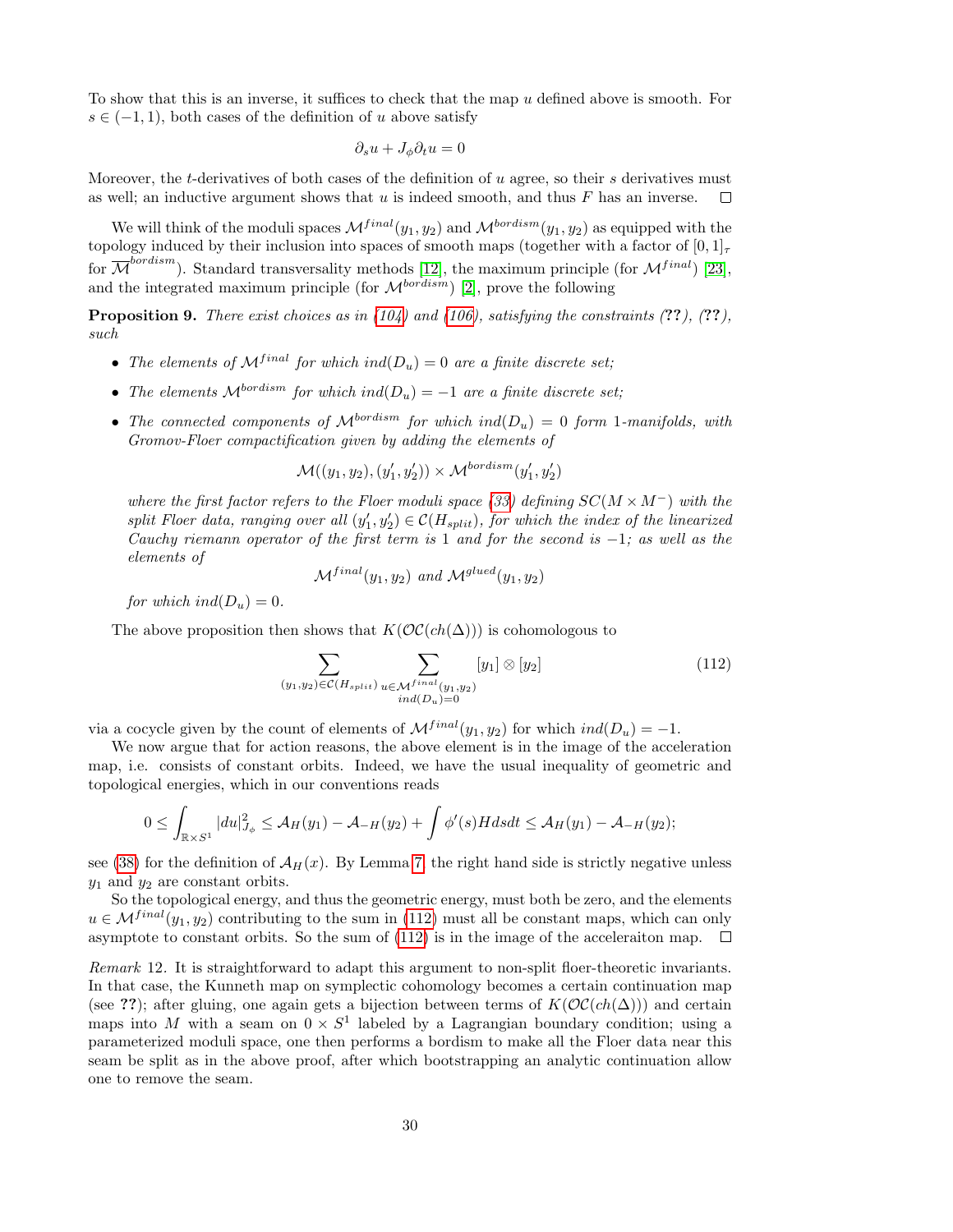To show that this is an inverse, it suffices to check that the map $u$ defined above is smooth. For $s \in (-1, 1)$, both cases of the definition of $u$ above satisfy

$$\partial_s u + J_\phi \partial_t u = 0$$

Moreover, the $t$-derivatives of both cases of the definition of $u$ agree, so their $s$ derivatives must as well; an inductive argument shows that $u$ is indeed smooth, and thus $F$ has an inverse. ☐

We will think of the moduli spaces $\mathcal{M}^{final}(y_1, y_2)$ and $\mathcal{M}^{bordism}(y_1, y_2)$ as equipped with the topology induced by their inclusion into spaces of smooth maps (together with a factor of $[0, 1]_\tau$ for $\overline{\mathcal{M}}^{bordism}$). Standard transversality methods [12], the maximum principle (for $\mathcal{M}^{final}$) [23], and the integrated maximum principle (for $\mathcal{M}^{bordism}$) [2], prove the following

**Proposition 9.** *There exist choices as in (104) and (106), satisfying the constraints (??), (??), such*

- *The elements of $\mathcal{M}^{final}$ for which $ind(D_u) = 0$ are a finite discrete set;*
- *The elements $\mathcal{M}^{bordism}$ for which $ind(D_u) = -1$ are a finite discrete set;*
- *The connected components of $\mathcal{M}^{bordism}$ for which $ind(D_u) = 0$ form 1-manifolds, with Gromov-Floer compactification given by adding the elements of*

$$\mathcal{M}((y_1, y_2), (y_1', y_2')) \times \mathcal{M}^{bordism}(y_1', y_2')$$

*where the first factor refers to the Floer moduli space (33) defining $SC(M \times M^-)$ with the split Floer data, ranging over all $(y_1', y_2') \in \mathcal{C}(H_{split})$, for which the index of the linearized Cauchy riemann operator of the first term is 1 and for the second is $-1$; as well as the elements of*

$$\mathcal{M}^{final}(y_1, y_2) \text{ and } \mathcal{M}^{glued}(y_1, y_2)$$

*for which $ind(D_u) = 0$.*

The above proposition then shows that $K(\mathcal{OC}(ch(\Delta)))$ is cohomologous to

$$\sum_{(y_1,y_2) \in \mathcal{C}(H_{split})} \sum_{\substack{u \in \mathcal{M}^{final}(y_1,y_2) \\ ind(D_u)=0}} [y_1] \otimes [y_2] \tag{112}$$

via a cocycle given by the count of elements of $\mathcal{M}^{final}(y_1, y_2)$ for which $ind(D_u) = -1$.

We now argue that for action reasons, the above element is in the image of the acceleration map, i.e. consists of constant orbits. Indeed, we have the usual inequality of geometric and topological energies, which in our conventions reads

$$0 \leq \int_{\mathbb{R} \times S^1} |du|^2_{J_\phi} \leq \mathcal{A}_H(y_1) - \mathcal{A}_{-H}(y_2) + \int \phi'(s) H ds dt \leq \mathcal{A}_H(y_1) - \mathcal{A}_{-H}(y_2);$$

see (38) for the definition of $\mathcal{A}_H(x)$. By Lemma 7 the right hand side is strictly negative unless $y_1$ and $y_2$ are constant orbits.

So the topological energy, and thus the geometric energy, must both be zero, and the elements $u \in \mathcal{M}^{final}(y_1, y_2)$ contributing to the sum in (112) must all be constant maps, which can only asymptote to constant orbits. So the sum of (112) is in the image of the acceleraiton map. ☐

*Remark* 12. It is straightforward to adapt this argument to non-split floer-theoretic invariants. In that case, the Kunneth map on symplectic cohomology becomes a certain continuation map (see ??); after gluing, one again gets a bijection between terms of $K(\mathcal{OC}(ch(\Delta)))$ and certain maps into $M$ with a seam on $0 \times S^1$ labeled by a Lagrangian boundary condition; using a parameterized moduli space, one then performs a bordism to make all the Floer data near this seam be split as in the above proof, after which bootstrapping an analytic continuation allow one to remove the seam.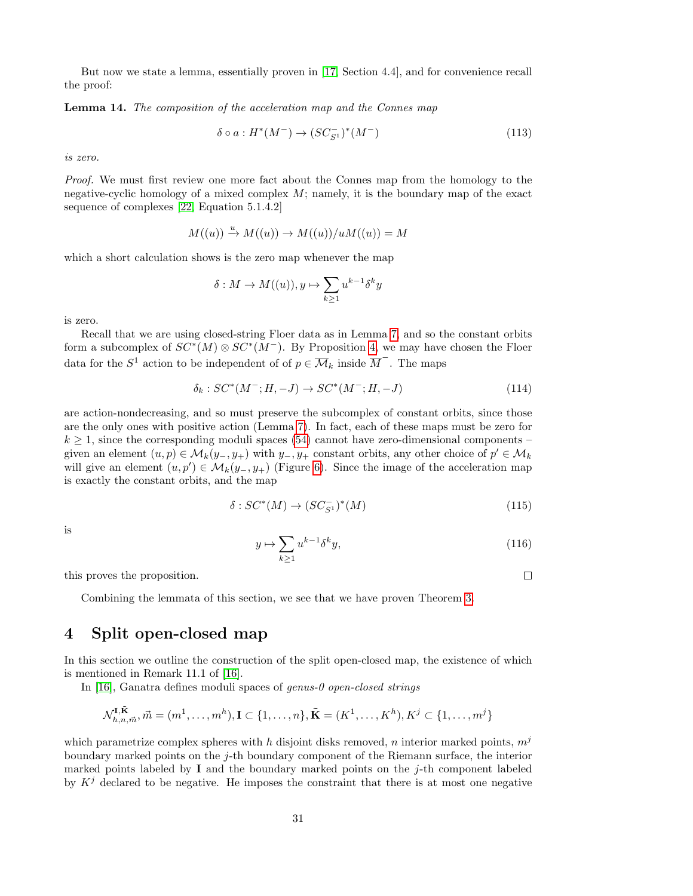But now we state a lemma, essentially proven in [17, Section 4.4], and for convenience recall the proof:

**Lemma 14.** *The composition of the acceleration map and the Connes map*

$$\delta \circ a : H^*(M^-) \to (SC^-_{S^1})^*(M^-) \tag{113}$$

*is zero.*

*Proof.* We must first review one more fact about the Connes map from the homology to the negative-cyclic homology of a mixed complex $M$; namely, it is the boundary map of the exact sequence of complexes [22, Equation 5.1.4.2]

$$M((u)) \xrightarrow{u} M((u)) \to M((u))/uM((u)) = M$$

which a short calculation shows is the zero map whenever the map

$$\delta : M \to M((u)), y \mapsto \sum_{k \geq 1} u^{k-1} \delta^k y$$

is zero.

Recall that we are using closed-string Floer data as in Lemma 7, and so the constant orbits form a subcomplex of $SC^*(M) \otimes SC^*(M^-)$. By Proposition 4, we may have chosen the Floer data for the $S^1$ action to be independent of of $p \in \overline{\mathcal{M}}_k$ inside $\overline{M}^-$. The maps

$$\delta_k : SC^*(M^-; H, -J) \to SC^*(M^-; H, -J) \tag{114}$$

are action-nondecreasing, and so must preserve the subcomplex of constant orbits, since those are the only ones with positive action (Lemma 7). In fact, each of these maps must be zero for $k \geq 1$, since the corresponding moduli spaces (54) cannot have zero-dimensional components – given an element $(u, p) \in \mathcal{M}_k(y_-, y_+)$ with $y_-, y_+$ constant orbits, any other choice of $p' \in \mathcal{M}_k$ will give an element $(u, p') \in \mathcal{M}_k(y_-, y_+)$ (Figure 6). Since the image of the acceleration map is exactly the constant orbits, and the map

$$\delta : SC^*(M) \to (SC^-_{S^1})^*(M) \tag{115}$$

is

$$y \mapsto \sum_{k \geq 1} u^{k-1} \delta^k y, \tag{116}$$

this proves the proposition. $\square$

Combining the lemmata of this section, we see that we have proven Theorem 3.

# 4 Split open-closed map

In this section we outline the construction of the split open-closed map, the existence of which is mentioned in Remark 11.1 of [16].

In [16], Ganatra defines moduli spaces of *genus-0 open-closed strings*

$$\mathcal{N}^{\mathbf{I}, \tilde{\mathbf{K}}}_{h,n,\vec{m}}, \vec{m} = (m^1, \dots, m^h), \mathbf{I} \subset \{1, \dots, n\}, \tilde{\mathbf{K}} = (K^1, \dots, K^h), K^j \subset \{1, \dots, m^j\}$$

which parametrize complex spheres with $h$ disjoint disks removed, $n$ interior marked points, $m^j$ boundary marked points on the $j$-th boundary component of the Riemann surface, the interior marked points labeled by $\mathbf{I}$ and the boundary marked points on the $j$-th component labeled by $K^j$ declared to be negative. He imposes the constraint that there is at most one negative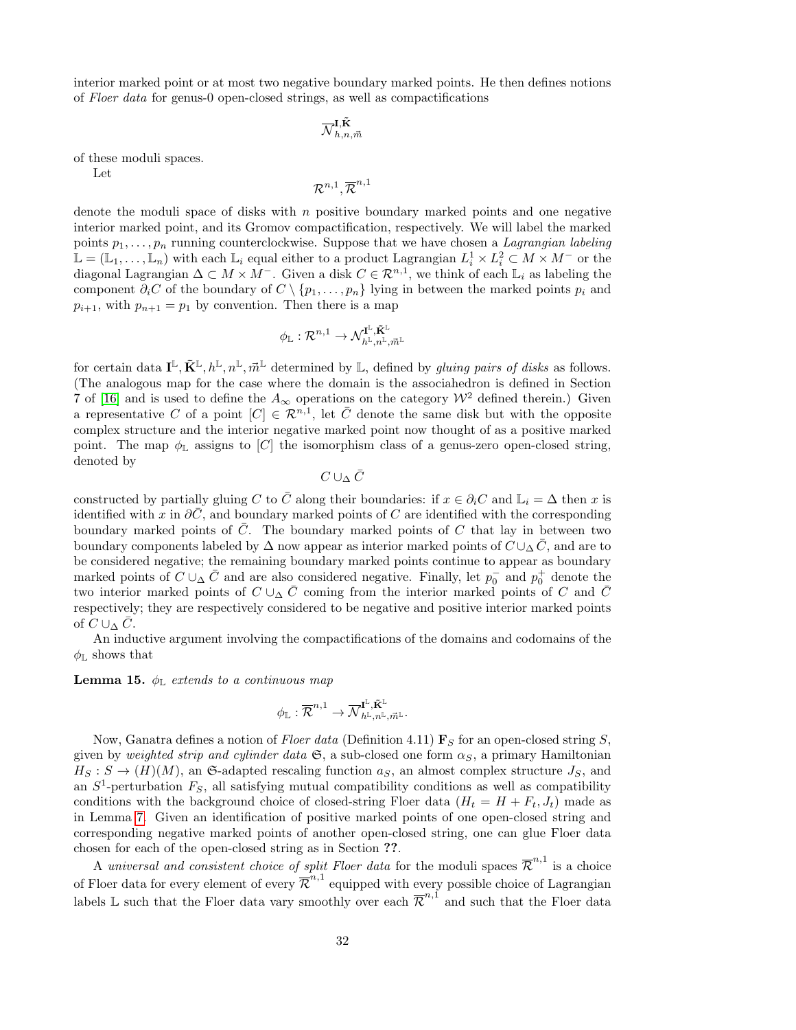interior marked point or at most two negative boundary marked points. He then defines notions of *Floer data* for genus-0 open-closed strings, as well as compactifications

$$\overline{\mathcal{N}}^{\mathbf{I},\tilde{\mathbf{K}}}_{h,n,\vec{m}}$$

of these moduli spaces.

Let

$$\mathcal{R}^{n,1}, \overline{\mathcal{R}}^{n,1}$$

denote the moduli space of disks with $n$ positive boundary marked points and one negative interior marked point, and its Gromov compactification, respectively. We will label the marked points $p_1, \ldots, p_n$ running counterclockwise. Suppose that we have chosen a *Lagrangian labeling* $\mathbb{L} = (\mathbb{L}_1, \ldots, \mathbb{L}_n)$ with each $\mathbb{L}_i$ equal either to a product Lagrangian $L_i^1 \times L_i^2 \subset M \times M^-$ or the diagonal Lagrangian $\Delta \subset M \times M^-$. Given a disk $C \in \mathcal{R}^{n,1}$, we think of each $\mathbb{L}_i$ as labeling the component $\partial_i C$ of the boundary of $C \setminus \{p_1, \ldots, p_n\}$ lying in between the marked points $p_i$ and $p_{i+1}$, with $p_{n+1} = p_1$ by convention. Then there is a map

$$\phi_{\mathbb{L}} : \mathcal{R}^{n,1} \to \mathcal{N}^{\mathbf{I}^{\mathbb{L}},\tilde{\mathbf{K}}^{\mathbb{L}}}_{h^{\mathbb{L}},n^{\mathbb{L}},\vec{m}^{\mathbb{L}}}$$

for certain data $\mathbf{I}^{\mathbb{L}}, \tilde{\mathbf{K}}^{\mathbb{L}}, h^{\mathbb{L}}, n^{\mathbb{L}}, \vec{m}^{\mathbb{L}}$ determined by $\mathbb{L}$, defined by *gluing pairs of disks* as follows. (The analogous map for the case where the domain is the associahedron is defined in Section 7 of [16] and is used to define the $A_\infty$ operations on the category $\mathcal{W}^2$ defined therein.) Given a representative $C$ of a point $[C] \in \mathcal{R}^{n,1}$, let $\bar{C}$ denote the same disk but with the opposite complex structure and the interior negative marked point now thought of as a positive marked point. The map $\phi_{\mathbb{L}}$ assigns to $[C]$ the isomorphism class of a genus-zero open-closed string, denoted by

$$C \cup_\Delta \bar{C}$$

constructed by partially gluing $C$ to $\bar{C}$ along their boundaries: if $x \in \partial_i C$ and $\mathbb{L}_i = \Delta$ then $x$ is identified with $x$ in $\partial \bar{C}$, and boundary marked points of $C$ are identified with the corresponding boundary marked points of $\bar{C}$. The boundary marked points of $C$ that lay in between two boundary components labeled by $\Delta$ now appear as interior marked points of $C \cup_\Delta \bar{C}$, and are to be considered negative; the remaining boundary marked points continue to appear as boundary marked points of $C \cup_\Delta \bar{C}$ and are also considered negative. Finally, let $p_0^-$ and $p_0^+$ denote the two interior marked points of $C \cup_\Delta \bar{C}$ coming from the interior marked points of $C$ and $\bar{C}$ respectively; they are respectively considered to be negative and positive interior marked points of $C \cup_\Delta \bar{C}$.

An inductive argument involving the compactifications of the domains and codomains of the $\phi_{\mathbb{L}}$ shows that

**Lemma 15.** *$\phi_{\mathbb{L}}$ extends to a continuous map*

$$\phi_{\mathbb{L}} : \overline{\mathcal{R}}^{n,1} \to \overline{\mathcal{N}}^{\mathbf{I}^{\mathbb{L}},\tilde{\mathbf{K}}^{\mathbb{L}}}_{h^{\mathbb{L}},n^{\mathbb{L}},\vec{m}^{\mathbb{L}}}.$$

Now, Ganatra defines a notion of *Floer data* (Definition 4.11) $\mathbf{F}_S$ for an open-closed string $S$, given by *weighted strip and cylinder data* $\mathfrak{S}$, a sub-closed one form $\alpha_S$, a primary Hamiltonian $H_S : S \to (H)(M)$, an $\mathfrak{S}$-adapted rescaling function $a_S$, an almost complex structure $J_S$, and an $S^1$-perturbation $F_S$, all satisfying mutual compatibility conditions as well as compatibility conditions with the background choice of closed-string Floer data ($H_t = H + F_t, J_t$) made as in Lemma 7. Given an identification of positive marked points of one open-closed string and corresponding negative marked points of another open-closed string, one can glue Floer data chosen for each of the open-closed string as in Section **??**.

A *universal and consistent choice of split Floer data* for the moduli spaces $\overline{\mathcal{R}}^{n,1}$ is a choice of Floer data for every element of every $\overline{\mathcal{R}}^{n,1}$ equipped with every possible choice of Lagrangian labels $\mathbb{L}$ such that the Floer data vary smoothly over each $\overline{\mathcal{R}}^{n,1}$ and such that the Floer data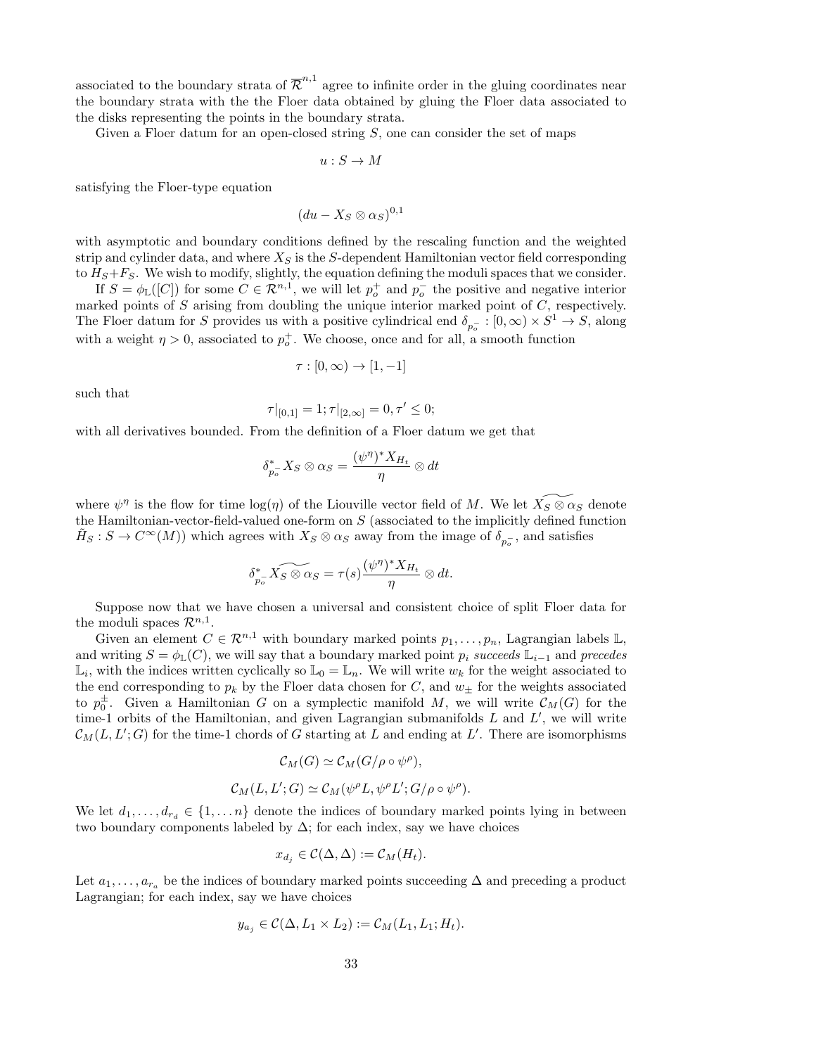associated to the boundary strata of $\overline{\mathcal{R}}^{n,1}$ agree to infinite order in the gluing coordinates near the boundary strata with the the Floer data obtained by gluing the Floer data associated to the disks representing the points in the boundary strata.

Given a Floer datum for an open-closed string $S$, one can consider the set of maps

$$u : S \to M$$

satisfying the Floer-type equation

$$(du - X_S \otimes \alpha_S)^{0,1}$$

with asymptotic and boundary conditions defined by the rescaling function and the weighted strip and cylinder data, and where $X_S$ is the $S$-dependent Hamiltonian vector field corresponding to $H_S + F_S$. We wish to modify, slightly, the equation defining the moduli spaces that we consider.

If $S = \phi_{\mathbb{L}}([C])$ for some $C \in \mathcal{R}^{n,1}$, we will let $p_o^+$ and $p_o^-$ the positive and negative interior marked points of $S$ arising from doubling the unique interior marked point of $C$, respectively. The Floer datum for $S$ provides us with a positive cylindrical end $\delta_{p_o^-} : [0, \infty) \times S^1 \to S$, along with a weight $\eta > 0$, associated to $p_o^+$. We choose, once and for all, a smooth function

$$\tau : [0, \infty) \to [1, -1]$$

such that

$$\tau|_{[0,1]} = 1; \tau|_{[2,\infty]} = 0, \tau' \leq 0;$$

with all derivatives bounded. From the definition of a Floer datum we get that

$$\delta^*_{p_o^-} X_S \otimes \alpha_S = \frac{(\psi^\eta)^* X_{H_t}}{\eta} \otimes dt$$

where $\psi^\eta$ is the flow for time $\log(\eta)$ of the Liouville vector field of $M$. We let $\widetilde{X_S \otimes \alpha_S}$ denote the Hamiltonian-vector-field-valued one-form on $S$ (associated to the implicitly defined function $\tilde{H}_S : S \to C^\infty(M)$) which agrees with $X_S \otimes \alpha_S$ away from the image of $\delta_{p_o^-}$, and satisfies

$$\delta^*_{p_o^-} \widetilde{X_S \otimes \alpha_S} = \tau(s) \frac{(\psi^\eta)^* X_{H_t}}{\eta} \otimes dt.$$

Suppose now that we have chosen a universal and consistent choice of split Floer data for the moduli spaces $\mathcal{R}^{n,1}$.

Given an element $C \in \mathcal{R}^{n,1}$ with boundary marked points $p_1, \ldots, p_n$, Lagrangian labels $\mathbb{L}$, and writing $S = \phi_{\mathbb{L}}(C)$, we will say that a boundary marked point $p_i$ *succeeds* $\mathbb{L}_{i-1}$ and *precedes* $\mathbb{L}_i$, with the indices written cyclically so $\mathbb{L}_0 = \mathbb{L}_n$. We will write $w_k$ for the weight associated to the end corresponding to $p_k$ by the Floer data chosen for $C$, and $w_\pm$ for the weights associated to $p_0^\pm$. Given a Hamiltonian $G$ on a symplectic manifold $M$, we will write $\mathcal{C}_M(G)$ for the time-1 orbits of the Hamiltonian, and given Lagrangian submanifolds $L$ and $L'$, we will write $\mathcal{C}_M(L, L'; G)$ for the time-1 chords of $G$ starting at $L$ and ending at $L'$. There are isomorphisms

$$\mathcal{C}_M(G) \simeq \mathcal{C}_M(G/\rho \circ \psi^\rho),$$

$$\mathcal{C}_M(L, L'; G) \simeq \mathcal{C}_M(\psi^\rho L, \psi^\rho L'; G/\rho \circ \psi^\rho).$$

We let $d_1, \ldots, d_{r_d} \in \{1, \ldots n\}$ denote the indices of boundary marked points lying in between two boundary components labeled by $\Delta$; for each index, say we have choices

$$x_{d_j} \in \mathcal{C}(\Delta, \Delta) := \mathcal{C}_M(H_t).$$

Let $a_1, \ldots, a_{r_a}$ be the indices of boundary marked points succeeding $\Delta$ and preceding a product Lagrangian; for each index, say we have choices

$$y_{a_j} \in \mathcal{C}(\Delta, L_1 \times L_2) := \mathcal{C}_M(L_1, L_1; H_t).$$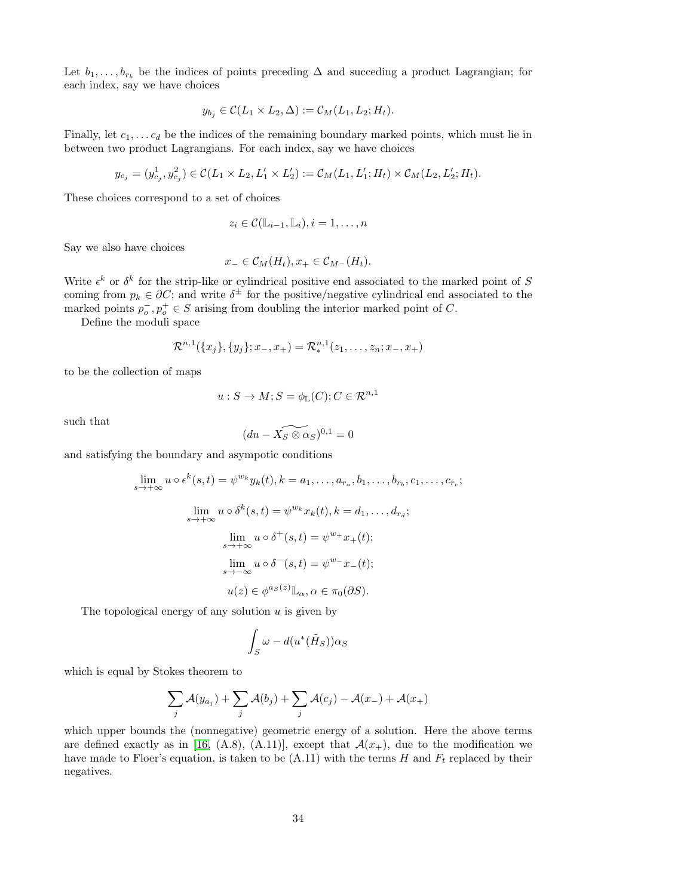Let $b_1, \ldots, b_{r_b}$ be the indices of points preceding $\Delta$ and succeding a product Lagrangian; for each index, say we have choices

$$y_{b_j} \in \mathcal{C}(L_1 \times L_2, \Delta) := \mathcal{C}_M(L_1, L_2; H_t).$$

Finally, let $c_1, \ldots c_d$ be the indices of the remaining boundary marked points, which must lie in between two product Lagrangians. For each index, say we have choices

$$y_{c_j} = (y^1_{c_j}, y^2_{c_j}) \in \mathcal{C}(L_1 \times L_2, L_1' \times L_2') := \mathcal{C}_M(L_1, L_1'; H_t) \times \mathcal{C}_M(L_2, L_2'; H_t).$$

These choices correspond to a set of choices

$$z_i \in \mathcal{C}(\mathbb{L}_{i-1}, \mathbb{L}_i), i = 1, \ldots, n$$

Say we also have choices

$$x_- \in \mathcal{C}_M(H_t), x_+ \in \mathcal{C}_{M^-}(H_t).$$

Write $\epsilon^k$ or $\delta^k$ for the strip-like or cylindrical positive end associated to the marked point of $S$ coming from $p_k \in \partial C$; and write $\delta^\pm$ for the positive/negative cylindrical end associated to the marked points $p_o^-, p_o^+ \in S$ arising from doubling the interior marked point of $C$.

Define the moduli space

$$\mathcal{R}^{n,1}(\{x_j\}, \{y_j\}; x_-, x_+) = \mathcal{R}^{n,1}_*(z_1, \ldots, z_n; x_-, x_+)$$

to be the collection of maps

$$u : S \to M; S = \phi_{\mathbb{L}}(C); C \in \mathcal{R}^{n,1}$$

such that

$$(du - \widetilde{X_S \otimes \alpha_S})^{0,1} = 0$$

and satisfying the boundary and asympotic conditions

$$\lim_{s \to +\infty} u \circ \epsilon^k(s,t) = \psi^{w_k} y_k(t), k = a_1, \ldots, a_{r_a}, b_1, \ldots, b_{r_b}, c_1, \ldots, c_{r_c};$$

$$\lim_{s \to +\infty} u \circ \delta^k(s,t) = \psi^{w_k} x_k(t), k = d_1, \ldots, d_{r_d};$$

$$\lim_{s \to +\infty} u \circ \delta^+(s,t) = \psi^{w_+} x_+(t);$$

$$\lim_{s \to -\infty} u \circ \delta^-(s,t) = \psi^{w_-} x_-(t);$$

$$u(z) \in \phi^{a_S(z)} \mathbb{L}_\alpha, \alpha \in \pi_0(\partial S).$$

The topological energy of any solution $u$ is given by

$$\int_S \omega - d(u^*(\tilde{H}_S))\alpha_S$$

which is equal by Stokes theorem to

$$\sum_j \mathcal{A}(y_{a_j}) + \sum_j \mathcal{A}(b_j) + \sum_j \mathcal{A}(c_j) - \mathcal{A}(x_-) + \mathcal{A}(x_+)$$

which upper bounds the (nonnegative) geometric energy of a solution. Here the above terms are defined exactly as in [16, (A.8), (A.11)], except that $\mathcal{A}(x_+)$, due to the modification we have made to Floer's equation, is taken to be (A.11) with the terms $H$ and $F_t$ replaced by their negatives.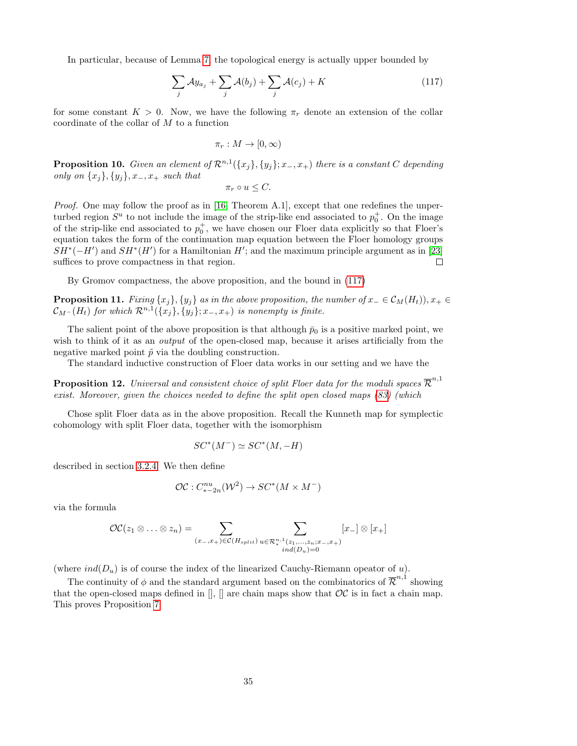In particular, because of Lemma 7 the topological energy is actually upper bounded by

$$\sum_j \mathcal{A}y_{a_j} + \sum_j \mathcal{A}(b_j) + \sum_j \mathcal{A}(c_j) + K \tag{117}$$

for some constant $K > 0$. Now, we have the following $\pi_r$ denote an extension of the collar coordinate of the collar of $M$ to a function

$$\pi_r : M \to [0, \infty)$$

**Proposition 10.** *Given an element of $\mathcal{R}^{n,1}(\{x_j\}, \{y_j\}; x_-, x_+)$ there is a constant $C$ depending only on $\{x_j\}, \{y_j\}, x_-, x_+$ such that*

$$\pi_r \circ u \leq C.$$

*Proof.* One may follow the proof as in [16, Theorem A.1], except that one redefines the unperturbed region $S^u$ to not include the image of the strip-like end associated to $p_0^+$. On the image of the strip-like end associated to $p_0^+$, we have chosen our Floer data explicitly so that Floer's equation takes the form of the continuation map equation between the Floer homology groups $SH^*(-H')$ and $SH^*(H')$ for a Hamiltonian $H'$; and the maximum principle argument as in [23] suffices to prove compactness in that region. □

By Gromov compactness, the above proposition, and the bound in (117)

**Proposition 11.** *Fixing $\{x_j\}, \{y_j\}$ as in the above proposition, the number of $x_- \in \mathcal{C}_M(H_t)), x_+ \in \mathcal{C}_{M^-}(H_t)$ for which $\mathcal{R}^{n,1}(\{x_j\}, \{y_j\}; x_-, x_+)$ is nonempty is finite.*

The salient point of the above proposition is that although $\bar{p}_0$ is a positive marked point, we wish to think of it as an *output* of the open-closed map, because it arises artificially from the negative marked point $\tilde{p}$ via the doubling construction.

The standard inductive construction of Floer data works in our setting and we have the

**Proposition 12.** *Universal and consistent choice of split Floer data for the moduli spaces $\overline{\mathcal{R}}^{n,1}$ exist. Moreover, given the choices needed to define the split open closed maps (83) (which*

Chose split Floer data as in the above proposition. Recall the Kunneth map for symplectic cohomology with split Floer data, together with the isomorphism

$$SC^*(M^-) \simeq SC^*(M, -H)$$

described in section 3.2.4. We then define

$$\mathcal{OC} : C^{nu}_{*-2n}(\mathcal{W}^2) \to SC^*(M \times M^-)$$

via the formula

$$\mathcal{OC}(z_1 \otimes \ldots \otimes z_n) = \sum_{(x_-, x_+) \in \mathcal{C}(H_{split})} \sum_{\substack{u \in \mathcal{R}_*^{n,1}(z_1, \ldots, z_n; x_-, x_+) \\ ind(D_u) = 0}} [x_-] \otimes [x_+]$$

(where $ind(D_u)$ is of course the index of the linearized Cauchy-Riemann opeator of $u$).

The continuity of $\phi$ and the standard argument based on the combinatorics of $\overline{\mathcal{R}}^{n,1}$ showing that the open-closed maps defined in [], [] are chain maps show that $\mathcal{OC}$ is in fact a chain map. This proves Proposition 7.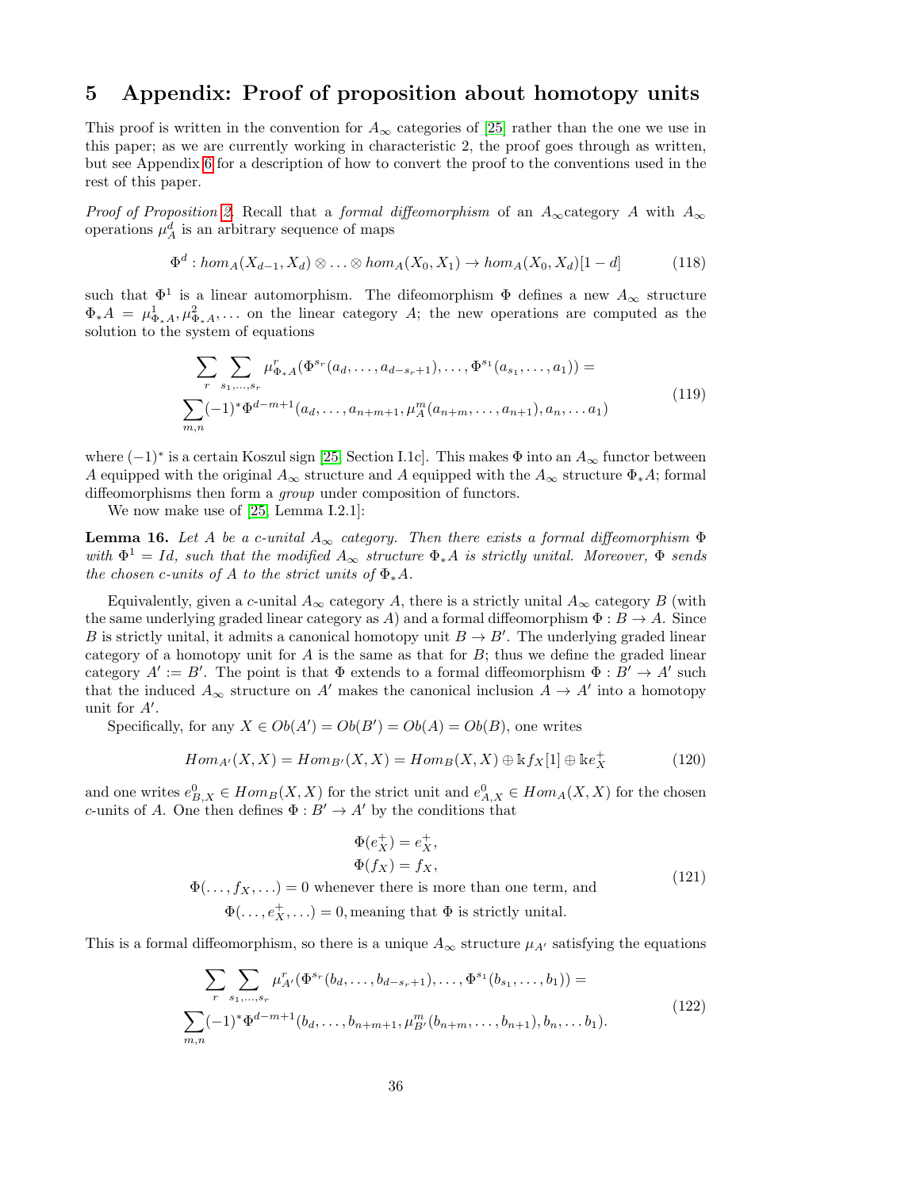# 5 Appendix: Proof of proposition about homotopy units

This proof is written in the convention for $A_\infty$ categories of [25] rather than the one we use in this paper; as we are currently working in characteristic 2, the proof goes through as written, but see Appendix 6 for a description of how to convert the proof to the conventions used in the rest of this paper.

*Proof of Proposition 2.* Recall that a *formal diffeomorphism* of an $A_\infty$category $A$ with $A_\infty$ operations $\mu^d_A$ is an arbitrary sequence of maps

$$\Phi^d : hom_A(X_{d-1}, X_d) \otimes \ldots \otimes hom_A(X_0, X_1) \to hom_A(X_0, X_d)[1-d] \tag{118}$$

such that $\Phi^1$ is a linear automorphism. The difeomorphism $\Phi$ defines a new $A_\infty$ structure $\Phi_* A = \mu^1_{\Phi_* A}, \mu^2_{\Phi_* A}, \ldots$ on the linear category $A$; the new operations are computed as the solution to the system of equations

$$\begin{aligned} &\sum_r \sum_{s_1,\ldots,s_r} \mu^r_{\Phi_* A}(\Phi^{s_r}(a_d, \ldots, a_{d-s_r+1}), \ldots, \Phi^{s_1}(a_{s_1}, \ldots, a_1)) = \\ &\sum_{m,n} (-1)^* \Phi^{d-m+1}(a_d, \ldots, a_{n+m+1}, \mu^m_A(a_{n+m}, \ldots, a_{n+1}), a_n, \ldots a_1) \end{aligned} \tag{119}$$

where $(-1)^*$ is a certain Koszul sign [25, Section I.1c]. This makes $\Phi$ into an $A_\infty$ functor between $A$ equipped with the original $A_\infty$ structure and $A$ equipped with the $A_\infty$ structure $\Phi_* A$; formal diffeomorphisms then form a *group* under composition of functors.

We now make use of [25, Lemma I.2.1]:

**Lemma 16.** *Let $A$ be a c-unital $A_\infty$ category. Then there exists a formal diffeomorphism $\Phi$ with $\Phi^1 = Id$, such that the modified $A_\infty$ structure $\Phi_* A$ is strictly unital. Moreover, $\Phi$ sends the chosen c-units of $A$ to the strict units of $\Phi_* A$.*

Equivalently, given a $c$-unital $A_\infty$ category $A$, there is a strictly unital $A_\infty$ category $B$ (with the same underlying graded linear category as $A$) and a formal diffeomorphism $\Phi : B \to A$. Since $B$ is strictly unital, it admits a canonical homotopy unit $B \to B'$. The underlying graded linear category of a homotopy unit for $A$ is the same as that for $B$; thus we define the graded linear category $A' := B'$. The point is that $\Phi$ extends to a formal diffeomorphism $\Phi : B' \to A'$ such that the induced $A_\infty$ structure on $A'$ makes the canonical inclusion $A \to A'$ into a homotopy unit for $A'$.

Specifically, for any $X \in Ob(A') = Ob(B') = Ob(A) = Ob(B)$, one writes

$$Hom_{A'}(X, X) = Hom_{B'}(X, X) = Hom_B(X, X) \oplus \Bbbk f_X[1] \oplus \Bbbk e^+_X \tag{120}$$

and one writes $e^0_{B,X} \in Hom_B(X, X)$ for the strict unit and $e^0_{A,X} \in Hom_A(X, X)$ for the chosen $c$-units of $A$. One then defines $\Phi : B' \to A'$ by the conditions that

$$\begin{aligned} &\Phi(e^+_X) = e^+_X, \\ &\Phi(f_X) = f_X, \\ &\Phi(\ldots, f_X, \ldots) = 0 \text{ whenever there is more than one term, and} \\ &\Phi(\ldots, e^+_X, \ldots) = 0, \text{meaning that } \Phi \text{ is strictly unital.} \end{aligned} \tag{121}$$

This is a formal diffeomorphism, so there is a unique $A_\infty$ structure $\mu_{A'}$ satisfying the equations

$$\begin{aligned} &\sum_r \sum_{s_1,\ldots,s_r} \mu^r_{A'}(\Phi^{s_r}(b_d, \ldots, b_{d-s_r+1}), \ldots, \Phi^{s_1}(b_{s_1}, \ldots, b_1)) = \\ &\sum_{m,n} (-1)^* \Phi^{d-m+1}(b_d, \ldots, b_{n+m+1}, \mu^m_{B'}(b_{n+m}, \ldots, b_{n+1}), b_n, \ldots b_1). \end{aligned} \tag{122}$$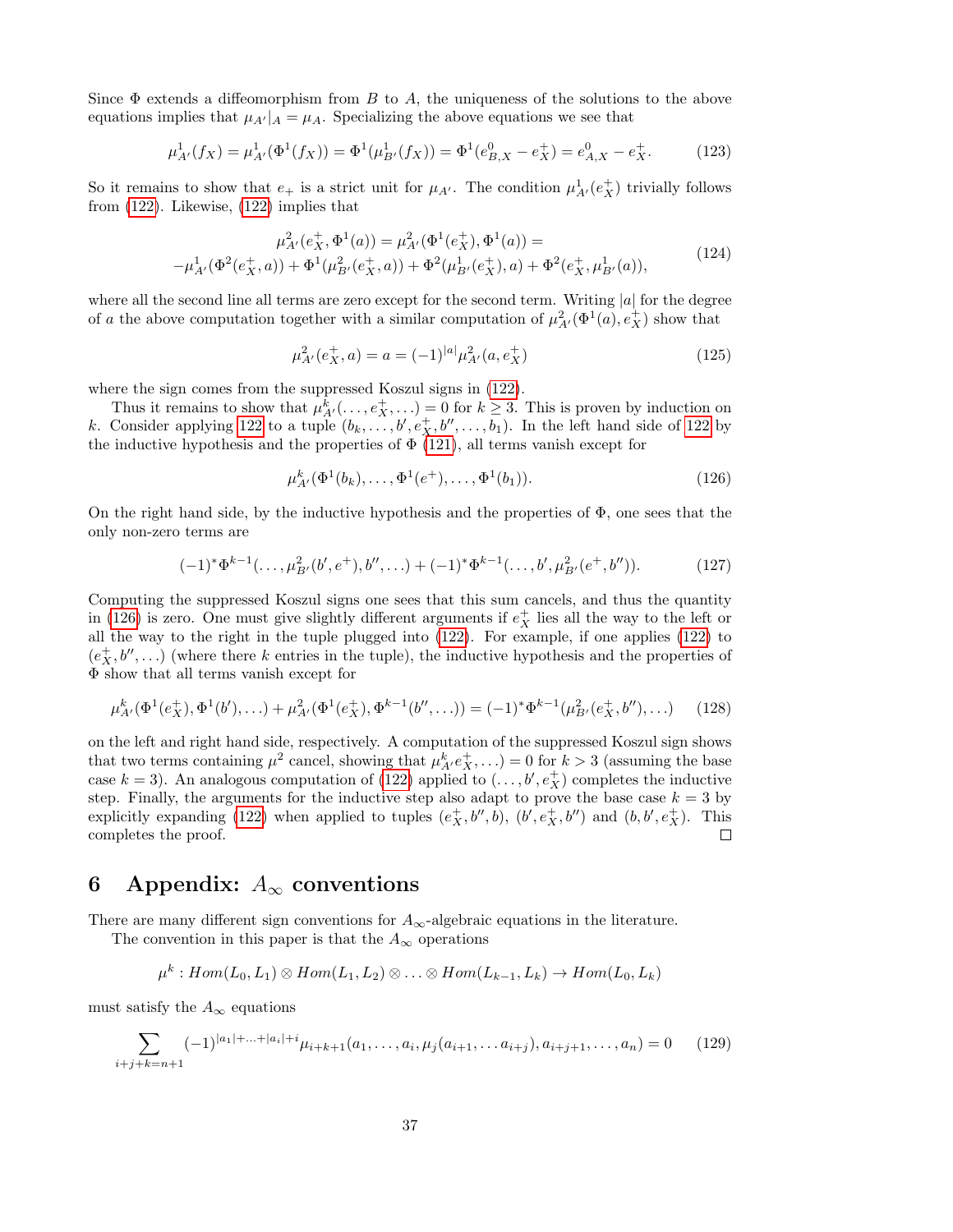Since $\Phi$ extends a diffeomorphism from $B$ to $A$, the uniqueness of the solutions to the above equations implies that $\mu_{A'}|_A = \mu_A$. Specializing the above equations we see that

$$\mu^1_{A'}(f_X) = \mu^1_{A'}(\Phi^1(f_X)) = \Phi^1(\mu^1_{B'}(f_X)) = \Phi^1(e^0_{B,X} - e^+_X) = e^0_{A,X} - e^+_X. \tag{123}$$

So it remains to show that $e_+$ is a strict unit for $\mu_{A'}$. The condition $\mu^1_{A'}(e^+_X)$ trivially follows from (122). Likewise, (122) implies that

$$\begin{aligned} \mu^2_{A'}(e^+_X, \Phi^1(a)) = \mu^2_{A'}(\Phi^1(e^+_X), \Phi^1(a)) = \\ -\mu^1_{A'}(\Phi^2(e^+_X, a)) + \Phi^1(\mu^2_{B'}(e^+_X, a)) + \Phi^2(\mu^1_{B'}(e^+_X), a) + \Phi^2(e^+_X, \mu^1_{B'}(a)), \end{aligned} \tag{124}$$

where all the second line all terms are zero except for the second term. Writing $|a|$ for the degree of $a$ the above computation together with a similar computation of $\mu^2_{A'}(\Phi^1(a), e^+_X)$ show that

$$\mu^2_{A'}(e^+_X, a) = a = (-1)^{|a|}\mu^2_{A'}(a, e^+_X) \tag{125}$$

where the sign comes from the suppressed Koszul signs in (122).

Thus it remains to show that $\mu^k_{A'}(\ldots, e^+_X, \ldots) = 0$ for $k \geq 3$. This is proven by induction on $k$. Consider applying 122 to a tuple $(b_k, \ldots, b', e^+_X, b'', \ldots, b_1)$. In the left hand side of 122 by the inductive hypothesis and the properties of $\Phi$ (121), all terms vanish except for

$$\mu^k_{A'}(\Phi^1(b_k), \ldots, \Phi^1(e^+), \ldots, \Phi^1(b_1)). \tag{126}$$

On the right hand side, by the inductive hypothesis and the properties of $\Phi$, one sees that the only non-zero terms are

$$(-1)^*\Phi^{k-1}(\ldots, \mu^2_{B'}(b', e^+), b'', \ldots) + (-1)^*\Phi^{k-1}(\ldots, b', \mu^2_{B'}(e^+, b'')). \tag{127}$$

Computing the suppressed Koszul signs one sees that this sum cancels, and thus the quantity in (126) is zero. One must give slightly different arguments if $e^+_X$ lies all the way to the left or all the way to the right in the tuple plugged into (122). For example, if one applies (122) to $(e^+_X, b'', \ldots)$ (where there $k$ entries in the tuple), the inductive hypothesis and the properties of $\Phi$ show that all terms vanish except for

$$\mu^k_{A'}(\Phi^1(e^+_X), \Phi^1(b'), \ldots) + \mu^2_{A'}(\Phi^1(e^+_X), \Phi^{k-1}(b'', \ldots)) = (-1)^*\Phi^{k-1}(\mu^2_{B'}(e^+_X, b''), \ldots) \tag{128}$$

on the left and right hand side, respectively. A computation of the suppressed Koszul sign shows that two terms containing $\mu^2$ cancel, showing that $\mu^k_{A'}e^+_X, \ldots) = 0$ for $k > 3$ (assuming the base case $k = 3$). An analogous computation of (122) applied to $(\ldots, b', e^+_X)$ completes the inductive step. Finally, the arguments for the inductive step also adapt to prove the base case $k = 3$ by explicitly expanding (122) when applied to tuples $(e^+_X, b'', b)$, $(b', e^+_X, b'')$ and $(b, b', e^+_X)$. This completes the proof. □

# 6 Appendix: $A_\infty$ conventions

There are many different sign conventions for $A_\infty$-algebraic equations in the literature.

The convention in this paper is that the $A_\infty$ operations

$$\mu^k : Hom(L_0, L_1) \otimes Hom(L_1, L_2) \otimes \ldots \otimes Hom(L_{k-1}, L_k) \to Hom(L_0, L_k)$$

must satisfy the $A_\infty$ equations

$$\sum_{i+j+k=n+1} (-1)^{|a_1|+\ldots+|a_i|+i}\mu_{i+k+1}(a_1, \ldots, a_i, \mu_j(a_{i+1}, \ldots a_{i+j}), a_{i+j+1}, \ldots, a_n) = 0 \tag{129}$$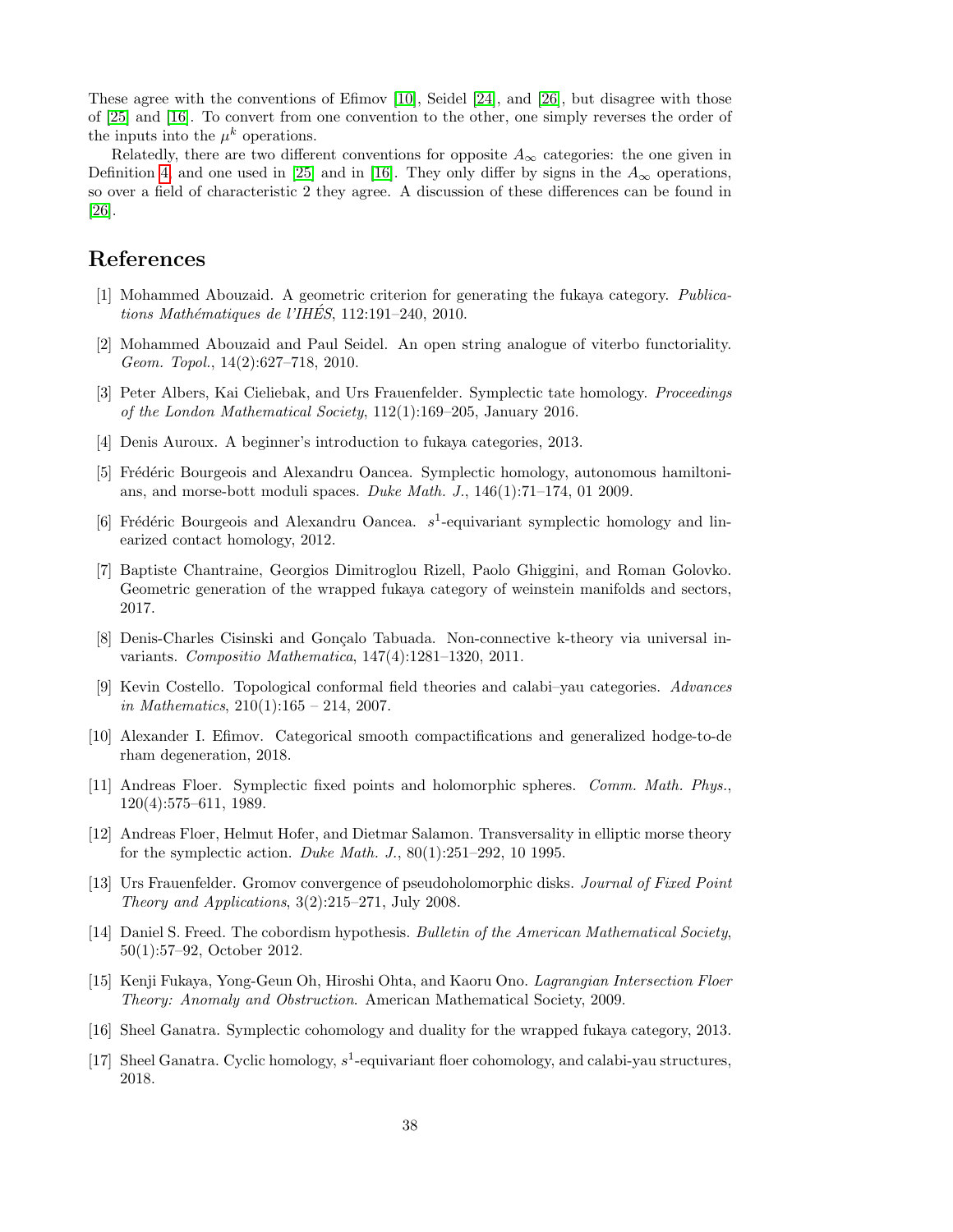These agree with the conventions of Efimov [10], Seidel [24], and [26], but disagree with those of [25] and [16]. To convert from one convention to the other, one simply reverses the order of the inputs into the $\mu^k$ operations.

Relatedly, there are two different conventions for opposite $A_\infty$ categories: the one given in Definition 4 and one used in [25] and in [16]. They only differ by signs in the $A_\infty$ operations, so over a field of characteristic 2 they agree. A discussion of these differences can be found in [26].

## References

[1] Mohammed Abouzaid. A geometric criterion for generating the fukaya category. *Publications Mathématiques de l'IHÉS*, 112:191–240, 2010.

[2] Mohammed Abouzaid and Paul Seidel. An open string analogue of viterbo functoriality. *Geom. Topol.*, 14(2):627–718, 2010.

[3] Peter Albers, Kai Cieliebak, and Urs Frauenfelder. Symplectic tate homology. *Proceedings of the London Mathematical Society*, 112(1):169–205, January 2016.

[4] Denis Auroux. A beginner's introduction to fukaya categories, 2013.

[5] Frédéric Bourgeois and Alexandru Oancea. Symplectic homology, autonomous hamiltonians, and morse-bott moduli spaces. *Duke Math. J.*, 146(1):71–174, 01 2009.

[6] Frédéric Bourgeois and Alexandru Oancea. $s^1$-equivariant symplectic homology and linearized contact homology, 2012.

[7] Baptiste Chantraine, Georgios Dimitroglou Rizell, Paolo Ghiggini, and Roman Golovko. Geometric generation of the wrapped fukaya category of weinstein manifolds and sectors, 2017.

[8] Denis-Charles Cisinski and Gonçalo Tabuada. Non-connective k-theory via universal invariants. *Compositio Mathematica*, 147(4):1281–1320, 2011.

[9] Kevin Costello. Topological conformal field theories and calabi–yau categories. *Advances in Mathematics*, 210(1):165 – 214, 2007.

[10] Alexander I. Efimov. Categorical smooth compactifications and generalized hodge-to-de rham degeneration, 2018.

[11] Andreas Floer. Symplectic fixed points and holomorphic spheres. *Comm. Math. Phys.*, 120(4):575–611, 1989.

[12] Andreas Floer, Helmut Hofer, and Dietmar Salamon. Transversality in elliptic morse theory for the symplectic action. *Duke Math. J.*, 80(1):251–292, 10 1995.

[13] Urs Frauenfelder. Gromov convergence of pseudoholomorphic disks. *Journal of Fixed Point Theory and Applications*, 3(2):215–271, July 2008.

[14] Daniel S. Freed. The cobordism hypothesis. *Bulletin of the American Mathematical Society*, 50(1):57–92, October 2012.

[15] Kenji Fukaya, Yong-Geun Oh, Hiroshi Ohta, and Kaoru Ono. *Lagrangian Intersection Floer Theory: Anomaly and Obstruction*. American Mathematical Society, 2009.

[16] Sheel Ganatra. Symplectic cohomology and duality for the wrapped fukaya category, 2013.

[17] Sheel Ganatra. Cyclic homology, $s^1$-equivariant floer cohomology, and calabi-yau structures, 2018.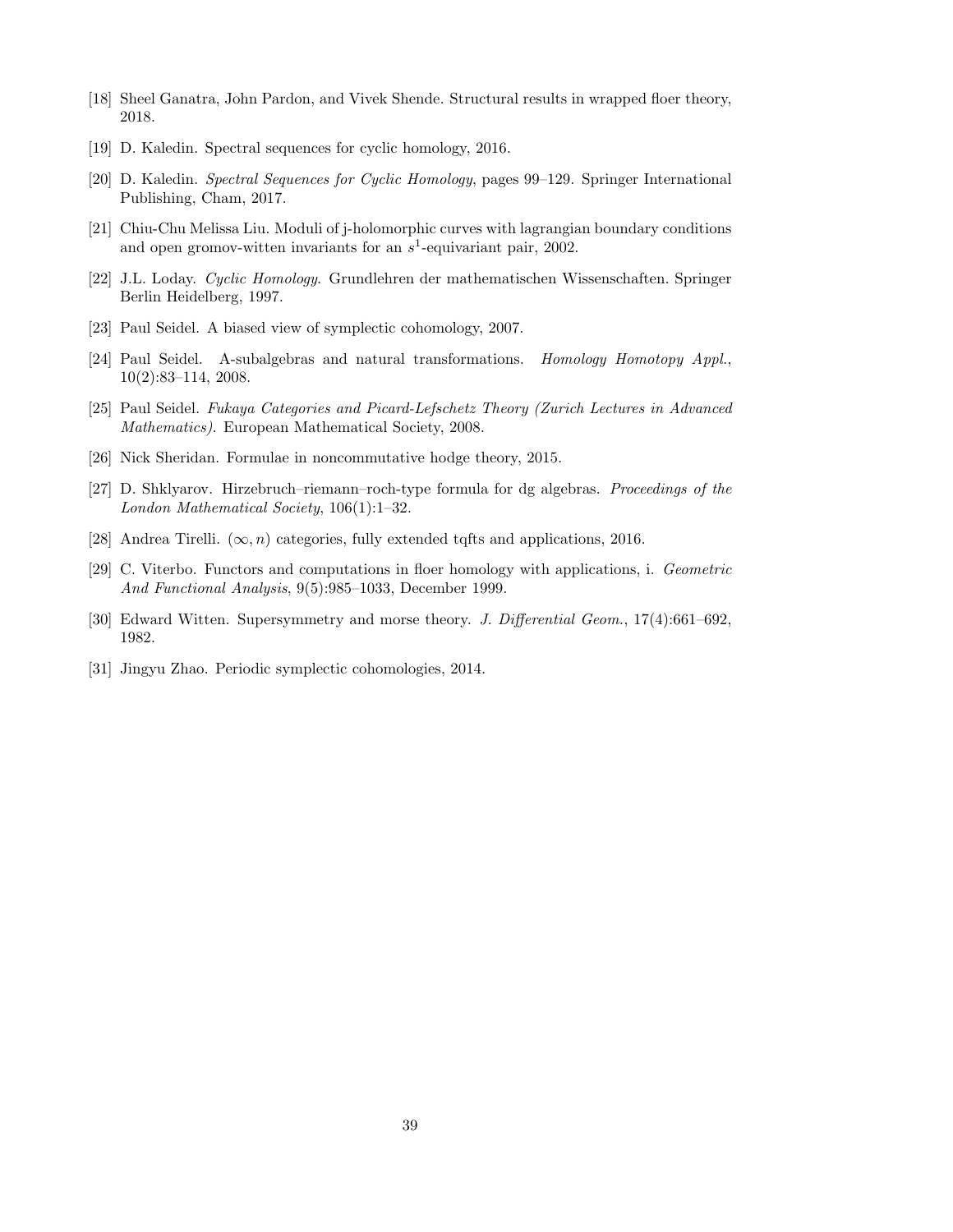[18] Sheel Ganatra, John Pardon, and Vivek Shende. Structural results in wrapped floer theory, 2018.

[19] D. Kaledin. Spectral sequences for cyclic homology, 2016.

[20] D. Kaledin. *Spectral Sequences for Cyclic Homology*, pages 99–129. Springer International Publishing, Cham, 2017.

[21] Chiu-Chu Melissa Liu. Moduli of j-holomorphic curves with lagrangian boundary conditions and open gromov-witten invariants for an $s^1$-equivariant pair, 2002.

[22] J.L. Loday. *Cyclic Homology*. Grundlehren der mathematischen Wissenschaften. Springer Berlin Heidelberg, 1997.

[23] Paul Seidel. A biased view of symplectic cohomology, 2007.

[24] Paul Seidel. A-subalgebras and natural transformations. *Homology Homotopy Appl.*, 10(2):83–114, 2008.

[25] Paul Seidel. *Fukaya Categories and Picard-Lefschetz Theory (Zurich Lectures in Advanced Mathematics)*. European Mathematical Society, 2008.

[26] Nick Sheridan. Formulae in noncommutative hodge theory, 2015.

[27] D. Shklyarov. Hirzebruch–riemann–roch-type formula for dg algebras. *Proceedings of the London Mathematical Society*, 106(1):1–32.

[28] Andrea Tirelli. $(\infty, n)$ categories, fully extended tqfts and applications, 2016.

[29] C. Viterbo. Functors and computations in floer homology with applications, i. *Geometric And Functional Analysis*, 9(5):985–1033, December 1999.

[30] Edward Witten. Supersymmetry and morse theory. *J. Differential Geom.*, 17(4):661–692, 1982.

[31] Jingyu Zhao. Periodic symplectic cohomologies, 2014.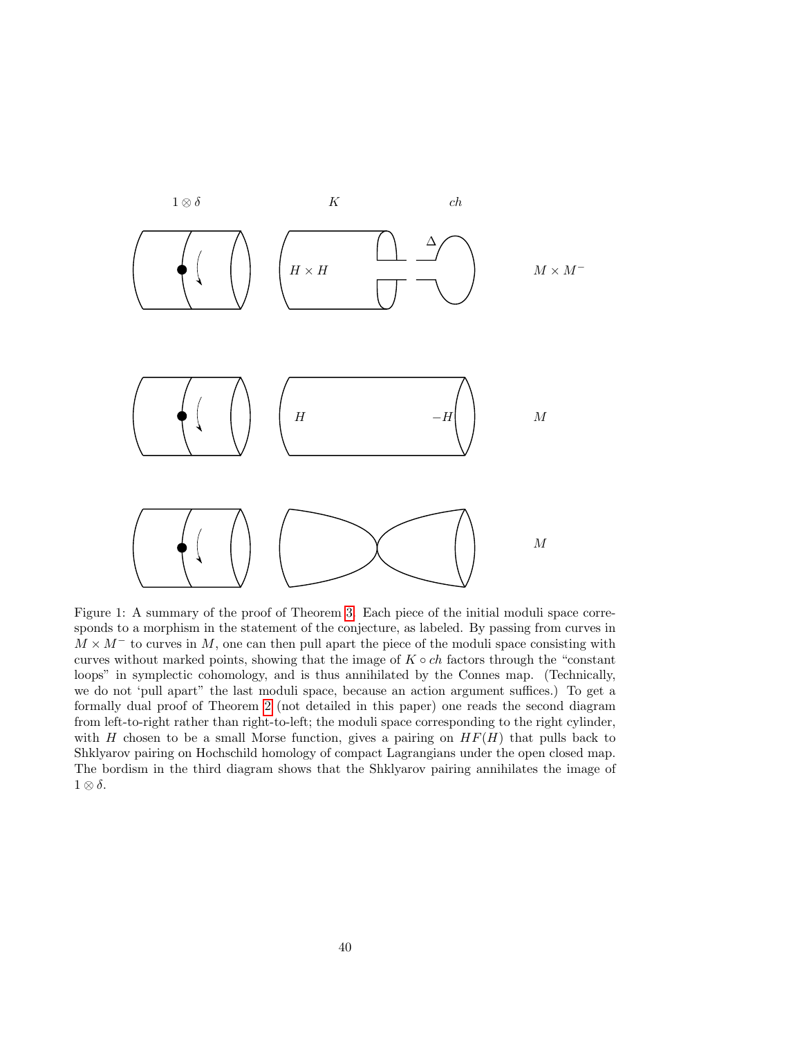Figure 1: A summary of the proof of Theorem 3. Each piece of the initial moduli space corresponds to a morphism in the statement of the conjecture, as labeled. By passing from curves in $M \times M^-$ to curves in $M$, one can then pull apart the piece of the moduli space consisting with curves without marked points, showing that the image of $K \circ ch$ factors through the "constant loops" in symplectic cohomology, and is thus annihilated by the Connes map. (Technically, we do not 'pull apart" the last moduli space, because an action argument suffices.) To get a formally dual proof of Theorem 2 (not detailed in this paper) one reads the second diagram from left-to-right rather than right-to-left; the moduli space corresponding to the right cylinder, with $H$ chosen to be a small Morse function, gives a pairing on $HF(H)$ that pulls back to Shklyarov pairing on Hochschild homology of compact Lagrangians under the open closed map. The bordism in the third diagram shows that the Shklyarov pairing annihilates the image of $1 \otimes \delta$.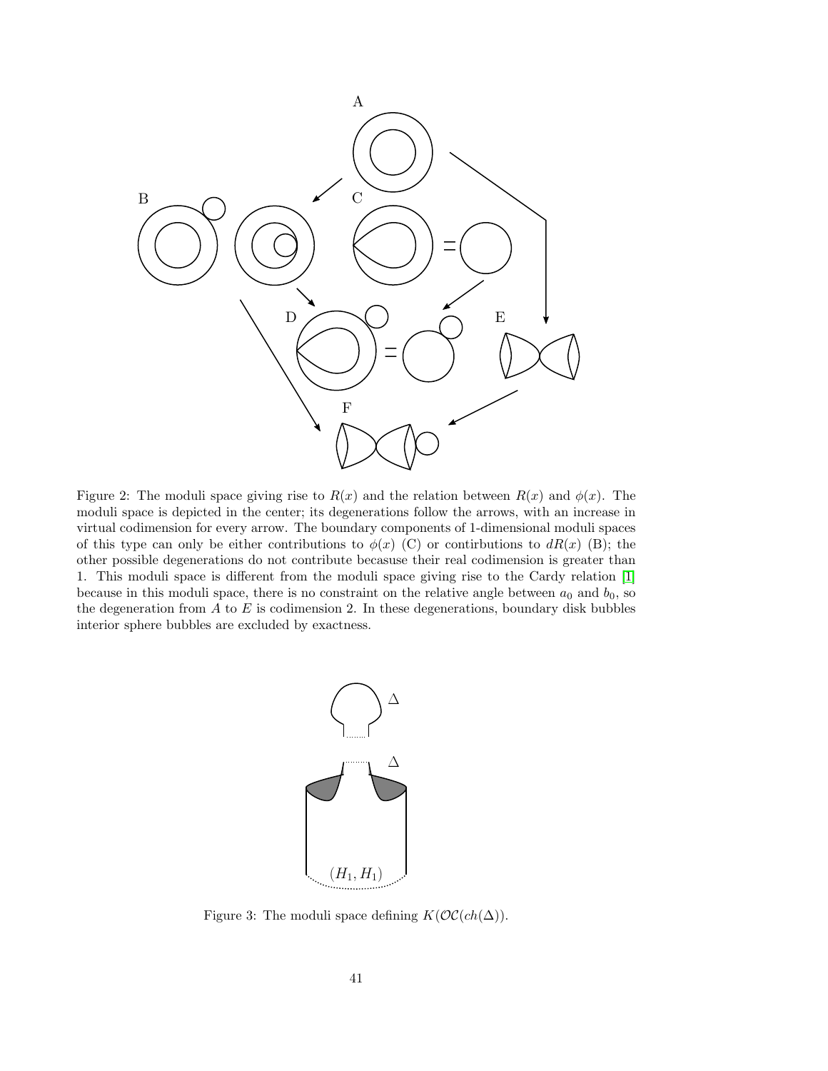Figure 2: The moduli space giving rise to $R(x)$ and the relation between $R(x)$ and $\phi(x)$. The moduli space is depicted in the center; its degenerations follow the arrows, with an increase in virtual codimension for every arrow. The boundary components of 1-dimensional moduli spaces of this type can only be either contributions to $\phi(x)$ (C) or contirbutions to $dR(x)$ (B); the other possible degenerations do not contribute becasuse their real codimension is greater than 1. This moduli space is different from the moduli space giving rise to the Cardy relation [1] because in this moduli space, there is no constraint on the relative angle between $a_0$ and $b_0$, so the degeneration from $A$ to $E$ is codimension 2. In these degenerations, boundary disk bubbles interior sphere bubbles are excluded by exactness.

Figure 3: The moduli space defining $K(\mathcal{OC}(ch(\Delta))$.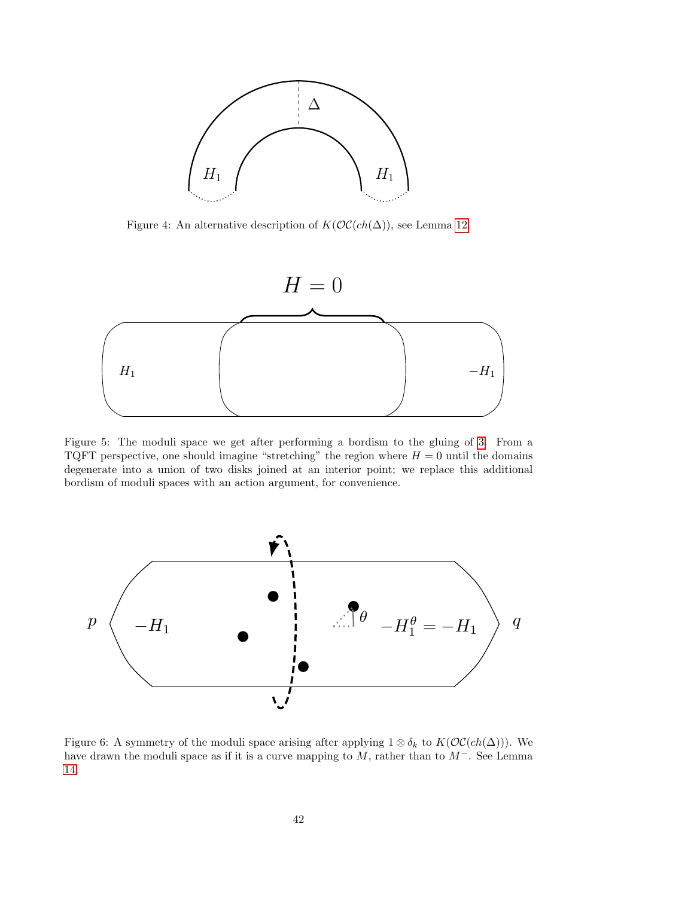$\Delta$

$H_1$

$H_1$

Figure 4: An alternative description of $K(\mathcal{OC}(ch(\Delta))$, see Lemma 12.

$H = 0$

$H_1$

$-H_1$

Figure 5: The moduli space we get after performing a bordism to the gluing of 3. From a TQFT perspective, one should imagine "stretching" the region where $H = 0$ until the domains degenerate into a union of two disks joined at an interior point; we replace this additional bordism of moduli spaces with an action argument, for convenience.

$p$

$-H_1$

$\theta$

$-H_1^\theta = -H_1$

$q$

Figure 6: A symmetry of the moduli space arising after applying $1 \otimes \delta_k$ to $K(\mathcal{OC}(ch(\Delta)))$. We have drawn the moduli space as if it is a curve mapping to $M$, rather than to $M^-$. See Lemma 14.